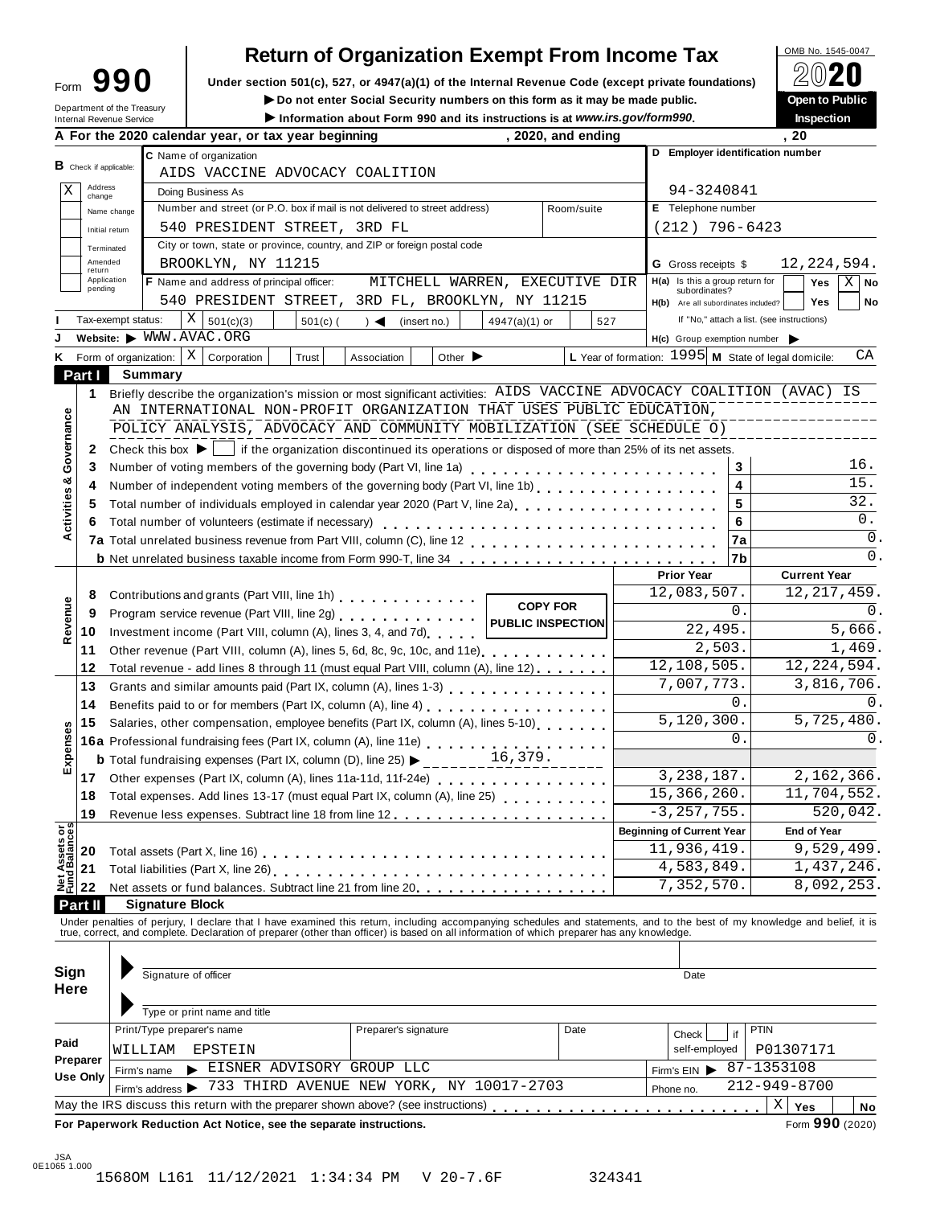# Form 990 — Return of Organization Exempt From Income Tax

OMB No. 1545-0047

**2020**

Under section 501(c), 527, or 4947(a)(1) of the Internal Revenue Code (except private foundations)

▶ Do not enter Social Security numbers on this form as it may be made public.

▶ Information about Form 990 and its instructions is at *www.irs.gov/form990*.

**Open to Public Inspection**

Department of the Treasury
Internal Revenue Service

**A** For the 2020 calendar year, or tax year beginning , 2020, and ending , 20

**B** Check if applicable:
- X Address change
- Name change
- Initial return
- Terminated
- Amended return
- Application pending

**C** Name of organization: AIDS VACCINE ADVOCACY COALITION

Doing Business As

Number and street (or P.O. box if mail is not delivered to street address): 540 PRESIDENT STREET, 3RD FL — Room/suite

City or town, state or province, country, and ZIP or foreign postal code: BROOKLYN, NY 11215

**D** Employer identification number: 94-3240841

**E** Telephone number: (212) 796-6423

**G** Gross receipts $ 12,224,594.

**F** Name and address of principal officer: MITCHELL WARREN, EXECUTIVE DIR, 540 PRESIDENT STREET, 3RD FL, BROOKLYN, NY 11215

**H(a)** Is this a group return for subordinates? Yes ☐ No X

**H(b)** Are all subordinates included? Yes ☐ No ☐ — If "No," attach a list. (see instructions)

**I** Tax-exempt status: X 501(c)(3) ☐ 501(c) ( ) ◀ (insert no.) ☐ 4947(a)(1) or ☐ 527

**J** Website: ▶ WWW.AVAC.ORG

**H(c)** Group exemption number ▶

**K** Form of organization: X Corporation ☐ Trust ☐ Association ☐ Other ▶

**L** Year of formation: 1995 **M** State of legal domicile: CA

## Part I Summary

1. Briefly describe the organization's mission or most significant activities: AIDS VACCINE ADVOCACY COALITION (AVAC) IS AN INTERNATIONAL NON-PROFIT ORGANIZATION THAT USES PUBLIC EDUCATION, POLICY ANALYSIS, ADVOCACY AND COMMUNITY MOBILIZATION (SEE SCHEDULE O)

2. Check this box ▶ ☐ if the organization discontinued its operations or disposed of more than 25% of its net assets.

**Activities & Governance**

| | | | |
|---|---|---|---|
| 3 | Number of voting members of the governing body (Part VI, line 1a) | 3 | 16. |
| 4 | Number of independent voting members of the governing body (Part VI, line 1b) | 4 | 15. |
| 5 | Total number of individuals employed in calendar year 2020 (Part V, line 2a) | 5 | 32. |
| 6 | Total number of volunteers (estimate if necessary) | 6 | 0. |
| 7a | Total unrelated business revenue from Part VIII, column (C), line 12 | 7a | 0. |
| b | Net unrelated business taxable income from Form 990-T, line 34 | 7b | 0. |

**COPY FOR PUBLIC INSPECTION**

| | | | Prior Year | Current Year |
|---|---|---|---|---|
| **Revenue** | 8 | Contributions and grants (Part VIII, line 1h) | 12,083,507. | 12,217,459. |
| | 9 | Program service revenue (Part VIII, line 2g) | 0. | 0. |
| | 10 | Investment income (Part VIII, column (A), lines 3, 4, and 7d) | 22,495. | 5,666. |
| | 11 | Other revenue (Part VIII, column (A), lines 5, 6d, 8c, 9c, 10c, and 11e) | 2,503. | 1,469. |
| | 12 | Total revenue - add lines 8 through 11 (must equal Part VIII, column (A), line 12) | 12,108,505. | 12,224,594. |
| **Expenses** | 13 | Grants and similar amounts paid (Part IX, column (A), lines 1-3) | 7,007,773. | 3,816,706. |
| | 14 | Benefits paid to or for members (Part IX, column (A), line 4) | 0. | 0. |
| | 15 | Salaries, other compensation, employee benefits (Part IX, column (A), lines 5-10) | 5,120,300. | 5,725,480. |
| | 16a | Professional fundraising fees (Part IX, column (A), line 11e) | 0. | 0. |
| | b | Total fundraising expenses (Part IX, column (D), line 25) ▶ 16,379. | | |
| | 17 | Other expenses (Part IX, column (A), lines 11a-11d, 11f-24e) | 3,238,187. | 2,162,366. |
| | 18 | Total expenses. Add lines 13-17 (must equal Part IX, column (A), line 25) | 15,366,260. | 11,704,552. |
| | 19 | Revenue less expenses. Subtract line 18 from line 12 | -3,257,755. | 520,042. |

| | | | Beginning of Current Year | End of Year |
|---|---|---|---|---|
| **Net Assets or Fund Balances** | 20 | Total assets (Part X, line 16) | 11,936,419. | 9,529,499. |
| | 21 | Total liabilities (Part X, line 26) | 4,583,849. | 1,437,246. |
| | 22 | Net assets or fund balances. Subtract line 21 from line 20 | 7,352,570. | 8,092,253. |

## Part II Signature Block

Under penalties of perjury, I declare that I have examined this return, including accompanying schedules and statements, and to the best of my knowledge and belief, it is true, correct, and complete. Declaration of preparer (other than officer) is based on all information of which preparer has any knowledge.

**Sign Here**

▶ Signature of officer — Date

▶ Type or print name and title

**Paid Preparer Use Only**

| Print/Type preparer's name | Preparer's signature | Date | Check ☐ if self-employed | PTIN |
|---|---|---|---|---|
| WILLIAM EPSTEIN | | | | P01307171 |

Firm's name ▶ EISNER ADVISORY GROUP LLC — Firm's EIN ▶ 87-1353108

Firm's address ▶ 733 THIRD AVENUE NEW YORK, NY 10017-2703 — Phone no. 212-949-8700

May the IRS discuss this return with the preparer shown above? (see instructions) X Yes ☐ No

**For Paperwork Reduction Act Notice, see the separate instructions.** Form **990** (2020)

JSA 0E1065 1.000

1568OM L161 11/12/2021 1:34:34 PM V 20-7.6F 324341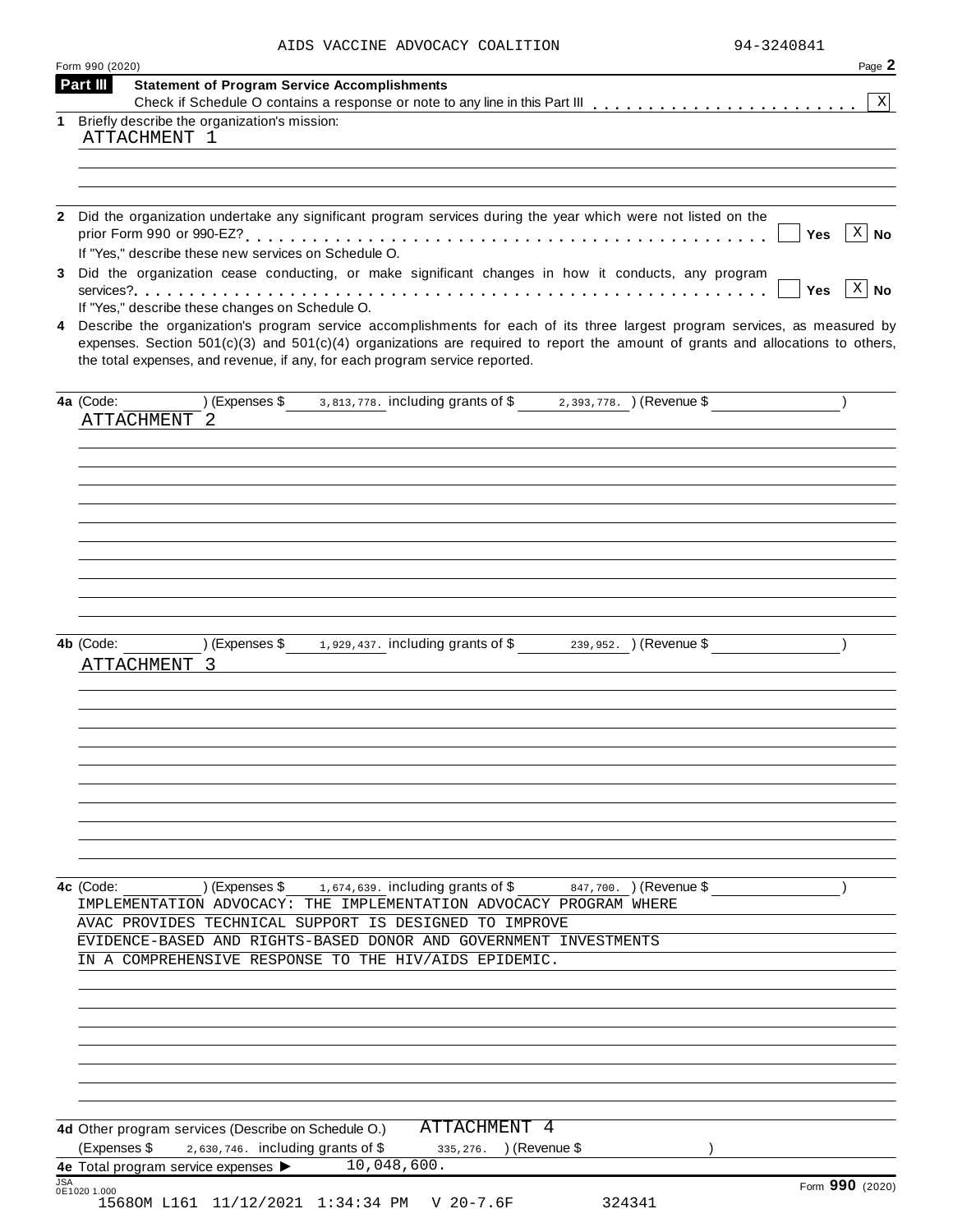AIDS VACCINE ADVOCACY COALITION 94-3240841

Form 990 (2020) Page **2**

**Part III** **Statement of Program Service Accomplishments**

Check if Schedule O contains a response or note to any line in this Part III . . . . . . . . . . . . . . . . . . . . . . . . [X]

**1** Briefly describe the organization's mission:

ATTACHMENT 1

**2** Did the organization undertake any significant program services during the year which were not listed on the prior Form 990 or 990-EZ? . . . . . . . . . . . . . . . . . . . . . . . . . . . . . . . . . . . . . . . . . . . . . [ ] **Yes** [X] **No**

If "Yes," describe these new services on Schedule O.

**3** Did the organization cease conducting, or make significant changes in how it conducts, any program services? . . . . . . . . . . . . . . . . . . . . . . . . . . . . . . . . . . . . . . . . . . . . . . . . . . . . . . . . [ ] **Yes** [X] **No**

If "Yes," describe these changes on Schedule O.

**4** Describe the organization's program service accomplishments for each of its three largest program services, as measured by expenses. Section 501(c)(3) and 501(c)(4) organizations are required to report the amount of grants and allocations to others, the total expenses, and revenue, if any, for each program service reported.

**4a** (Code: ) (Expenses $ 3,813,778. including grants of $ 2,393,778. ) (Revenue $ )

ATTACHMENT 2

**4b** (Code: ) (Expenses $ 1,929,437. including grants of $ 239,952. ) (Revenue $ )

ATTACHMENT 3

**4c** (Code: ) (Expenses $ 1,674,639. including grants of $ 847,700. ) (Revenue $ )

IMPLEMENTATION ADVOCACY: THE IMPLEMENTATION ADVOCACY PROGRAM WHERE AVAC PROVIDES TECHNICAL SUPPORT IS DESIGNED TO IMPROVE EVIDENCE-BASED AND RIGHTS-BASED DONOR AND GOVERNMENT INVESTMENTS IN A COMPREHENSIVE RESPONSE TO THE HIV/AIDS EPIDEMIC.

**4d** Other program services (Describe on Schedule O.) ATTACHMENT 4

(Expenses $ 2,630,746. including grants of $ 335,276. ) (Revenue $ )

**4e** Total program service expenses ▶ 10,048,600.

JSA 0E1020 1.000 Form **990** (2020)

15680M L161 11/12/2021 1:34:34 PM V 20-7.6F 324341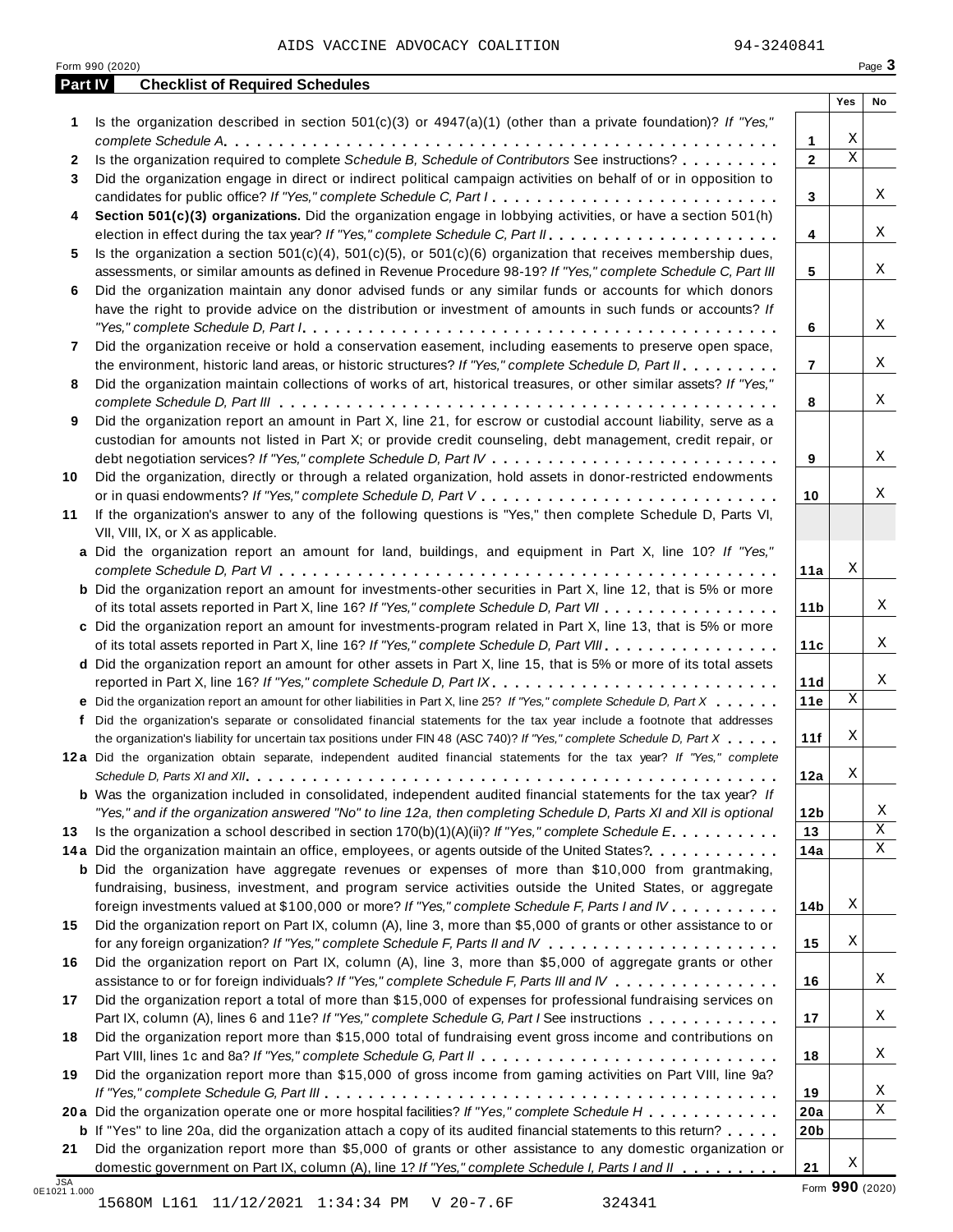AIDS VACCINE ADVOCACY COALITION 94-3240841

Form 990 (2020)

## Part IV Checklist of Required Schedules

| | | | Yes | No |
|---|---|---|---|---|
| **1** | Is the organization described in section 501(c)(3) or 4947(a)(1) (other than a private foundation)? *If "Yes," complete Schedule A* | **1** | X | |
| **2** | Is the organization required to complete *Schedule B, Schedule of Contributors* See instructions? | **2** | X | |
| **3** | Did the organization engage in direct or indirect political campaign activities on behalf of or in opposition to candidates for public office? *If "Yes," complete Schedule C, Part I* | **3** | | X |
| **4** | **Section 501(c)(3) organizations.** Did the organization engage in lobbying activities, or have a section 501(h) election in effect during the tax year? *If "Yes," complete Schedule C, Part II* | **4** | | X |
| **5** | Is the organization a section 501(c)(4), 501(c)(5), or 501(c)(6) organization that receives membership dues, assessments, or similar amounts as defined in Revenue Procedure 98-19? *If "Yes," complete Schedule C, Part III* | **5** | | X |
| **6** | Did the organization maintain any donor advised funds or any similar funds or accounts for which donors have the right to provide advice on the distribution or investment of amounts in such funds or accounts? *If "Yes," complete Schedule D, Part I* | **6** | | X |
| **7** | Did the organization receive or hold a conservation easement, including easements to preserve open space, the environment, historic land areas, or historic structures? *If "Yes," complete Schedule D, Part II* | **7** | | X |
| **8** | Did the organization maintain collections of works of art, historical treasures, or other similar assets? *If "Yes," complete Schedule D, Part III* | **8** | | X |
| **9** | Did the organization report an amount in Part X, line 21, for escrow or custodial account liability, serve as a custodian for amounts not listed in Part X; or provide credit counseling, debt management, credit repair, or debt negotiation services? *If "Yes," complete Schedule D, Part IV* | **9** | | X |
| **10** | Did the organization, directly or through a related organization, hold assets in donor-restricted endowments or in quasi endowments? *If "Yes," complete Schedule D, Part V* | **10** | | X |
| **11** | If the organization's answer to any of the following questions is "Yes," then complete Schedule D, Parts VI, VII, VIII, IX, or X as applicable. | | | |
| **a** | Did the organization report an amount for land, buildings, and equipment in Part X, line 10? *If "Yes," complete Schedule D, Part VI* | **11a** | X | |
| **b** | Did the organization report an amount for investments-other securities in Part X, line 12, that is 5% or more of its total assets reported in Part X, line 16? *If "Yes," complete Schedule D, Part VII* | **11b** | | X |
| **c** | Did the organization report an amount for investments-program related in Part X, line 13, that is 5% or more of its total assets reported in Part X, line 16? *If "Yes," complete Schedule D, Part VIII* | **11c** | | X |
| **d** | Did the organization report an amount for other assets in Part X, line 15, that is 5% or more of its total assets reported in Part X, line 16? *If "Yes," complete Schedule D, Part IX* | **11d** | | X |
| **e** | Did the organization report an amount for other liabilities in Part X, line 25? *If "Yes," complete Schedule D, Part X* | **11e** | X | |
| **f** | Did the organization's separate or consolidated financial statements for the tax year include a footnote that addresses the organization's liability for uncertain tax positions under FIN 48 (ASC 740)? *If "Yes," complete Schedule D, Part X* | **11f** | X | |
| **12a** | Did the organization obtain separate, independent audited financial statements for the tax year? *If "Yes," complete Schedule D, Parts XI and XII* | **12a** | X | |
| **b** | Was the organization included in consolidated, independent audited financial statements for the tax year? *If "Yes," and if the organization answered "No" to line 12a, then completing Schedule D, Parts XI and XII is optional* | **12b** | | X |
| **13** | Is the organization a school described in section 170(b)(1)(A)(ii)? *If "Yes," complete Schedule E* | **13** | | X |
| **14a** | Did the organization maintain an office, employees, or agents outside of the United States? | **14a** | | X |
| **b** | Did the organization have aggregate revenues or expenses of more than $10,000 from grantmaking, fundraising, business, investment, and program service activities outside the United States, or aggregate foreign investments valued at $100,000 or more? *If "Yes," complete Schedule F, Parts I and IV* | **14b** | X | |
| **15** | Did the organization report on Part IX, column (A), line 3, more than $5,000 of grants or other assistance to or for any foreign organization? *If "Yes," complete Schedule F, Parts II and IV* | **15** | X | |
| **16** | Did the organization report on Part IX, column (A), line 3, more than $5,000 of aggregate grants or other assistance to or for foreign individuals? *If "Yes," complete Schedule F, Parts III and IV* | **16** | | X |
| **17** | Did the organization report a total of more than $15,000 of expenses for professional fundraising services on Part IX, column (A), lines 6 and 11e? *If "Yes," complete Schedule G, Part I* See instructions | **17** | | X |
| **18** | Did the organization report more than $15,000 total of fundraising event gross income and contributions on Part VIII, lines 1c and 8a? *If "Yes," complete Schedule G, Part II* | **18** | | X |
| **19** | Did the organization report more than $15,000 of gross income from gaming activities on Part VIII, line 9a? *If "Yes," complete Schedule G, Part III* | **19** | | X |
| **20a** | Did the organization operate one or more hospital facilities? *If "Yes," complete Schedule H* | **20a** | | X |
| **b** | If "Yes" to line 20a, did the organization attach a copy of its audited financial statements to this return? | **20b** | | |
| **21** | Did the organization report more than $5,000 of grants or other assistance to any domestic organization or domestic government on Part IX, column (A), line 1? *If "Yes," complete Schedule I, Parts I and II* | **21** | X | |

JSA 0E1021 1.000

Form **990** (2020)

1568OM L161 11/12/2021 1:34:34 PM V 20-7.6F 324341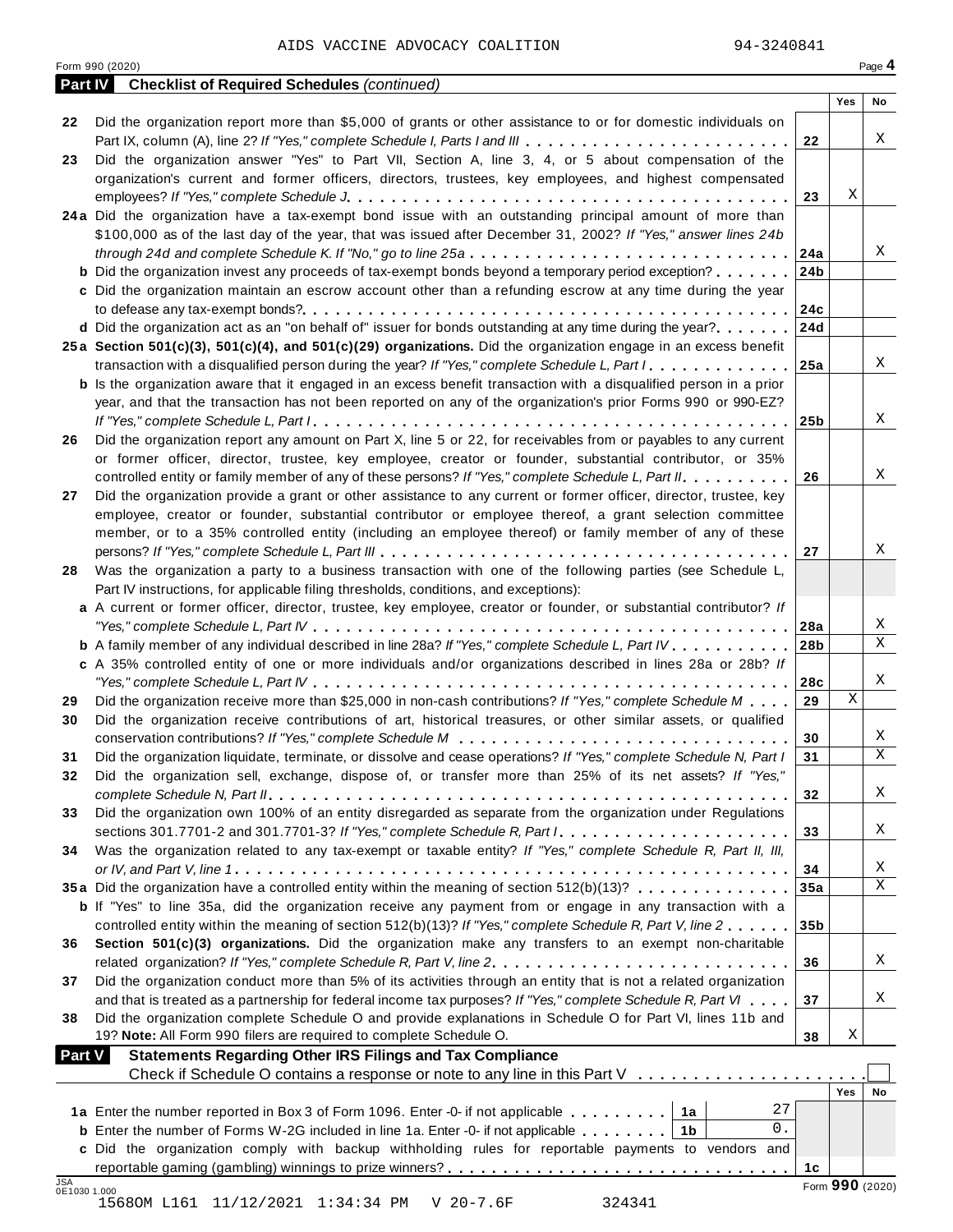AIDS VACCINE ADVOCACY COALITION 94-3240841

Form 990 (2020) Page **4**

**Part IV Checklist of Required Schedules** *(continued)*

| | | | Yes | No |
|---|---|---|---|---|
| 22 | Did the organization report more than $5,000 of grants or other assistance to or for domestic individuals on Part IX, column (A), line 2? *If "Yes," complete Schedule I, Parts I and III* | 22 | | X |
| 23 | Did the organization answer "Yes" to Part VII, Section A, line 3, 4, or 5 about compensation of the organization's current and former officers, directors, trustees, key employees, and highest compensated employees? *If "Yes," complete Schedule J* | 23 | X | |
| 24a | Did the organization have a tax-exempt bond issue with an outstanding principal amount of more than $100,000 as of the last day of the year, that was issued after December 31, 2002? *If "Yes," answer lines 24b through 24d and complete Schedule K. If "No," go to line 25a* | 24a | | X |
| b | Did the organization invest any proceeds of tax-exempt bonds beyond a temporary period exception? | 24b | | |
| c | Did the organization maintain an escrow account other than a refunding escrow at any time during the year to defease any tax-exempt bonds? | 24c | | |
| d | Did the organization act as an "on behalf of" issuer for bonds outstanding at any time during the year? | 24d | | |
| 25a | **Section 501(c)(3), 501(c)(4), and 501(c)(29) organizations.** Did the organization engage in an excess benefit transaction with a disqualified person during the year? *If "Yes," complete Schedule L, Part I* | 25a | | X |
| b | Is the organization aware that it engaged in an excess benefit transaction with a disqualified person in a prior year, and that the transaction has not been reported on any of the organization's prior Forms 990 or 990-EZ? *If "Yes," complete Schedule L, Part I* | 25b | | X |
| 26 | Did the organization report any amount on Part X, line 5 or 22, for receivables from or payables to any current or former officer, director, trustee, key employee, creator or founder, substantial contributor, or 35% controlled entity or family member of any of these persons? *If "Yes," complete Schedule L, Part II* | 26 | | X |
| 27 | Did the organization provide a grant or other assistance to any current or former officer, director, trustee, key employee, creator or founder, substantial contributor or employee thereof, a grant selection committee member, or to a 35% controlled entity (including an employee thereof) or family member of any of these persons? *If "Yes," complete Schedule L, Part III* | 27 | | X |
| 28 | Was the organization a party to a business transaction with one of the following parties (see Schedule L, Part IV instructions, for applicable filing thresholds, conditions, and exceptions): | | | |
| a | A current or former officer, director, trustee, key employee, creator or founder, or substantial contributor? *If "Yes," complete Schedule L, Part IV* | 28a | | X |
| b | A family member of any individual described in line 28a? *If "Yes," complete Schedule L, Part IV* | 28b | | X |
| c | A 35% controlled entity of one or more individuals and/or organizations described in lines 28a or 28b? *If "Yes," complete Schedule L, Part IV* | 28c | | X |
| 29 | Did the organization receive more than $25,000 in non-cash contributions? *If "Yes," complete Schedule M* | 29 | X | |
| 30 | Did the organization receive contributions of art, historical treasures, or other similar assets, or qualified conservation contributions? *If "Yes," complete Schedule M* | 30 | | X |
| 31 | Did the organization liquidate, terminate, or dissolve and cease operations? *If "Yes," complete Schedule N, Part I* | 31 | | X |
| 32 | Did the organization sell, exchange, dispose of, or transfer more than 25% of its net assets? *If "Yes," complete Schedule N, Part II* | 32 | | X |
| 33 | Did the organization own 100% of an entity disregarded as separate from the organization under Regulations sections 301.7701-2 and 301.7701-3? *If "Yes," complete Schedule R, Part I* | 33 | | X |
| 34 | Was the organization related to any tax-exempt or taxable entity? *If "Yes," complete Schedule R, Part II, III, or IV, and Part V, line 1* | 34 | | X |
| 35a | Did the organization have a controlled entity within the meaning of section 512(b)(13)? | 35a | | X |
| b | If "Yes" to line 35a, did the organization receive any payment from or engage in any transaction with a controlled entity within the meaning of section 512(b)(13)? *If "Yes," complete Schedule R, Part V, line 2* | 35b | | |
| 36 | **Section 501(c)(3) organizations.** Did the organization make any transfers to an exempt non-charitable related organization? *If "Yes," complete Schedule R, Part V, line 2* | 36 | | X |
| 37 | Did the organization conduct more than 5% of its activities through an entity that is not a related organization and that is treated as a partnership for federal income tax purposes? *If "Yes," complete Schedule R, Part VI* | 37 | | X |
| 38 | Did the organization complete Schedule O and provide explanations in Schedule O for Part VI, lines 11b and 19? **Note:** All Form 990 filers are required to complete Schedule O. | 38 | X | |

**Part V Statements Regarding Other IRS Filings and Tax Compliance**

Check if Schedule O contains a response or note to any line in this Part V ☐

| | | | | | Yes | No |
|---|---|---|---|---|---|---|
| 1a | Enter the number reported in Box 3 of Form 1096. Enter -0- if not applicable | 1a | 27 | | | |
| b | Enter the number of Forms W-2G included in line 1a. Enter -0- if not applicable | 1b | 0. | | | |
| c | Did the organization comply with backup withholding rules for reportable payments to vendors and reportable gaming (gambling) winnings to prize winners? | | | 1c | | |

Form **990** (2020)

15680M L161 11/12/2021 1:34:34 PM V 20-7.6F 324341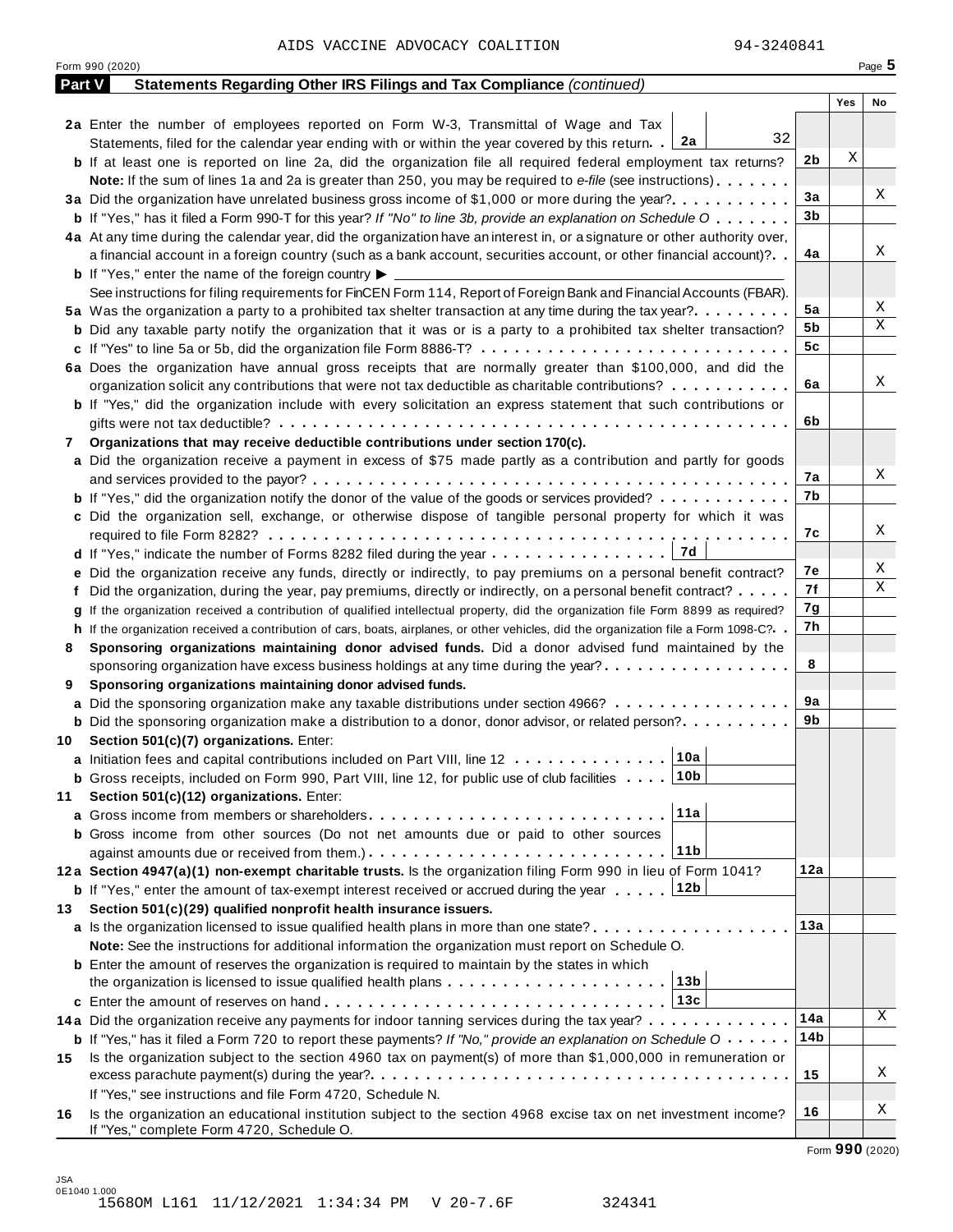AIDS VACCINE ADVOCACY COALITION 94-3240841

Form 990 (2020)

## Part V Statements Regarding Other IRS Filings and Tax Compliance *(continued)*

| | | | Yes | No |
|---|---|---|---|---|
| **2a** | Enter the number of employees reported on Form W-3, Transmittal of Wage and Tax Statements, filed for the calendar year ending with or within the year covered by this return. . **2a** 32 | | | |
| **b** | If at least one is reported on line 2a, did the organization file all required federal employment tax returns? | 2b | X | |
| | **Note:** If the sum of lines 1a and 2a is greater than 250, you may be required to *e-file* (see instructions) | | | |
| **3a** | Did the organization have unrelated business gross income of $1,000 or more during the year? | 3a | | X |
| **b** | If "Yes," has it filed a Form 990-T for this year? *If "No" to line 3b, provide an explanation on Schedule O* | 3b | | |
| **4a** | At any time during the calendar year, did the organization have an interest in, or a signature or other authority over, a financial account in a foreign country (such as a bank account, securities account, or other financial account)? | 4a | | X |
| **b** | If "Yes," enter the name of the foreign country ▶ | | | |
| | See instructions for filing requirements for FinCEN Form 114, Report of Foreign Bank and Financial Accounts (FBAR). | | | |
| **5a** | Was the organization a party to a prohibited tax shelter transaction at any time during the tax year? | 5a | | X |
| **b** | Did any taxable party notify the organization that it was or is a party to a prohibited tax shelter transaction? | 5b | | X |
| **c** | If "Yes" to line 5a or 5b, did the organization file Form 8886-T? | 5c | | |
| **6a** | Does the organization have annual gross receipts that are normally greater than $100,000, and did the organization solicit any contributions that were not tax deductible as charitable contributions? | 6a | | X |
| **b** | If "Yes," did the organization include with every solicitation an express statement that such contributions or gifts were not tax deductible? | 6b | | |
| **7** | **Organizations that may receive deductible contributions under section 170(c).** | | | |
| **a** | Did the organization receive a payment in excess of $75 made partly as a contribution and partly for goods and services provided to the payor? | 7a | | X |
| **b** | If "Yes," did the organization notify the donor of the value of the goods or services provided? | 7b | | |
| **c** | Did the organization sell, exchange, or otherwise dispose of tangible personal property for which it was required to file Form 8282? | 7c | | X |
| **d** | If "Yes," indicate the number of Forms 8282 filed during the year **7d** | | | |
| **e** | Did the organization receive any funds, directly or indirectly, to pay premiums on a personal benefit contract? | 7e | | X |
| **f** | Did the organization, during the year, pay premiums, directly or indirectly, on a personal benefit contract? | 7f | | X |
| **g** | If the organization received a contribution of qualified intellectual property, did the organization file Form 8899 as required? | 7g | | |
| **h** | If the organization received a contribution of cars, boats, airplanes, or other vehicles, did the organization file a Form 1098-C? | 7h | | |
| **8** | **Sponsoring organizations maintaining donor advised funds.** Did a donor advised fund maintained by the sponsoring organization have excess business holdings at any time during the year? | 8 | | |
| **9** | **Sponsoring organizations maintaining donor advised funds.** | | | |
| **a** | Did the sponsoring organization make any taxable distributions under section 4966? | 9a | | |
| **b** | Did the sponsoring organization make a distribution to a donor, donor advisor, or related person? | 9b | | |
| **10** | **Section 501(c)(7) organizations.** Enter: | | | |
| **a** | Initiation fees and capital contributions included on Part VIII, line 12 **10a** | | | |
| **b** | Gross receipts, included on Form 990, Part VIII, line 12, for public use of club facilities **10b** | | | |
| **11** | **Section 501(c)(12) organizations.** Enter: | | | |
| **a** | Gross income from members or shareholders **11a** | | | |
| **b** | Gross income from other sources (Do not net amounts due or paid to other sources against amounts due or received from them.) **11b** | | | |
| **12a** | **Section 4947(a)(1) non-exempt charitable trusts.** Is the organization filing Form 990 in lieu of Form 1041? | 12a | | |
| **b** | If "Yes," enter the amount of tax-exempt interest received or accrued during the year **12b** | | | |
| **13** | **Section 501(c)(29) qualified nonprofit health insurance issuers.** | | | |
| **a** | Is the organization licensed to issue qualified health plans in more than one state? | 13a | | |
| | **Note:** See the instructions for additional information the organization must report on Schedule O. | | | |
| **b** | Enter the amount of reserves the organization is required to maintain by the states in which the organization is licensed to issue qualified health plans **13b** | | | |
| **c** | Enter the amount of reserves on hand **13c** | | | |
| **14a** | Did the organization receive any payments for indoor tanning services during the tax year? | 14a | | X |
| **b** | If "Yes," has it filed a Form 720 to report these payments? *If "No," provide an explanation on Schedule O* | 14b | | |
| **15** | Is the organization subject to the section 4960 tax on payment(s) of more than $1,000,000 in remuneration or excess parachute payment(s) during the year? | 15 | | X |
| | If "Yes," see instructions and file Form 4720, Schedule N. | | | |
| **16** | Is the organization an educational institution subject to the section 4968 excise tax on net investment income? If "Yes," complete Form 4720, Schedule O. | 16 | | X |

Form **990** (2020)

JSA 0E1040 1.000
1568OM L161 11/12/2021 1:34:34 PM V 20-7.6F 324341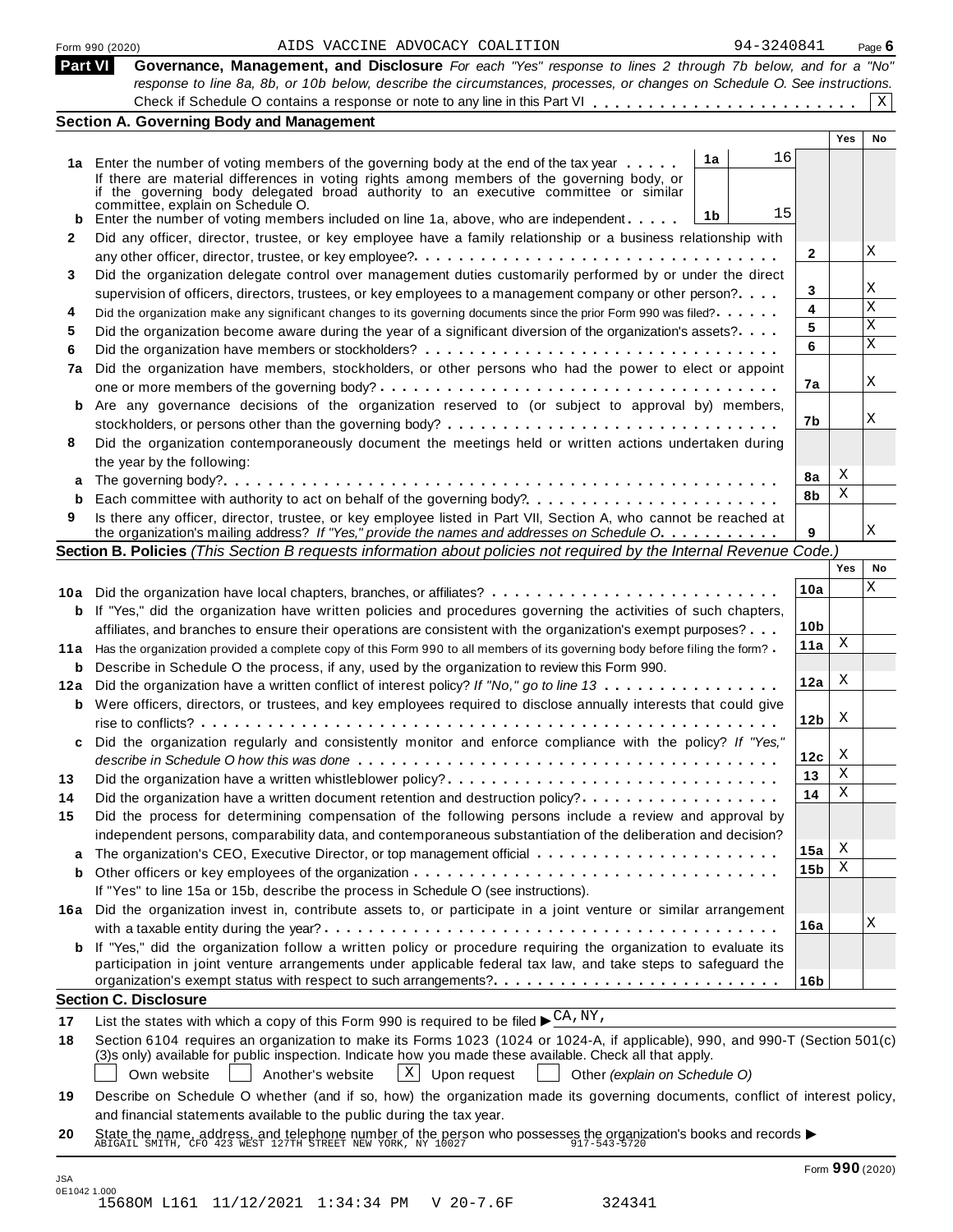Form 990 (2020) AIDS VACCINE ADVOCACY COALITION 94-3240841 Page 6

**Part VI** **Governance, Management, and Disclosure** *For each "Yes" response to lines 2 through 7b below, and for a "No" response to line 8a, 8b, or 10b below, describe the circumstances, processes, or changes on Schedule O. See instructions.*

Check if Schedule O contains a response or note to any line in this Part VI . . . . . . . . . . . . . . . . . . . . . . . . [X]

## Section A. Governing Body and Management

| | | | | Yes | No |
|---|---|---|---|---|---|
| **1a** | Enter the number of voting members of the governing body at the end of the tax year . . . . . If there are material differences in voting rights among members of the governing body, or if the governing body delegated broad authority to an executive committee or similar committee, explain on Schedule O. | 1a | 16 | | |
| **b** | Enter the number of voting members included on line 1a, above, who are independent . . . . . | 1b | 15 | | |
| **2** | Did any officer, director, trustee, or key employee have a family relationship or a business relationship with any other officer, director, trustee, or key employee? | 2 | | | X |
| **3** | Did the organization delegate control over management duties customarily performed by or under the direct supervision of officers, directors, trustees, or key employees to a management company or other person? | 3 | | | X |
| **4** | Did the organization make any significant changes to its governing documents since the prior Form 990 was filed? | 4 | | | X |
| **5** | Did the organization become aware during the year of a significant diversion of the organization's assets? | 5 | | | X |
| **6** | Did the organization have members or stockholders? | 6 | | | X |
| **7a** | Did the organization have members, stockholders, or other persons who had the power to elect or appoint one or more members of the governing body? | 7a | | | X |
| **b** | Are any governance decisions of the organization reserved to (or subject to approval by) members, stockholders, or persons other than the governing body? | 7b | | | X |
| **8** | Did the organization contemporaneously document the meetings held or written actions undertaken during the year by the following: | | | | |
| **a** | The governing body? | 8a | | X | |
| **b** | Each committee with authority to act on behalf of the governing body? | 8b | | X | |
| **9** | Is there any officer, director, trustee, or key employee listed in Part VII, Section A, who cannot be reached at the organization's mailing address? *If "Yes," provide the names and addresses on Schedule O.* | 9 | | | X |

## Section B. Policies *(This Section B requests information about policies not required by the Internal Revenue Code.)*

| | | | Yes | No |
|---|---|---|---|---|
| **10a** | Did the organization have local chapters, branches, or affiliates? | 10a | | X |
| **b** | If "Yes," did the organization have written policies and procedures governing the activities of such chapters, affiliates, and branches to ensure their operations are consistent with the organization's exempt purposes? | 10b | | |
| **11a** | Has the organization provided a complete copy of this Form 990 to all members of its governing body before filing the form? | 11a | X | |
| **b** | Describe in Schedule O the process, if any, used by the organization to review this Form 990. | | | |
| **12a** | Did the organization have a written conflict of interest policy? *If "No," go to line 13* | 12a | X | |
| **b** | Were officers, directors, or trustees, and key employees required to disclose annually interests that could give rise to conflicts? | 12b | X | |
| **c** | Did the organization regularly and consistently monitor and enforce compliance with the policy? *If "Yes," describe in Schedule O how this was done* | 12c | X | |
| **13** | Did the organization have a written whistleblower policy? | 13 | X | |
| **14** | Did the organization have a written document retention and destruction policy? | 14 | X | |
| **15** | Did the process for determining compensation of the following persons include a review and approval by independent persons, comparability data, and contemporaneous substantiation of the deliberation and decision? | | | |
| **a** | The organization's CEO, Executive Director, or top management official | 15a | X | |
| **b** | Other officers or key employees of the organization | 15b | X | |
| | If "Yes" to line 15a or 15b, describe the process in Schedule O (see instructions). | | | |
| **16a** | Did the organization invest in, contribute assets to, or participate in a joint venture or similar arrangement with a taxable entity during the year? | 16a | | X |
| **b** | If "Yes," did the organization follow a written policy or procedure requiring the organization to evaluate its participation in joint venture arrangements under applicable federal tax law, and take steps to safeguard the organization's exempt status with respect to such arrangements? | 16b | | |

## Section C. Disclosure

**17** List the states with which a copy of this Form 990 is required to be filed ▶ CA, NY,

**18** Section 6104 requires an organization to make its Forms 1023 (1024 or 1024-A, if applicable), 990, and 990-T (Section 501(c)(3)s only) available for public inspection. Indicate how you made these available. Check all that apply.

[ ] Own website [ ] Another's website [X] Upon request [ ] Other *(explain on Schedule O)*

**19** Describe on Schedule O whether (and if so, how) the organization made its governing documents, conflict of interest policy, and financial statements available to the public during the tax year.

**20** State the name, address, and telephone number of the person who possesses the organization's books and records ▶ ABIGAIL SMITH, CFO 423 WEST 127TH STREET NEW YORK, NY 10027 917-543-5720

Form **990** (2020)

JSA 0E1042 1.000
15680M L161 11/12/2021 1:34:34 PM V 20-7.6F 324341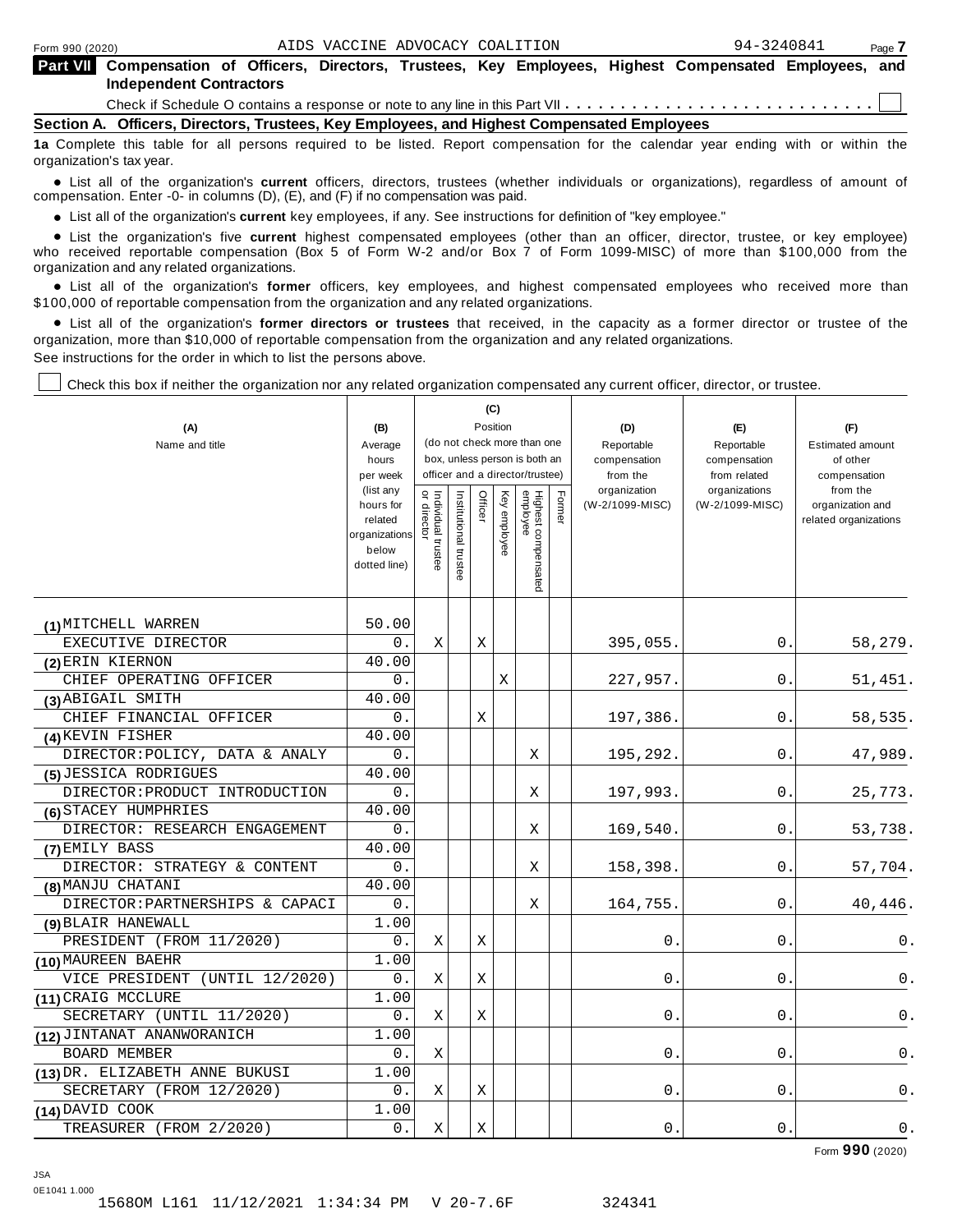Form 990 (2020) AIDS VACCINE ADVOCACY COALITION 94-3240841 Page 7

**Part VII Compensation of Officers, Directors, Trustees, Key Employees, Highest Compensated Employees, and Independent Contractors**

Check if Schedule O contains a response or note to any line in this Part VII . . . . . . . . . . . . . . . . . . . . . . . . . . . . ☐

**Section A. Officers, Directors, Trustees, Key Employees, and Highest Compensated Employees**

**1a** Complete this table for all persons required to be listed. Report compensation for the calendar year ending with or within the organization's tax year.

- List all of the organization's **current** officers, directors, trustees (whether individuals or organizations), regardless of amount of compensation. Enter -0- in columns (D), (E), and (F) if no compensation was paid.
- List all of the organization's **current** key employees, if any. See instructions for definition of "key employee."
- List the organization's five **current** highest compensated employees (other than an officer, director, trustee, or key employee) who received reportable compensation (Box 5 of Form W-2 and/or Box 7 of Form 1099-MISC) of more than $100,000 from the organization and any related organizations.
- List all of the organization's **former** officers, key employees, and highest compensated employees who received more than $100,000 of reportable compensation from the organization and any related organizations.
- List all of the organization's **former directors or trustees** that received, in the capacity as a former director or trustee of the organization, more than $10,000 of reportable compensation from the organization and any related organizations.

See instructions for the order in which to list the persons above.

☐ Check this box if neither the organization nor any related organization compensated any current officer, director, or trustee.

| (A) Name and title | (B) Average hours per week (list any hours for related organizations below dotted line) | (C) Position: Individual trustee or director | Institutional trustee | Officer | Key employee | Highest compensated employee | Former | (D) Reportable compensation from the organization (W-2/1099-MISC) | (E) Reportable compensation from related organizations (W-2/1099-MISC) | (F) Estimated amount of other compensation from the organization and related organizations |
|---|---|---|---|---|---|---|---|---|---|---|
| (1) MITCHELL WARREN<br>EXECUTIVE DIRECTOR | 50.00<br>0. | X | | X | | | | 395,055. | 0. | 58,279. |
| (2) ERIN KIERNON<br>CHIEF OPERATING OFFICER | 40.00<br>0. | | | | X | | | 227,957. | 0. | 51,451. |
| (3) ABIGAIL SMITH<br>CHIEF FINANCIAL OFFICER | 40.00<br>0. | | | X | | | | 197,386. | 0. | 58,535. |
| (4) KEVIN FISHER<br>DIRECTOR:POLICY, DATA & ANALY | 40.00<br>0. | | | | | X | | 195,292. | 0. | 47,989. |
| (5) JESSICA RODRIGUES<br>DIRECTOR:PRODUCT INTRODUCTION | 40.00<br>0. | | | | | X | | 197,993. | 0. | 25,773. |
| (6) STACEY HUMPHRIES<br>DIRECTOR: RESEARCH ENGAGEMENT | 40.00<br>0. | | | | | X | | 169,540. | 0. | 53,738. |
| (7) EMILY BASS<br>DIRECTOR: STRATEGY & CONTENT | 40.00<br>0. | | | | | X | | 158,398. | 0. | 57,704. |
| (8) MANJU CHATANI<br>DIRECTOR:PARTNERSHIPS & CAPACI | 40.00<br>0. | | | | | X | | 164,755. | 0. | 40,446. |
| (9) BLAIR HANEWALL<br>PRESIDENT (FROM 11/2020) | 1.00<br>0. | X | | X | | | | 0. | 0. | 0. |
| (10) MAUREEN BAEHR<br>VICE PRESIDENT (UNTIL 12/2020) | 1.00<br>0. | X | | X | | | | 0. | 0. | 0. |
| (11) CRAIG MCCLURE<br>SECRETARY (UNTIL 11/2020) | 1.00<br>0. | X | | X | | | | 0. | 0. | 0. |
| (12) JINTANAT ANANWORANICH<br>BOARD MEMBER | 1.00<br>0. | X | | | | | | 0. | 0. | 0. |
| (13) DR. ELIZABETH ANNE BUKUSI<br>SECRETARY (FROM 12/2020) | 1.00<br>0. | X | | X | | | | 0. | 0. | 0. |
| (14) DAVID COOK<br>TREASURER (FROM 2/2020) | 1.00<br>0. | X | | X | | | | 0. | 0. | 0. |

Form **990** (2020)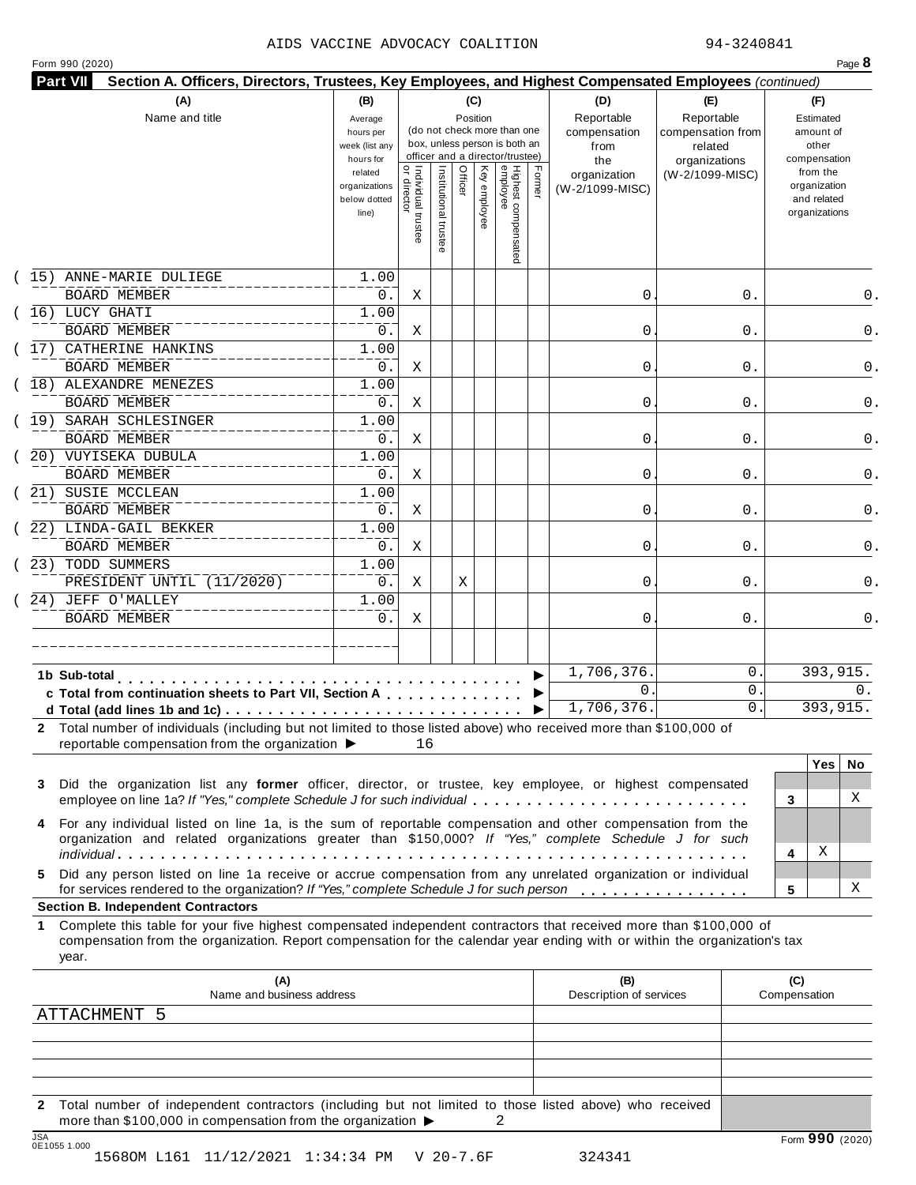AIDS VACCINE ADVOCACY COALITION 94-3240841

Form 990 (2020)

**Part VII** **Section A. Officers, Directors, Trustees, Key Employees, and Highest Compensated Employees** *(continued)*

| (A) Name and title | (B) Average hours per week (list any hours for related organizations below dotted line) | (C) Position: Individual trustee or director | Institutional trustee | Officer | Key employee | Highest compensated employee | Former | (D) Reportable compensation from the organization (W-2/1099-MISC) | (E) Reportable compensation from related organizations (W-2/1099-MISC) | (F) Estimated amount of other compensation from the organization and related organizations |
|---|---|---|---|---|---|---|---|---|---|---|
| (15) ANNE-MARIE DULIEGE<br>BOARD MEMBER | 1.00<br>0. | X | | | | | | 0. | 0. | 0. |
| (16) LUCY GHATI<br>BOARD MEMBER | 1.00<br>0. | X | | | | | | 0. | 0. | 0. |
| (17) CATHERINE HANKINS<br>BOARD MEMBER | 1.00<br>0. | X | | | | | | 0. | 0. | 0. |
| (18) ALEXANDRE MENEZES<br>BOARD MEMBER | 1.00<br>0. | X | | | | | | 0. | 0. | 0. |
| (19) SARAH SCHLESINGER<br>BOARD MEMBER | 1.00<br>0. | X | | | | | | 0. | 0. | 0. |
| (20) VUYISEKA DUBULA<br>BOARD MEMBER | 1.00<br>0. | X | | | | | | 0. | 0. | 0. |
| (21) SUSIE MCCLEAN<br>BOARD MEMBER | 1.00<br>0. | X | | | | | | 0. | 0. | 0. |
| (22) LINDA-GAIL BEKKER<br>BOARD MEMBER | 1.00<br>0. | X | | | | | | 0. | 0. | 0. |
| (23) TODD SUMMERS<br>PRESIDENT UNTIL (11/2020) | 1.00<br>0. | X | | X | | | | 0. | 0. | 0. |
| (24) JEFF O'MALLEY<br>BOARD MEMBER | 1.00<br>0. | X | | | | | | 0. | 0. | 0. |
| | | | | | | | | | | |
| **1b Sub-total** | | | | | | | | 1,706,376. | 0. | 393,915. |
| **c Total from continuation sheets to Part VII, Section A** | | | | | | | | 0. | 0. | 0. |
| **d Total (add lines 1b and 1c)** | | | | | | | | 1,706,376. | 0. | 393,915. |

**2** Total number of individuals (including but not limited to those listed above) who received more than $100,000 of reportable compensation from the organization ▶ 16

| | | Yes | No |
|---|---|---|---|
| **3** Did the organization list any **former** officer, director, or trustee, key employee, or highest compensated employee on line 1a? *If "Yes," complete Schedule J for such individual* | 3 | | X |
| **4** For any individual listed on line 1a, is the sum of reportable compensation and other compensation from the organization and related organizations greater than $150,000? *If "Yes," complete Schedule J for such individual* | 4 | X | |
| **5** Did any person listed on line 1a receive or accrue compensation from any unrelated organization or individual for services rendered to the organization? *If "Yes," complete Schedule J for such person* | 5 | | X |

**Section B. Independent Contractors**

**1** Complete this table for your five highest compensated independent contractors that received more than $100,000 of compensation from the organization. Report compensation for the calendar year ending with or within the organization's tax year.

| (A) Name and business address | (B) Description of services | (C) Compensation |
|---|---|---|
| ATTACHMENT 5 | | |
| | | |
| | | |
| | | |
| | | |

**2** Total number of independent contractors (including but not limited to those listed above) who received more than $100,000 in compensation from the organization ▶ 2

Form **990** (2020)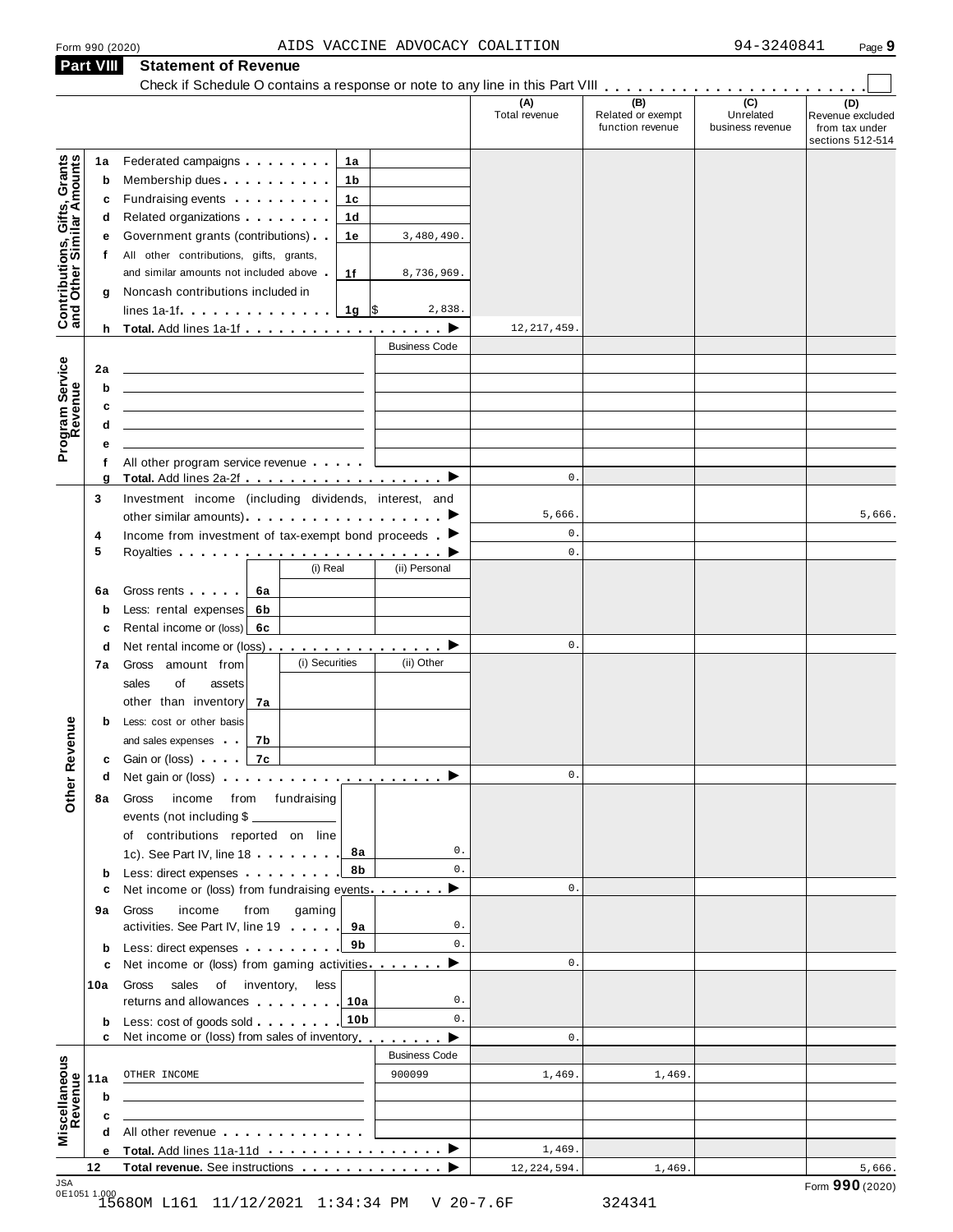Form 990 (2020) AIDS VACCINE ADVOCACY COALITION 94-3240841

## Part VIII Statement of Revenue

Check if Schedule O contains a response or note to any line in this Part VIII . . . . . . . . . . . . . . . . . . . . . . . ☐

| | | | (A) Total revenue | (B) Related or exempt function revenue | (C) Unrelated business revenue | (D) Revenue excluded from tax under sections 512-514 |
|---|---|---|---|---|---|---|
| **Contributions, Gifts, Grants and Other Similar Amounts** | | | | | | |
| 1a | Federated campaigns . . . 1a | | | | | |
| b | Membership dues . . . 1b | | | | | |
| c | Fundraising events . . . 1c | | | | | |
| d | Related organizations . . . 1d | | | | | |
| e | Government grants (contributions) . . 1e | 3,480,490. | | | | |
| f | All other contributions, gifts, grants, and similar amounts not included above . 1f | 8,736,969. | | | | |
| g | Noncash contributions included in lines 1a-1f . . . 1g | $ 2,838. | | | | |
| h | **Total.** Add lines 1a-1f . . . ▶ | | 12,217,459. | | | |
| **Program Service Revenue** | | Business Code | | | | |
| 2a | | | | | | |
| b | | | | | | |
| c | | | | | | |
| d | | | | | | |
| e | | | | | | |
| f | All other program service revenue . . . | | | | | |
| g | **Total.** Add lines 2a-2f . . . ▶ | | 0. | | | |
| **Other Revenue** | | | | | | |
| 3 | Investment income (including dividends, interest, and other similar amounts) . . . ▶ | | 5,666. | | | 5,666. |
| 4 | Income from investment of tax-exempt bond proceeds . ▶ | | 0. | | | |
| 5 | Royalties . . . ▶ | | 0. | | | |
| | | (i) Real / (ii) Personal | | | | |
| 6a | Gross rents . . . 6a | | | | | |
| b | Less: rental expenses 6b | | | | | |
| c | Rental income or (loss) 6c | | | | | |
| d | Net rental income or (loss) . . . ▶ | | 0. | | | |
| | | (i) Securities / (ii) Other | | | | |
| 7a | Gross amount from sales of assets other than inventory 7a | | | | | |
| b | Less: cost or other basis and sales expenses . . 7b | | | | | |
| c | Gain or (loss) . . . 7c | | | | | |
| d | Net gain or (loss) . . . ▶ | | 0. | | | |
| 8a | Gross income from fundraising events (not including $ ______ of contributions reported on line 1c). See Part IV, line 18 . . . 8a | 0. | | | | |
| b | Less: direct expenses . . . 8b | 0. | | | | |
| c | Net income or (loss) from fundraising events . . . ▶ | | 0. | | | |
| 9a | Gross income from gaming activities. See Part IV, line 19 . . . 9a | 0. | | | | |
| b | Less: direct expenses . . . 9b | 0. | | | | |
| c | Net income or (loss) from gaming activities . . . ▶ | | 0. | | | |
| 10a | Gross sales of inventory, less returns and allowances . . . 10a | 0. | | | | |
| b | Less: cost of goods sold . . . 10b | 0. | | | | |
| c | Net income or (loss) from sales of inventory . . . ▶ | | 0. | | | |
| **Miscellaneous Revenue** | | Business Code | | | | |
| 11a | OTHER INCOME | 900099 | 1,469. | 1,469. | | |
| b | | | | | | |
| c | | | | | | |
| d | All other revenue . . . | | | | | |
| e | **Total.** Add lines 11a-11d . . . ▶ | | 1,469. | | | |
| 12 | **Total revenue.** See instructions . . . ▶ | | 12,224,594. | 1,469. | | 5,666. |

Form **990** (2020)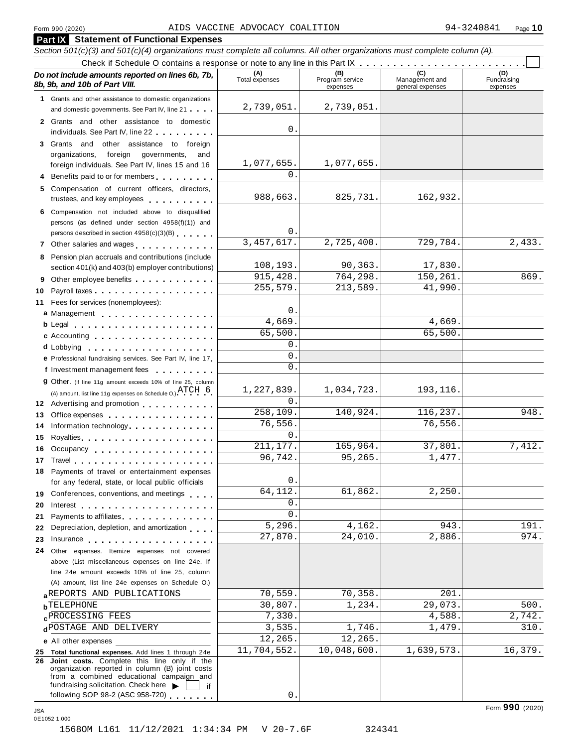Form 990 (2020) AIDS VACCINE ADVOCACY COALITION 94-3240841 Page **10**

## Part IX Statement of Functional Expenses

*Section 501(c)(3) and 501(c)(4) organizations must complete all columns. All other organizations must complete column (A).*

Check if Schedule O contains a response or note to any line in this Part IX . . . . . . . . . . . . . . . . . . . . . . . . ☐

| *Do not include amounts reported on lines 6b, 7b, 8b, 9b, and 10b of Part VIII.* | (A) Total expenses | (B) Program service expenses | (C) Management and general expenses | (D) Fundraising expenses |
|---|---|---|---|---|
| **1** Grants and other assistance to domestic organizations and domestic governments. See Part IV, line 21 | 2,739,051. | 2,739,051. | | |
| **2** Grants and other assistance to domestic individuals. See Part IV, line 22 | 0. | | | |
| **3** Grants and other assistance to foreign organizations, foreign governments, and foreign individuals. See Part IV, lines 15 and 16 | 1,077,655. | 1,077,655. | | |
| **4** Benefits paid to or for members | 0. | | | |
| **5** Compensation of current officers, directors, trustees, and key employees | 988,663. | 825,731. | 162,932. | |
| **6** Compensation not included above to disqualified persons (as defined under section 4958(f)(1)) and persons described in section 4958(c)(3)(B) | 0. | | | |
| **7** Other salaries and wages | 3,457,617. | 2,725,400. | 729,784. | 2,433. |
| **8** Pension plan accruals and contributions (include section 401(k) and 403(b) employer contributions) | 108,193. | 90,363. | 17,830. | |
| **9** Other employee benefits | 915,428. | 764,298. | 150,261. | 869. |
| **10** Payroll taxes | 255,579. | 213,589. | 41,990. | |
| **11** Fees for services (nonemployees): | | | | |
| **a** Management | 0. | | | |
| **b** Legal | 4,669. | | 4,669. | |
| **c** Accounting | 65,500. | | 65,500. | |
| **d** Lobbying | 0. | | | |
| **e** Professional fundraising services. See Part IV, line 17 | 0. | | | |
| **f** Investment management fees | 0. | | | |
| **g** Other. (If line 11g amount exceeds 10% of line 25, column (A) amount, list line 11g expenses on Schedule O.) ATCH 6 | 1,227,839. | 1,034,723. | 193,116. | |
| **12** Advertising and promotion | 0. | | | |
| **13** Office expenses | 258,109. | 140,924. | 116,237. | 948. |
| **14** Information technology | 76,556. | | 76,556. | |
| **15** Royalties | 0. | | | |
| **16** Occupancy | 211,177. | 165,964. | 37,801. | 7,412. |
| **17** Travel | 96,742. | 95,265. | 1,477. | |
| **18** Payments of travel or entertainment expenses for any federal, state, or local public officials | 0. | | | |
| **19** Conferences, conventions, and meetings | 64,112. | 61,862. | 2,250. | |
| **20** Interest | 0. | | | |
| **21** Payments to affiliates | 0. | | | |
| **22** Depreciation, depletion, and amortization | 5,296. | 4,162. | 943. | 191. |
| **23** Insurance | 27,870. | 24,010. | 2,886. | 974. |
| **24** Other expenses. Itemize expenses not covered above (List miscellaneous expenses on line 24e. If line 24e amount exceeds 10% of line 25, column (A) amount, list line 24e expenses on Schedule O.) | | | | |
| **a** REPORTS AND PUBLICATIONS | 70,559. | 70,358. | 201. | |
| **b** TELEPHONE | 30,807. | 1,234. | 29,073. | 500. |
| **c** PROCESSING FEES | 7,330. | | 4,588. | 2,742. |
| **d** POSTAGE AND DELIVERY | 3,535. | 1,746. | 1,479. | 310. |
| **e** All other expenses | 12,265. | 12,265. | | |
| **25** **Total functional expenses.** Add lines 1 through 24e | 11,704,552. | 10,048,600. | 1,639,573. | 16,379. |
| **26** **Joint costs.** Complete this line only if the organization reported in column (B) joint costs from a combined educational campaign and fundraising solicitation. Check here ▶ ☐ if following SOP 98-2 (ASC 958-720) | 0. | | | |

Form **990** (2020)

JSA
0E1052 1.000

15680M L161 11/12/2021 1:34:34 PM V 20-7.6F 324341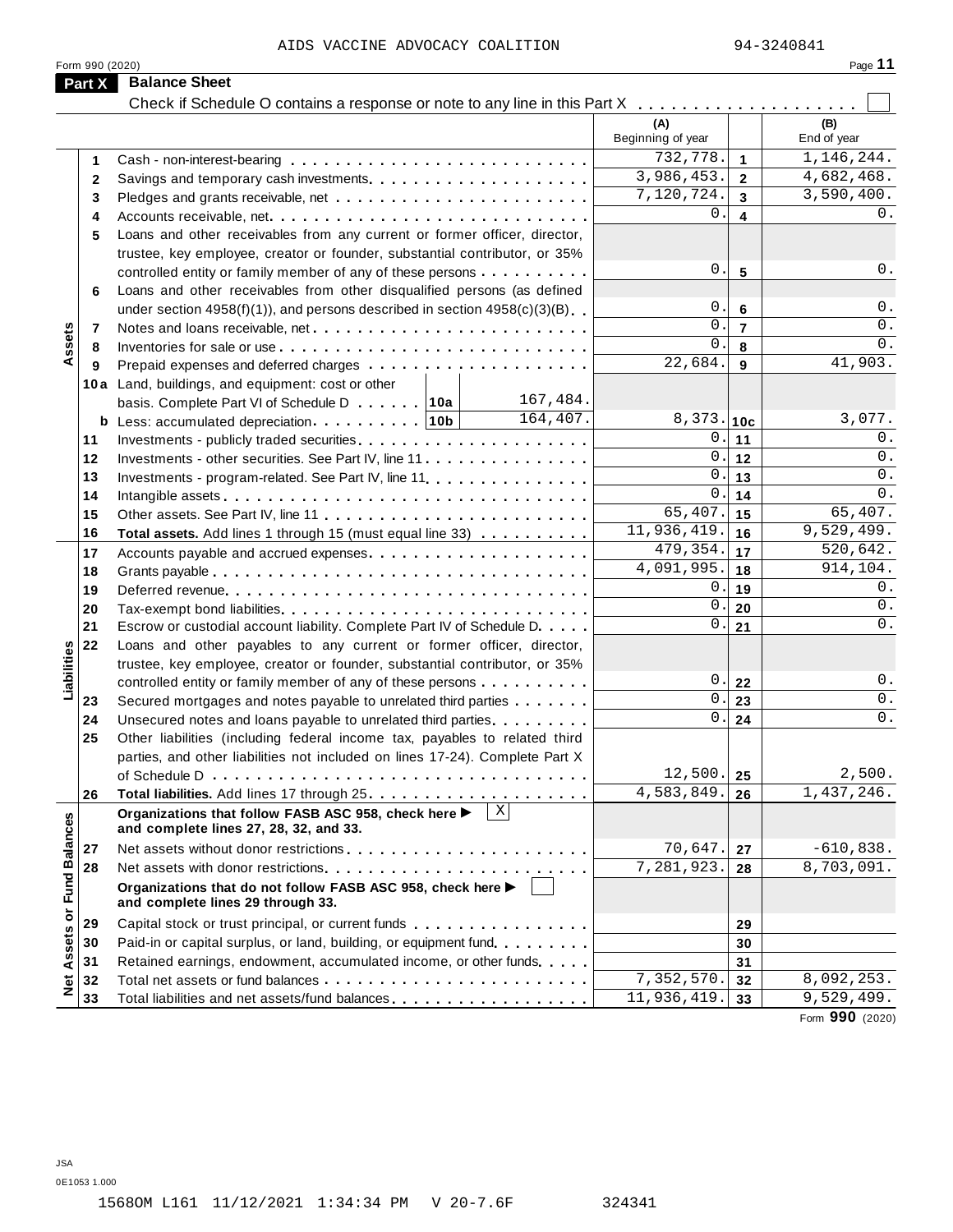AIDS VACCINE ADVOCACY COALITION 94-3240841

Form 990 (2020) Page **11**

## Part X Balance Sheet

Check if Schedule O contains a response or note to any line in this Part X . . . . . . . . . . . . . . . . . . . ☐

| Section | Line | Description | | | (A) Beginning of year | | (B) End of year |
|---|---|---|---|---|---|---|---|
| Assets | 1 | Cash - non-interest-bearing | | | 732,778. | 1 | 1,146,244. |
| | 2 | Savings and temporary cash investments | | | 3,986,453. | 2 | 4,682,468. |
| | 3 | Pledges and grants receivable, net | | | 7,120,724. | 3 | 3,590,400. |
| | 4 | Accounts receivable, net | | | 0. | 4 | 0. |
| | 5 | Loans and other receivables from any current or former officer, director, trustee, key employee, creator or founder, substantial contributor, or 35% controlled entity or family member of any of these persons | | | 0. | 5 | 0. |
| | 6 | Loans and other receivables from other disqualified persons (as defined under section 4958(f)(1)), and persons described in section 4958(c)(3)(B) | | | 0. | 6 | 0. |
| | 7 | Notes and loans receivable, net | | | 0. | 7 | 0. |
| | 8 | Inventories for sale or use | | | 0. | 8 | 0. |
| | 9 | Prepaid expenses and deferred charges | | | 22,684. | 9 | 41,903. |
| | 10a | Land, buildings, and equipment: cost or other basis. Complete Part VI of Schedule D | 10a | 167,484. | | | |
| | b | Less: accumulated depreciation | 10b | 164,407. | 8,373. | 10c | 3,077. |
| | 11 | Investments - publicly traded securities | | | 0. | 11 | 0. |
| | 12 | Investments - other securities. See Part IV, line 11 | | | 0. | 12 | 0. |
| | 13 | Investments - program-related. See Part IV, line 11 | | | 0. | 13 | 0. |
| | 14 | Intangible assets | | | 0. | 14 | 0. |
| | 15 | Other assets. See Part IV, line 11 | | | 65,407. | 15 | 65,407. |
| | 16 | **Total assets.** Add lines 1 through 15 (must equal line 33) | | | 11,936,419. | 16 | 9,529,499. |
| Liabilities | 17 | Accounts payable and accrued expenses | | | 479,354. | 17 | 520,642. |
| | 18 | Grants payable | | | 4,091,995. | 18 | 914,104. |
| | 19 | Deferred revenue | | | 0. | 19 | 0. |
| | 20 | Tax-exempt bond liabilities | | | 0. | 20 | 0. |
| | 21 | Escrow or custodial account liability. Complete Part IV of Schedule D | | | 0. | 21 | 0. |
| | 22 | Loans and other payables to any current or former officer, director, trustee, key employee, creator or founder, substantial contributor, or 35% controlled entity or family member of any of these persons | | | 0. | 22 | 0. |
| | 23 | Secured mortgages and notes payable to unrelated third parties | | | 0. | 23 | 0. |
| | 24 | Unsecured notes and loans payable to unrelated third parties | | | 0. | 24 | 0. |
| | 25 | Other liabilities (including federal income tax, payables to related third parties, and other liabilities not included on lines 17-24). Complete Part X of Schedule D | | | 12,500. | 25 | 2,500. |
| | 26 | **Total liabilities.** Add lines 17 through 25 | | | 4,583,849. | 26 | 1,437,246. |
| Net Assets or Fund Balances | | **Organizations that follow FASB ASC 958, check here ▶** ☒ **and complete lines 27, 28, 32, and 33.** | | | | | |
| | 27 | Net assets without donor restrictions | | | 70,647. | 27 | -610,838. |
| | 28 | Net assets with donor restrictions | | | 7,281,923. | 28 | 8,703,091. |
| | | **Organizations that do not follow FASB ASC 958, check here ▶** ☐ **and complete lines 29 through 33.** | | | | | |
| | 29 | Capital stock or trust principal, or current funds | | | | 29 | |
| | 30 | Paid-in or capital surplus, or land, building, or equipment fund | | | | 30 | |
| | 31 | Retained earnings, endowment, accumulated income, or other funds | | | | 31 | |
| | 32 | Total net assets or fund balances | | | 7,352,570. | 32 | 8,092,253. |
| | 33 | Total liabilities and net assets/fund balances | | | 11,936,419. | 33 | 9,529,499. |

Form **990** (2020)

JSA
0E1053 1.000

1568OM L161 11/12/2021 1:34:34 PM V 20-7.6F 324341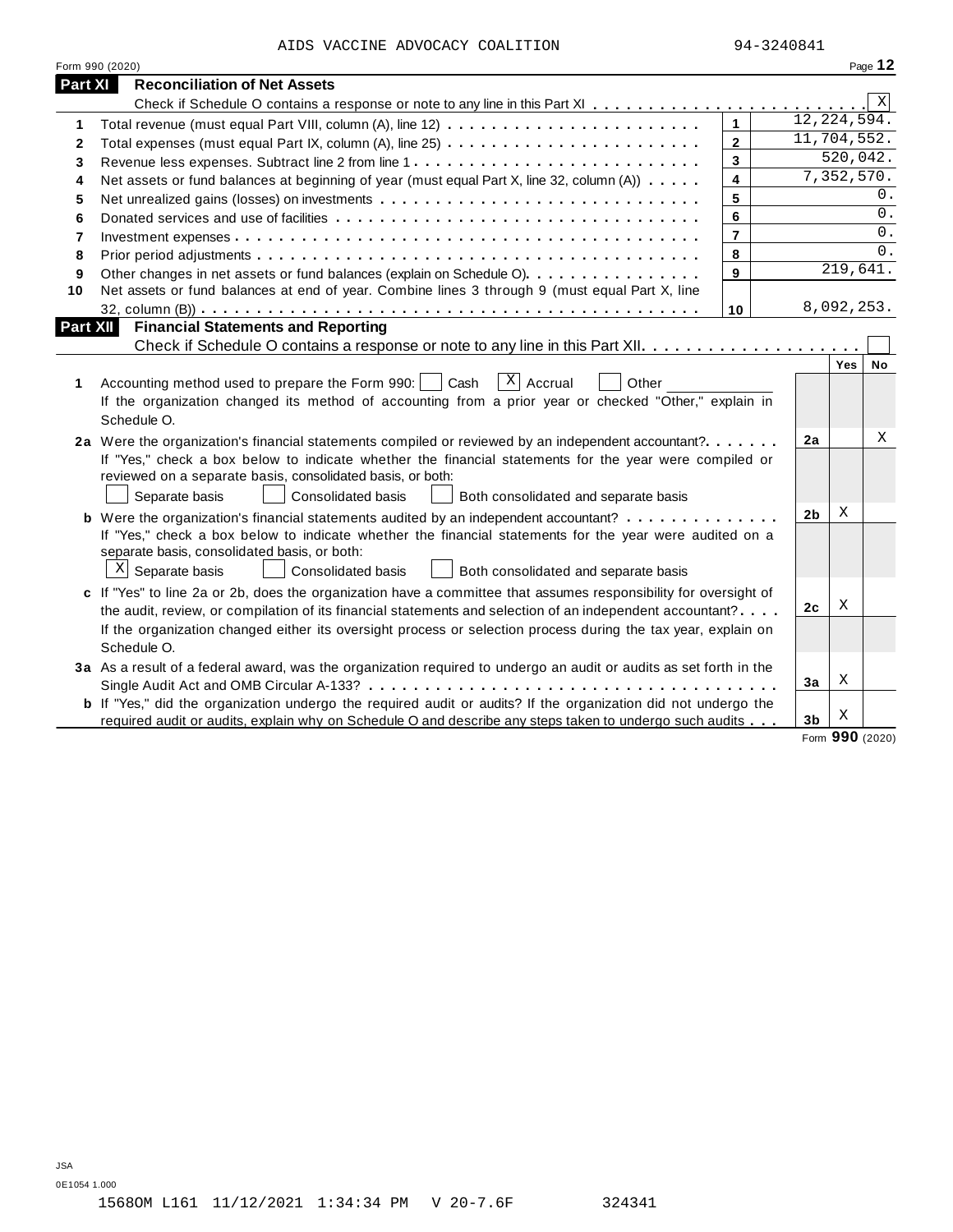AIDS VACCINE ADVOCACY COALITION 94-3240841

Form 990 (2020)

## Part XI Reconciliation of Net Assets

Check if Schedule O contains a response or note to any line in this Part XI . . . . . . . . . . . . . . . . . . . . . . . . . [X]

| | | | |
|---|---|---|---|
| 1 | Total revenue (must equal Part VIII, column (A), line 12) | 1 | 12,224,594. |
| 2 | Total expenses (must equal Part IX, column (A), line 25) | 2 | 11,704,552. |
| 3 | Revenue less expenses. Subtract line 2 from line 1 | 3 | 520,042. |
| 4 | Net assets or fund balances at beginning of year (must equal Part X, line 32, column (A)) | 4 | 7,352,570. |
| 5 | Net unrealized gains (losses) on investments | 5 | 0. |
| 6 | Donated services and use of facilities | 6 | 0. |
| 7 | Investment expenses | 7 | 0. |
| 8 | Prior period adjustments | 8 | 0. |
| 9 | Other changes in net assets or fund balances (explain on Schedule O) | 9 | 219,641. |
| 10 | Net assets or fund balances at end of year. Combine lines 3 through 9 (must equal Part X, line 32, column (B)) | 10 | 8,092,253. |

## Part XII Financial Statements and Reporting

Check if Schedule O contains a response or note to any line in this Part XII . . . . . . . . . . . . . . . . . . . . [ ]

| | | | Yes | No |
|---|---|---|---|---|
| 1 | Accounting method used to prepare the Form 990: [ ] Cash [X] Accrual [ ] Other ______<br>If the organization changed its method of accounting from a prior year or checked "Other," explain in Schedule O. | | | |
| 2a | Were the organization's financial statements compiled or reviewed by an independent accountant?<br>If "Yes," check a box below to indicate whether the financial statements for the year were compiled or reviewed on a separate basis, consolidated basis, or both:<br>[ ] Separate basis [ ] Consolidated basis [ ] Both consolidated and separate basis | 2a | | X |
| b | Were the organization's financial statements audited by an independent accountant?<br>If "Yes," check a box below to indicate whether the financial statements for the year were audited on a separate basis, consolidated basis, or both:<br>[X] Separate basis [ ] Consolidated basis [ ] Both consolidated and separate basis | 2b | X | |
| c | If "Yes" to line 2a or 2b, does the organization have a committee that assumes responsibility for oversight of the audit, review, or compilation of its financial statements and selection of an independent accountant?<br>If the organization changed either its oversight process or selection process during the tax year, explain on Schedule O. | 2c | X | |
| 3a | As a result of a federal award, was the organization required to undergo an audit or audits as set forth in the Single Audit Act and OMB Circular A-133? | 3a | X | |
| b | If "Yes," did the organization undergo the required audit or audits? If the organization did not undergo the required audit or audits, explain why on Schedule O and describe any steps taken to undergo such audits | 3b | X | |

Form **990** (2020)

JSA
0E1054 1.000
1568OM L161 11/12/2021 1:34:34 PM V 20-7.6F 324341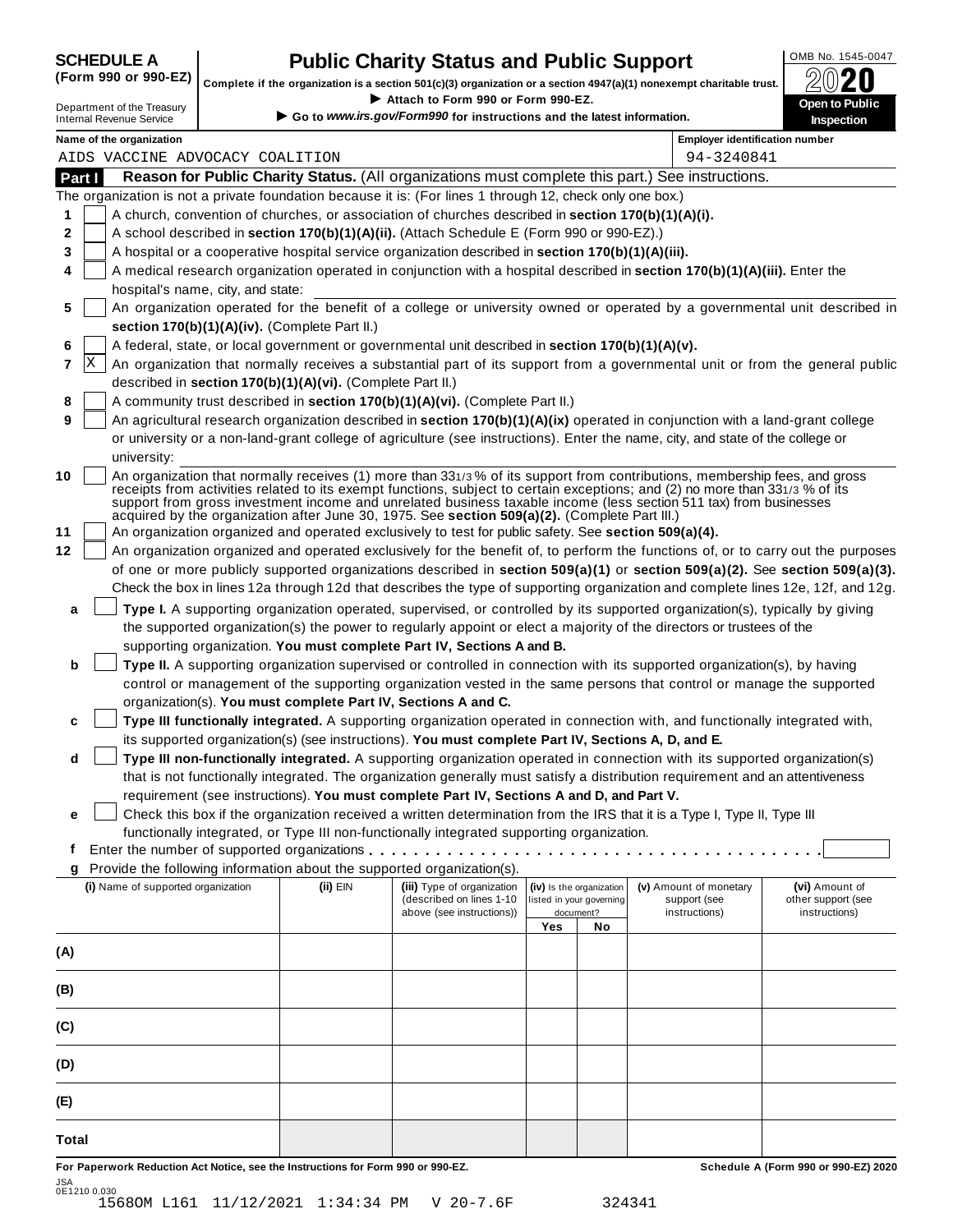**SCHEDULE A**
**(Form 990 or 990-EZ)**

Department of the Treasury
Internal Revenue Service

# Public Charity Status and Public Support

**Complete if the organization is a section 501(c)(3) organization or a section 4947(a)(1) nonexempt charitable trust.**
▶ **Attach to Form 990 or Form 990-EZ.**
▶ **Go to www.irs.gov/Form990 for instructions and the latest information.**

OMB No. 1545-0047
**2020**
**Open to Public Inspection**

**Name of the organization**
AIDS VACCINE ADVOCACY COALITION

**Employer identification number**
94-3240841

## Part I Reason for Public Charity Status. (All organizations must complete this part.) See instructions.

The organization is not a private foundation because it is: (For lines 1 through 12, check only one box.)

1 [ ] A church, convention of churches, or association of churches described in **section 170(b)(1)(A)(i).**

2 [ ] A school described in **section 170(b)(1)(A)(ii).** (Attach Schedule E (Form 990 or 990-EZ).)

3 [ ] A hospital or a cooperative hospital service organization described in **section 170(b)(1)(A)(iii).**

4 [ ] A medical research organization operated in conjunction with a hospital described in **section 170(b)(1)(A)(iii).** Enter the hospital's name, city, and state:

5 [ ] An organization operated for the benefit of a college or university owned or operated by a governmental unit described in **section 170(b)(1)(A)(iv).** (Complete Part II.)

6 [ ] A federal, state, or local government or governmental unit described in **section 170(b)(1)(A)(v).**

7 [X] An organization that normally receives a substantial part of its support from a governmental unit or from the general public described in **section 170(b)(1)(A)(vi).** (Complete Part II.)

8 [ ] A community trust described in **section 170(b)(1)(A)(vi).** (Complete Part II.)

9 [ ] An agricultural research organization described in **section 170(b)(1)(A)(ix)** operated in conjunction with a land-grant college or university or a non-land-grant college of agriculture (see instructions). Enter the name, city, and state of the college or university:

10 [ ] An organization that normally receives (1) more than 33 1/3 % of its support from contributions, membership fees, and gross receipts from activities related to its exempt functions, subject to certain exceptions; and (2) no more than 33 1/3 % of its support from gross investment income and unrelated business taxable income (less section 511 tax) from businesses acquired by the organization after June 30, 1975. See **section 509(a)(2).** (Complete Part III.)

11 [ ] An organization organized and operated exclusively to test for public safety. See **section 509(a)(4).**

12 [ ] An organization organized and operated exclusively for the benefit of, to perform the functions of, or to carry out the purposes of one or more publicly supported organizations described in **section 509(a)(1)** or **section 509(a)(2).** See **section 509(a)(3).** Check the box in lines 12a through 12d that describes the type of supporting organization and complete lines 12e, 12f, and 12g.

**a** [ ] **Type I.** A supporting organization operated, supervised, or controlled by its supported organization(s), typically by giving the supported organization(s) the power to regularly appoint or elect a majority of the directors or trustees of the supporting organization. **You must complete Part IV, Sections A and B.**

**b** [ ] **Type II.** A supporting organization supervised or controlled in connection with its supported organization(s), by having control or management of the supporting organization vested in the same persons that control or manage the supported organization(s). **You must complete Part IV, Sections A and C.**

**c** [ ] **Type III functionally integrated.** A supporting organization operated in connection with, and functionally integrated with, its supported organization(s) (see instructions). **You must complete Part IV, Sections A, D, and E.**

**d** [ ] **Type III non-functionally integrated.** A supporting organization operated in connection with its supported organization(s) that is not functionally integrated. The organization generally must satisfy a distribution requirement and an attentiveness requirement (see instructions). **You must complete Part IV, Sections A and D, and Part V.**

**e** [ ] Check this box if the organization received a written determination from the IRS that it is a Type I, Type II, Type III functionally integrated, or Type III non-functionally integrated supporting organization.

**f** Enter the number of supported organizations . . . . . . . . . . . . . . . . . . . . . . . . . . . . . . . . . . . . . .

**g** Provide the following information about the supported organization(s).

| (i) Name of supported organization | (ii) EIN | (iii) Type of organization (described on lines 1-10 above (see instructions)) | (iv) Is the organization listed in your governing document? Yes | No | (v) Amount of monetary support (see instructions) | (vi) Amount of other support (see instructions) |
|---|---|---|---|---|---|---|
| (A) | | | | | | |
| (B) | | | | | | |
| (C) | | | | | | |
| (D) | | | | | | |
| (E) | | | | | | |
| Total | | | | | | |

**For Paperwork Reduction Act Notice, see the Instructions for Form 990 or 990-EZ.** **Schedule A (Form 990 or 990-EZ) 2020**

JSA
0E1210 0.030
15680M L161 11/12/2021 1:34:34 PM V 20-7.6F 324341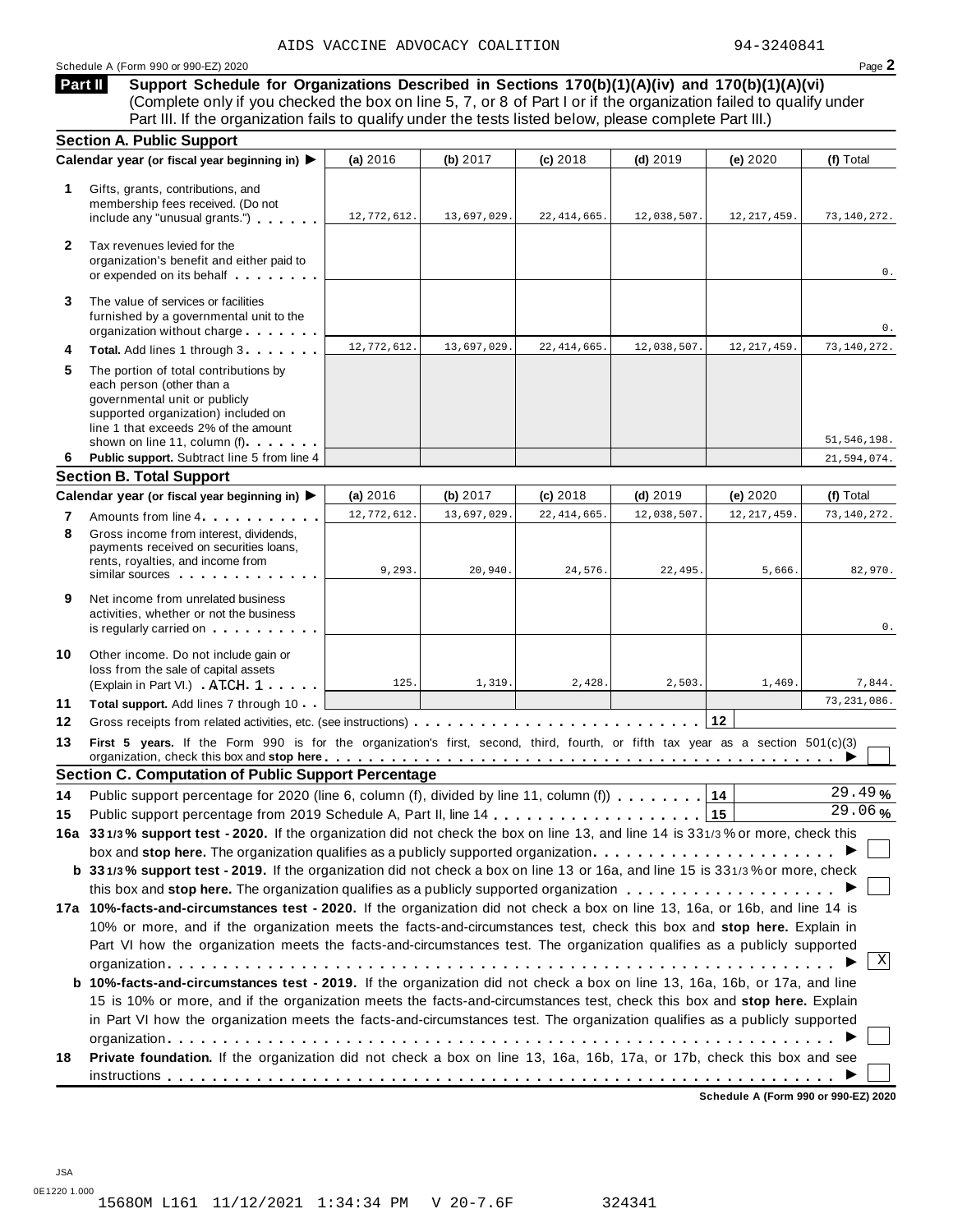AIDS VACCINE ADVOCACY COALITION 94-3240841

Schedule A (Form 990 or 990-EZ) 2020

**Part II** **Support Schedule for Organizations Described in Sections 170(b)(1)(A)(iv) and 170(b)(1)(A)(vi)**
(Complete only if you checked the box on line 5, 7, or 8 of Part I or if the organization failed to qualify under Part III. If the organization fails to qualify under the tests listed below, please complete Part III.)

### Section A. Public Support

| Calendar year (or fiscal year beginning in) ▶ | (a) 2016 | (b) 2017 | (c) 2018 | (d) 2019 | (e) 2020 | (f) Total |
|---|---|---|---|---|---|---|
| **1** Gifts, grants, contributions, and membership fees received. (Do not include any "unusual grants.") | 12,772,612. | 13,697,029. | 22,414,665. | 12,038,507. | 12,217,459. | 73,140,272. |
| **2** Tax revenues levied for the organization's benefit and either paid to or expended on its behalf | | | | | | 0. |
| **3** The value of services or facilities furnished by a governmental unit to the organization without charge | | | | | | 0. |
| **4** **Total.** Add lines 1 through 3 | 12,772,612. | 13,697,029. | 22,414,665. | 12,038,507. | 12,217,459. | 73,140,272. |
| **5** The portion of total contributions by each person (other than a governmental unit or publicly supported organization) included on line 1 that exceeds 2% of the amount shown on line 11, column (f) | | | | | | 51,546,198. |
| **6** **Public support.** Subtract line 5 from line 4 | | | | | | 21,594,074. |

### Section B. Total Support

| Calendar year (or fiscal year beginning in) ▶ | (a) 2016 | (b) 2017 | (c) 2018 | (d) 2019 | (e) 2020 | (f) Total |
|---|---|---|---|---|---|---|
| **7** Amounts from line 4 | 12,772,612. | 13,697,029. | 22,414,665. | 12,038,507. | 12,217,459. | 73,140,272. |
| **8** Gross income from interest, dividends, payments received on securities loans, rents, royalties, and income from similar sources | 9,293. | 20,940. | 24,576. | 22,495. | 5,666. | 82,970. |
| **9** Net income from unrelated business activities, whether or not the business is regularly carried on | | | | | | 0. |
| **10** Other income. Do not include gain or loss from the sale of capital assets (Explain in Part VI.) ATCH 1 | 125. | 1,319. | 2,428. | 2,503. | 1,469. | 7,844. |
| **11** **Total support.** Add lines 7 through 10 | | | | | | 73,231,086. |

**12** Gross receipts from related activities, etc. (see instructions) . . . **12**

**13** **First 5 years.** If the Form 990 is for the organization's first, second, third, fourth, or fifth tax year as a section 501(c)(3) organization, check this box and **stop here** ▶ ☐

### Section C. Computation of Public Support Percentage

**14** Public support percentage for 2020 (line 6, column (f), divided by line 11, column (f)) . . . **14** 29.49 %

**15** Public support percentage from 2019 Schedule A, Part II, line 14 . . . **15** 29.06 %

**16a** **33 1/3 % support test - 2020.** If the organization did not check the box on line 13, and line 14 is 33 1/3 % or more, check this box and **stop here.** The organization qualifies as a publicly supported organization ▶ ☐

**b** **33 1/3 % support test - 2019.** If the organization did not check a box on line 13 or 16a, and line 15 is 33 1/3 % or more, check this box and **stop here.** The organization qualifies as a publicly supported organization ▶ ☐

**17a** **10%-facts-and-circumstances test - 2020.** If the organization did not check a box on line 13, 16a, or 16b, and line 14 is 10% or more, and if the organization meets the facts-and-circumstances test, check this box and **stop here.** Explain in Part VI how the organization meets the facts-and-circumstances test. The organization qualifies as a publicly supported organization ▶ ☒

**b** **10%-facts-and-circumstances test - 2019.** If the organization did not check a box on line 13, 16a, 16b, or 17a, and line 15 is 10% or more, and if the organization meets the facts-and-circumstances test, check this box and **stop here.** Explain in Part VI how the organization meets the facts-and-circumstances test. The organization qualifies as a publicly supported organization ▶ ☐

**18** **Private foundation.** If the organization did not check a box on line 13, 16a, 16b, 17a, or 17b, check this box and see instructions ▶ ☐

**Schedule A (Form 990 or 990-EZ) 2020**

JSA
0E1220 1.000
1568OM L161 11/12/2021 1:34:34 PM V 20-7.6F 324341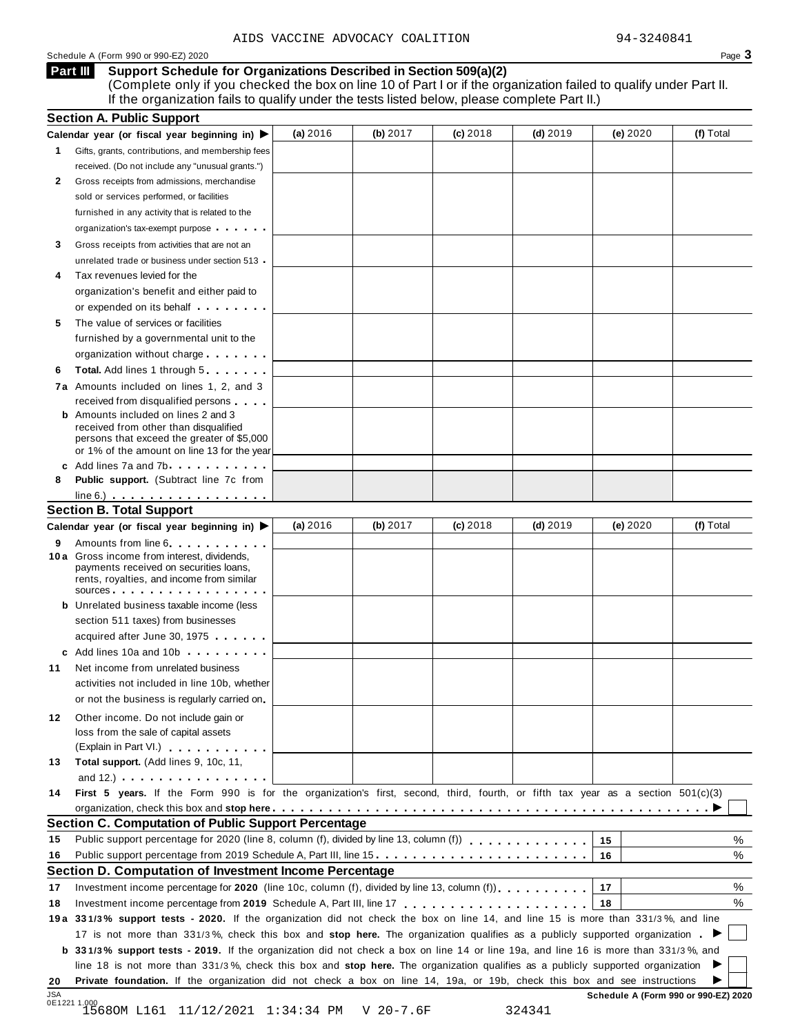AIDS VACCINE ADVOCACY COALITION 94-3240841

Schedule A (Form 990 or 990-EZ) 2020

## Part III Support Schedule for Organizations Described in Section 509(a)(2)

(Complete only if you checked the box on line 10 of Part I or if the organization failed to qualify under Part II. If the organization fails to qualify under the tests listed below, please complete Part II.)

### Section A. Public Support

| Calendar year (or fiscal year beginning in) ▶ | (a) 2016 | (b) 2017 | (c) 2018 | (d) 2019 | (e) 2020 | (f) Total |
|---|---|---|---|---|---|---|
| 1 Gifts, grants, contributions, and membership fees received. (Do not include any "unusual grants.") | | | | | | |
| 2 Gross receipts from admissions, merchandise sold or services performed, or facilities furnished in any activity that is related to the organization's tax-exempt purpose | | | | | | |
| 3 Gross receipts from activities that are not an unrelated trade or business under section 513 | | | | | | |
| 4 Tax revenues levied for the organization's benefit and either paid to or expended on its behalf | | | | | | |
| 5 The value of services or facilities furnished by a governmental unit to the organization without charge | | | | | | |
| 6 **Total.** Add lines 1 through 5 | | | | | | |
| 7a Amounts included on lines 1, 2, and 3 received from disqualified persons | | | | | | |
| b Amounts included on lines 2 and 3 received from other than disqualified persons that exceed the greater of \$5,000 or 1% of the amount on line 13 for the year | | | | | | |
| c Add lines 7a and 7b | | | | | | |
| 8 **Public support.** (Subtract line 7c from line 6.) | | | | | | |

### Section B. Total Support

| Calendar year (or fiscal year beginning in) ▶ | (a) 2016 | (b) 2017 | (c) 2018 | (d) 2019 | (e) 2020 | (f) Total |
|---|---|---|---|---|---|---|
| 9 Amounts from line 6 | | | | | | |
| 10a Gross income from interest, dividends, payments received on securities loans, rents, royalties, and income from similar sources | | | | | | |
| b Unrelated business taxable income (less section 511 taxes) from businesses acquired after June 30, 1975 | | | | | | |
| c Add lines 10a and 10b | | | | | | |
| 11 Net income from unrelated business activities not included in line 10b, whether or not the business is regularly carried on | | | | | | |
| 12 Other income. Do not include gain or loss from the sale of capital assets (Explain in Part VI.) | | | | | | |
| 13 **Total support.** (Add lines 9, 10c, 11, and 12.) | | | | | | |

14 **First 5 years.** If the Form 990 is for the organization's first, second, third, fourth, or fifth tax year as a section 501(c)(3) organization, check this box and **stop here** ▶ ☐

### Section C. Computation of Public Support Percentage

| | | | |
|---|---|---|---|
| 15 | Public support percentage for 2020 (line 8, column (f), divided by line 13, column (f)) | 15 | % |
| 16 | Public support percentage from 2019 Schedule A, Part III, line 15 | 16 | % |

### Section D. Computation of Investment Income Percentage

| | | | |
|---|---|---|---|
| 17 | Investment income percentage for **2020** (line 10c, column (f), divided by line 13, column (f)) | 17 | % |
| 18 | Investment income percentage from **2019** Schedule A, Part III, line 17 | 18 | % |

19a **33 1/3% support tests - 2020.** If the organization did not check the box on line 14, and line 15 is more than 33 1/3%, and line 17 is not more than 33 1/3%, check this box and **stop here.** The organization qualifies as a publicly supported organization ▶ ☐

b **33 1/3% support tests - 2019.** If the organization did not check a box on line 14 or line 19a, and line 16 is more than 33 1/3%, and line 18 is not more than 33 1/3%, check this box and **stop here.** The organization qualifies as a publicly supported organization ▶ ☐

20 **Private foundation.** If the organization did not check a box on line 14, 19a, or 19b, check this box and see instructions ▶ ☐

JSA 0E1221 1.000

Schedule A (Form 990 or 990-EZ) 2020

15680M L161 11/12/2021 1:34:34 PM V 20-7.6F 324341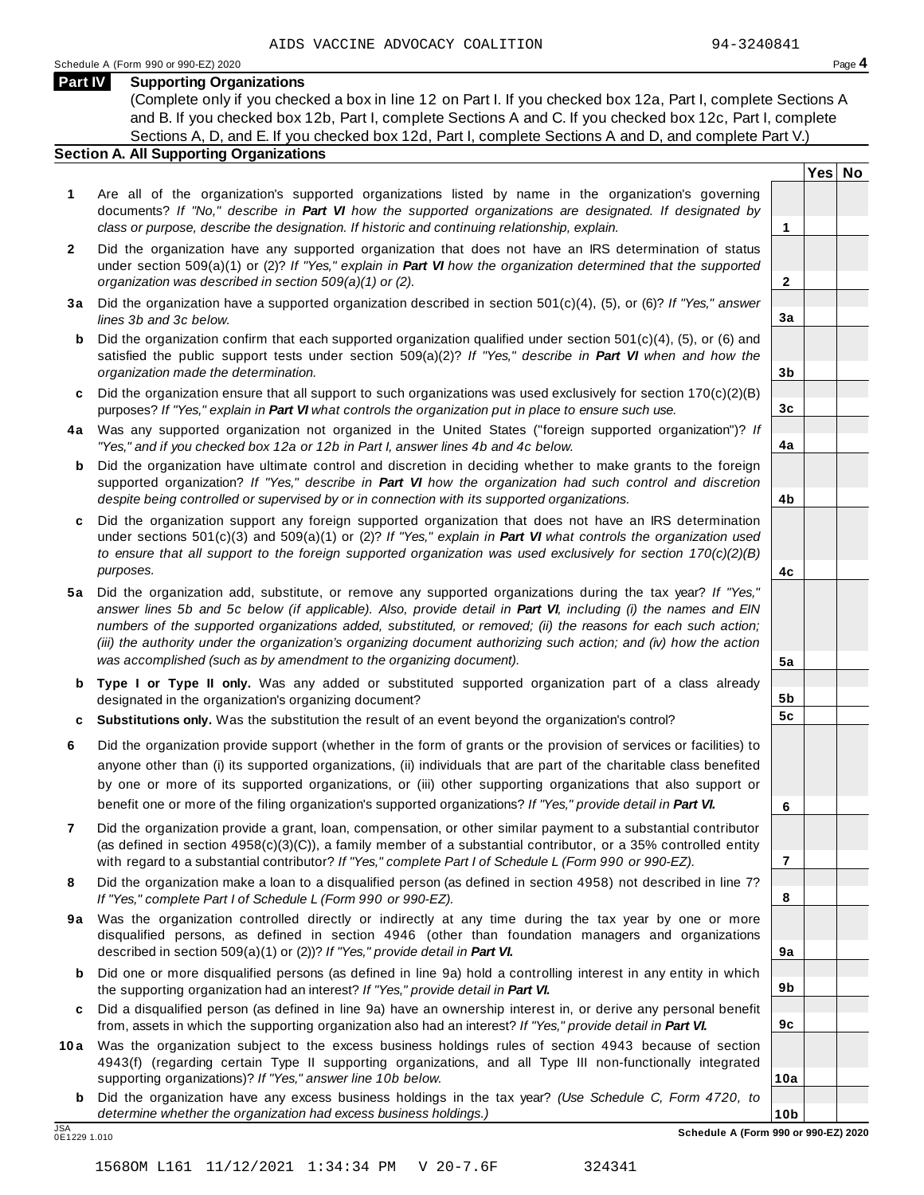AIDS VACCINE ADVOCACY COALITION 94-3240841

## Part IV Supporting Organizations

(Complete only if you checked a box in line 12 on Part I. If you checked box 12a, Part I, complete Sections A and B. If you checked box 12b, Part I, complete Sections A and C. If you checked box 12c, Part I, complete Sections A, D, and E. If you checked box 12d, Part I, complete Sections A and D, and complete Part V.)

### Section A. All Supporting Organizations

| | | | Yes | No |
|---|---|---|---|---|
| **1** | Are all of the organization's supported organizations listed by name in the organization's governing documents? *If "No," describe in **Part VI** how the supported organizations are designated. If designated by class or purpose, describe the designation. If historic and continuing relationship, explain.* | **1** | | |
| **2** | Did the organization have any supported organization that does not have an IRS determination of status under section 509(a)(1) or (2)? *If "Yes," explain in **Part VI** how the organization determined that the supported organization was described in section 509(a)(1) or (2).* | **2** | | |
| **3a** | Did the organization have a supported organization described in section 501(c)(4), (5), or (6)? *If "Yes," answer lines 3b and 3c below.* | **3a** | | |
| **b** | Did the organization confirm that each supported organization qualified under section 501(c)(4), (5), or (6) and satisfied the public support tests under section 509(a)(2)? *If "Yes," describe in **Part VI** when and how the organization made the determination.* | **3b** | | |
| **c** | Did the organization ensure that all support to such organizations was used exclusively for section 170(c)(2)(B) purposes? *If "Yes," explain in **Part VI** what controls the organization put in place to ensure such use.* | **3c** | | |
| **4a** | Was any supported organization not organized in the United States ("foreign supported organization")? *If "Yes," and if you checked box 12a or 12b in Part I, answer lines 4b and 4c below.* | **4a** | | |
| **b** | Did the organization have ultimate control and discretion in deciding whether to make grants to the foreign supported organization? *If "Yes," describe in **Part VI** how the organization had such control and discretion despite being controlled or supervised by or in connection with its supported organizations.* | **4b** | | |
| **c** | Did the organization support any foreign supported organization that does not have an IRS determination under sections 501(c)(3) and 509(a)(1) or (2)? *If "Yes," explain in **Part VI** what controls the organization used to ensure that all support to the foreign supported organization was used exclusively for section 170(c)(2)(B) purposes.* | **4c** | | |
| **5a** | Did the organization add, substitute, or remove any supported organizations during the tax year? *If "Yes," answer lines 5b and 5c below (if applicable). Also, provide detail in **Part VI**, including (i) the names and EIN numbers of the supported organizations added, substituted, or removed; (ii) the reasons for each such action; (iii) the authority under the organization's organizing document authorizing such action; and (iv) how the action was accomplished (such as by amendment to the organizing document).* | **5a** | | |
| **b** | **Type I or Type II only.** Was any added or substituted supported organization part of a class already designated in the organization's organizing document? | **5b** | | |
| **c** | **Substitutions only.** Was the substitution the result of an event beyond the organization's control? | **5c** | | |
| **6** | Did the organization provide support (whether in the form of grants or the provision of services or facilities) to anyone other than (i) its supported organizations, (ii) individuals that are part of the charitable class benefited by one or more of its supported organizations, or (iii) other supporting organizations that also support or benefit one or more of the filing organization's supported organizations? *If "Yes," provide detail in **Part VI.*** | **6** | | |
| **7** | Did the organization provide a grant, loan, compensation, or other similar payment to a substantial contributor (as defined in section 4958(c)(3)(C)), a family member of a substantial contributor, or a 35% controlled entity with regard to a substantial contributor? *If "Yes," complete Part I of Schedule L (Form 990 or 990-EZ).* | **7** | | |
| **8** | Did the organization make a loan to a disqualified person (as defined in section 4958) not described in line 7? *If "Yes," complete Part I of Schedule L (Form 990 or 990-EZ).* | **8** | | |
| **9a** | Was the organization controlled directly or indirectly at any time during the tax year by one or more disqualified persons, as defined in section 4946 (other than foundation managers and organizations described in section 509(a)(1) or (2))? *If "Yes," provide detail in **Part VI.*** | **9a** | | |
| **b** | Did one or more disqualified persons (as defined in line 9a) hold a controlling interest in any entity in which the supporting organization had an interest? *If "Yes," provide detail in **Part VI.*** | **9b** | | |
| **c** | Did a disqualified person (as defined in line 9a) have an ownership interest in, or derive any personal benefit from, assets in which the supporting organization also had an interest? *If "Yes," provide detail in **Part VI.*** | **9c** | | |
| **10a** | Was the organization subject to the excess business holdings rules of section 4943 because of section 4943(f) (regarding certain Type II supporting organizations, and all Type III non-functionally integrated supporting organizations)? *If "Yes," answer line 10b below.* | **10a** | | |
| **b** | Did the organization have any excess business holdings in the tax year? *(Use Schedule C, Form 4720, to determine whether the organization had excess business holdings.)* | **10b** | | |

JSA 0E1229 1.010

**Schedule A (Form 990 or 990-EZ) 2020**

1568OM L161 11/12/2021 1:34:34 PM V 20-7.6F 324341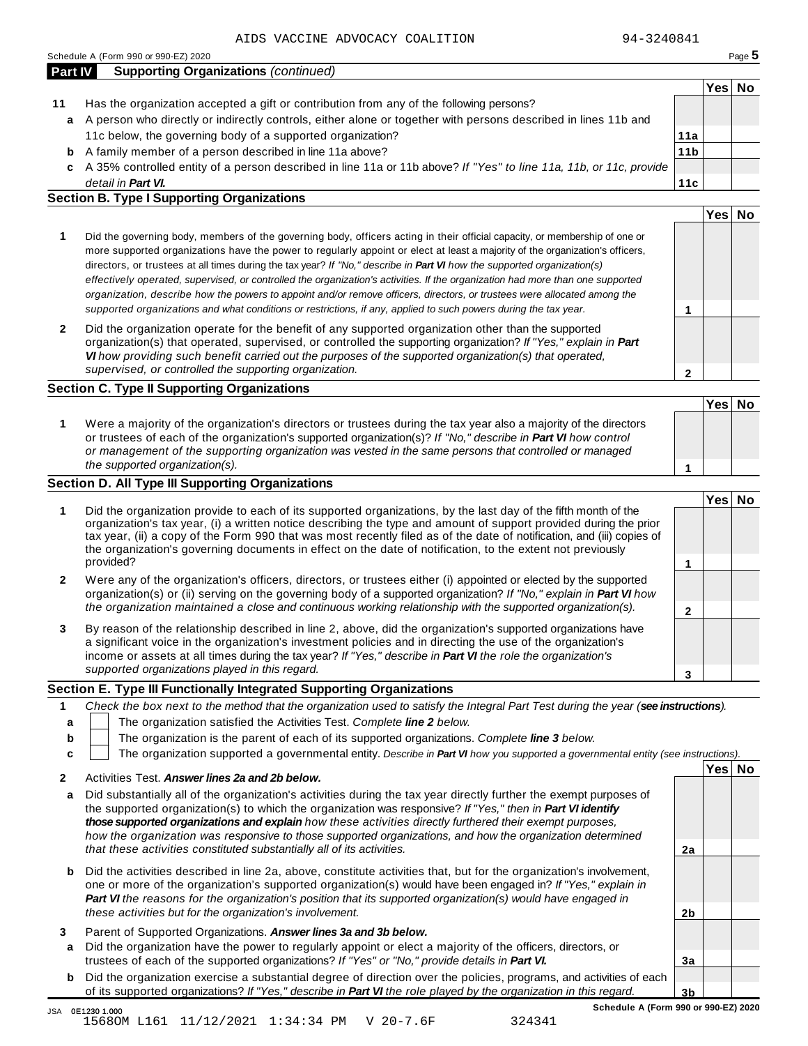AIDS VACCINE ADVOCACY COALITION 94-3240841

Schedule A (Form 990 or 990-EZ) 2020

## Part IV Supporting Organizations *(continued)*

| | | | Yes | No |
|---|---|---|---|---|
| **11** | Has the organization accepted a gift or contribution from any of the following persons? | | | |
| **a** | A person who directly or indirectly controls, either alone or together with persons described in lines 11b and 11c below, the governing body of a supported organization? | **11a** | | |
| **b** | A family member of a person described in line 11a above? | **11b** | | |
| **c** | A 35% controlled entity of a person described in line 11a or 11b above? *If "Yes" to line 11a, 11b, or 11c, provide detail in **Part VI.*** | **11c** | | |

### Section B. Type I Supporting Organizations

| | | | Yes | No |
|---|---|---|---|---|
| **1** | Did the governing body, members of the governing body, officers acting in their official capacity, or membership of one or more supported organizations have the power to regularly appoint or elect at least a majority of the organization's officers, directors, or trustees at all times during the tax year? *If "No," describe in **Part VI** how the supported organization(s) effectively operated, supervised, or controlled the organization's activities. If the organization had more than one supported organization, describe how the powers to appoint and/or remove officers, directors, or trustees were allocated among the supported organizations and what conditions or restrictions, if any, applied to such powers during the tax year.* | **1** | | |
| **2** | Did the organization operate for the benefit of any supported organization other than the supported organization(s) that operated, supervised, or controlled the supporting organization? *If "Yes," explain in **Part VI** how providing such benefit carried out the purposes of the supported organization(s) that operated, supervised, or controlled the supporting organization.* | **2** | | |

### Section C. Type II Supporting Organizations

| | | | Yes | No |
|---|---|---|---|---|
| **1** | Were a majority of the organization's directors or trustees during the tax year also a majority of the directors or trustees of each of the organization's supported organization(s)? *If "No," describe in **Part VI** how control or management of the supporting organization was vested in the same persons that controlled or managed the supported organization(s).* | **1** | | |

### Section D. All Type III Supporting Organizations

| | | | Yes | No |
|---|---|---|---|---|
| **1** | Did the organization provide to each of its supported organizations, by the last day of the fifth month of the organization's tax year, (i) a written notice describing the type and amount of support provided during the prior tax year, (ii) a copy of the Form 990 that was most recently filed as of the date of notification, and (iii) copies of the organization's governing documents in effect on the date of notification, to the extent not previously provided? | **1** | | |
| **2** | Were any of the organization's officers, directors, or trustees either (i) appointed or elected by the supported organization(s) or (ii) serving on the governing body of a supported organization? *If "No," explain in **Part VI** how the organization maintained a close and continuous working relationship with the supported organization(s).* | **2** | | |
| **3** | By reason of the relationship described in line 2, above, did the organization's supported organizations have a significant voice in the organization's investment policies and in directing the use of the organization's income or assets at all times during the tax year? *If "Yes," describe in **Part VI** the role the organization's supported organizations played in this regard.* | **3** | | |

### Section E. Type III Functionally Integrated Supporting Organizations

**1** *Check the box next to the method that the organization used to satisfy the Integral Part Test during the year (**see instructions**).*

- **a** ☐ The organization satisfied the Activities Test. *Complete **line 2** below.*
- **b** ☐ The organization is the parent of each of its supported organizations. *Complete **line 3** below.*
- **c** ☐ The organization supported a governmental entity. *Describe in **Part VI** how you supported a governmental entity (see instructions).*

| | | | Yes | No |
|---|---|---|---|---|
| **2** | Activities Test. ***Answer lines 2a and 2b below.*** | | | |
| **a** | Did substantially all of the organization's activities during the tax year directly further the exempt purposes of the supported organization(s) to which the organization was responsive? *If "Yes," then in **Part VI identify those supported organizations and explain** how these activities directly furthered their exempt purposes, how the organization was responsive to those supported organizations, and how the organization determined that these activities constituted substantially all of its activities.* | **2a** | | |
| **b** | Did the activities described in line 2a, above, constitute activities that, but for the organization's involvement, one or more of the organization's supported organization(s) would have been engaged in? *If "Yes," explain in **Part VI** the reasons for the organization's position that its supported organization(s) would have engaged in these activities but for the organization's involvement.* | **2b** | | |
| **3** | Parent of Supported Organizations. ***Answer lines 3a and 3b below.*** | | | |
| **a** | Did the organization have the power to regularly appoint or elect a majority of the officers, directors, or trustees of each of the supported organizations? *If "Yes" or "No," provide details in **Part VI.*** | **3a** | | |
| **b** | Did the organization exercise a substantial degree of direction over the policies, programs, and activities of each of its supported organizations? *If "Yes," describe in **Part VI** the role played by the organization in this regard.* | **3b** | | |

JSA 0E1230 1.000 **Schedule A (Form 990 or 990-EZ) 2020**

1568OM L161 11/12/2021 1:34:34 PM V 20-7.6F 324341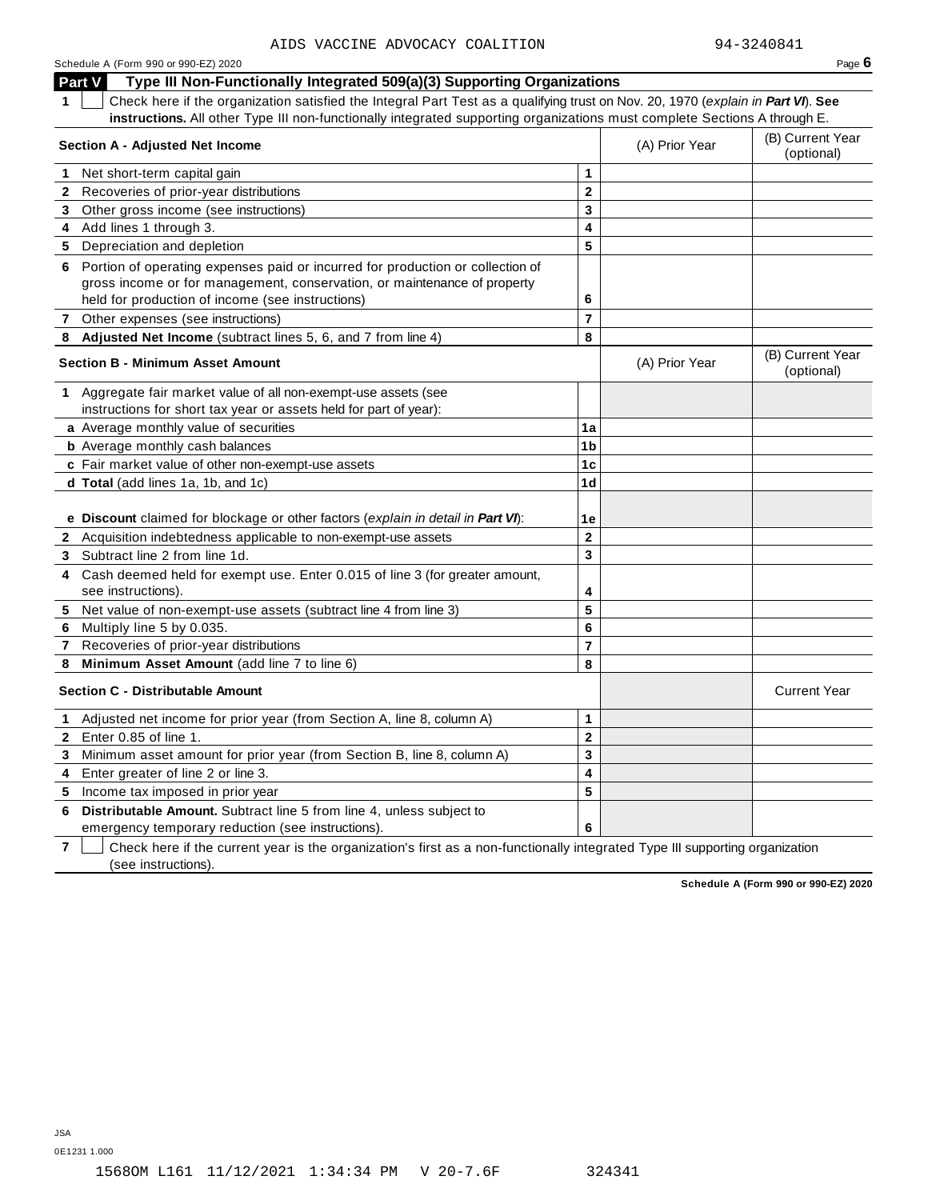AIDS VACCINE ADVOCACY COALITION 94-3240841

## Part V Type III Non-Functionally Integrated 509(a)(3) Supporting Organizations

**1** ☐ Check here if the organization satisfied the Integral Part Test as a qualifying trust on Nov. 20, 1970 (*explain in **Part VI***). **See instructions.** All other Type III non-functionally integrated supporting organizations must complete Sections A through E.

| **Section A - Adjusted Net Income** | | (A) Prior Year | (B) Current Year (optional) |
|---|---|---|---|
| **1** Net short-term capital gain | 1 | | |
| **2** Recoveries of prior-year distributions | 2 | | |
| **3** Other gross income (see instructions) | 3 | | |
| **4** Add lines 1 through 3. | 4 | | |
| **5** Depreciation and depletion | 5 | | |
| **6** Portion of operating expenses paid or incurred for production or collection of gross income or for management, conservation, or maintenance of property held for production of income (see instructions) | 6 | | |
| **7** Other expenses (see instructions) | 7 | | |
| **8** **Adjusted Net Income** (subtract lines 5, 6, and 7 from line 4) | 8 | | |

| **Section B - Minimum Asset Amount** | | (A) Prior Year | (B) Current Year (optional) |
|---|---|---|---|
| **1** Aggregate fair market value of all non-exempt-use assets (see instructions for short tax year or assets held for part of year): | | | |
| **a** Average monthly value of securities | 1a | | |
| **b** Average monthly cash balances | 1b | | |
| **c** Fair market value of other non-exempt-use assets | 1c | | |
| **d** **Total** (add lines 1a, 1b, and 1c) | 1d | | |
| **e** **Discount** claimed for blockage or other factors (*explain in detail in **Part VI***): | 1e | | |
| **2** Acquisition indebtedness applicable to non-exempt-use assets | 2 | | |
| **3** Subtract line 2 from line 1d. | 3 | | |
| **4** Cash deemed held for exempt use. Enter 0.015 of line 3 (for greater amount, see instructions). | 4 | | |
| **5** Net value of non-exempt-use assets (subtract line 4 from line 3) | 5 | | |
| **6** Multiply line 5 by 0.035. | 6 | | |
| **7** Recoveries of prior-year distributions | 7 | | |
| **8** **Minimum Asset Amount** (add line 7 to line 6) | 8 | | |

| **Section C - Distributable Amount** | | | Current Year |
|---|---|---|---|
| **1** Adjusted net income for prior year (from Section A, line 8, column A) | 1 | | |
| **2** Enter 0.85 of line 1. | 2 | | |
| **3** Minimum asset amount for prior year (from Section B, line 8, column A) | 3 | | |
| **4** Enter greater of line 2 or line 3. | 4 | | |
| **5** Income tax imposed in prior year | 5 | | |
| **6** **Distributable Amount.** Subtract line 5 from line 4, unless subject to emergency temporary reduction (see instructions). | 6 | | |

**7** ☐ Check here if the current year is the organization's first as a non-functionally integrated Type III supporting organization (see instructions).

**Schedule A (Form 990 or 990-EZ) 2020**

JSA
0E1231 1.000

1568OM L161 11/12/2021 1:34:34 PM V 20-7.6F 324341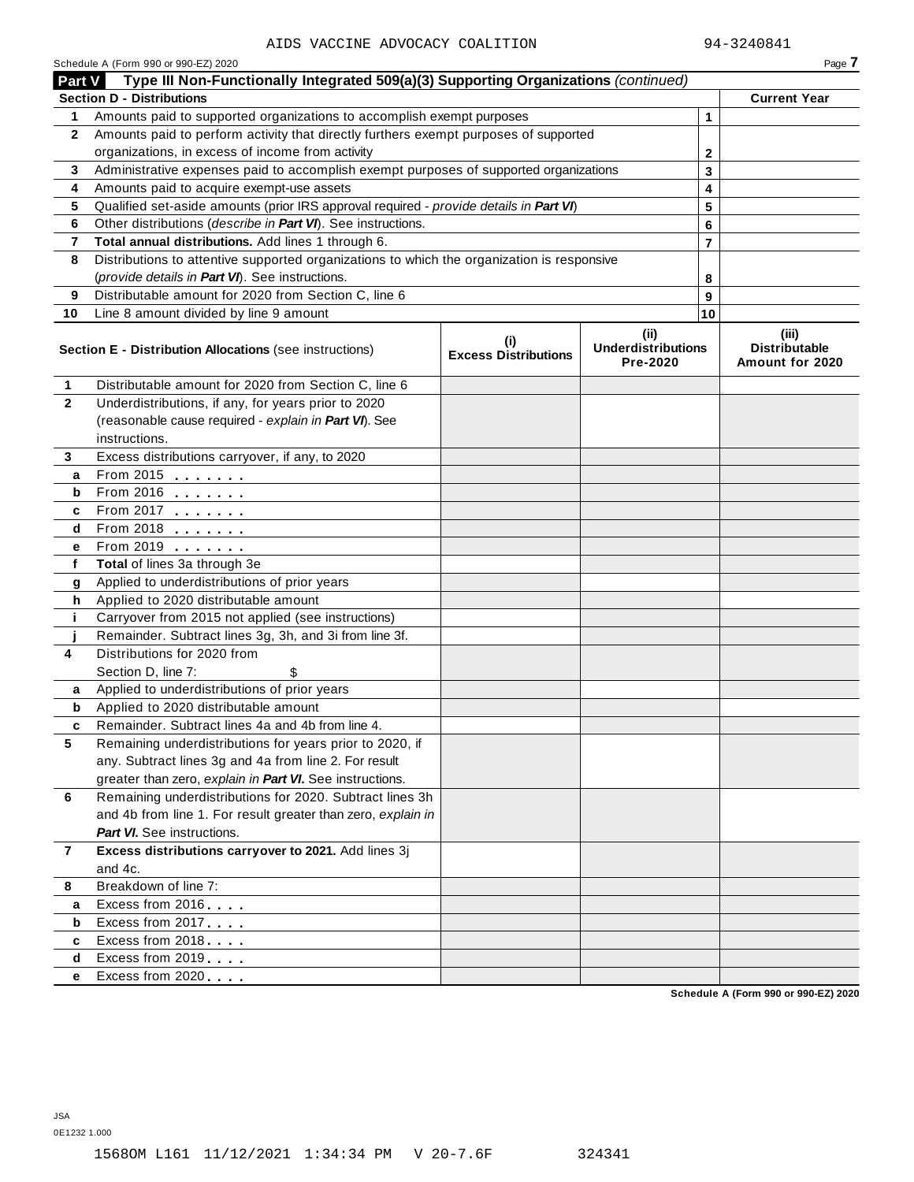AIDS VACCINE ADVOCACY COALITION 94-3240841

Schedule A (Form 990 or 990-EZ) 2020

## Part V Type III Non-Functionally Integrated 509(a)(3) Supporting Organizations *(continued)*

| Section D - Distributions | | | Current Year |
|---|---|---|---|
| 1 | Amounts paid to supported organizations to accomplish exempt purposes | 1 | |
| 2 | Amounts paid to perform activity that directly furthers exempt purposes of supported organizations, in excess of income from activity | 2 | |
| 3 | Administrative expenses paid to accomplish exempt purposes of supported organizations | 3 | |
| 4 | Amounts paid to acquire exempt-use assets | 4 | |
| 5 | Qualified set-aside amounts (prior IRS approval required - *provide details in **Part VI***) | 5 | |
| 6 | Other distributions (*describe in **Part VI***). See instructions. | 6 | |
| 7 | **Total annual distributions.** Add lines 1 through 6. | 7 | |
| 8 | Distributions to attentive supported organizations to which the organization is responsive (*provide details in **Part VI***). See instructions. | 8 | |
| 9 | Distributable amount for 2020 from Section C, line 6 | 9 | |
| 10 | Line 8 amount divided by line 9 amount | 10 | |

| | **Section E - Distribution Allocations** (see instructions) | (i) Excess Distributions | (ii) Underdistributions Pre-2020 | (iii) Distributable Amount for 2020 |
|---|---|---|---|---|
| 1 | Distributable amount for 2020 from Section C, line 6 | | | |
| 2 | Underdistributions, if any, for years prior to 2020 (reasonable cause required - *explain in **Part VI***). See instructions. | | | |
| 3 | Excess distributions carryover, if any, to 2020 | | | |
| a | From 2015 | | | |
| b | From 2016 | | | |
| c | From 2017 | | | |
| d | From 2018 | | | |
| e | From 2019 | | | |
| f | **Total** of lines 3a through 3e | | | |
| g | Applied to underdistributions of prior years | | | |
| h | Applied to 2020 distributable amount | | | |
| i | Carryover from 2015 not applied (see instructions) | | | |
| j | Remainder. Subtract lines 3g, 3h, and 3i from line 3f. | | | |
| 4 | Distributions for 2020 from Section D, line 7: $ | | | |
| a | Applied to underdistributions of prior years | | | |
| b | Applied to 2020 distributable amount | | | |
| c | Remainder. Subtract lines 4a and 4b from line 4. | | | |
| 5 | Remaining underdistributions for years prior to 2020, if any. Subtract lines 3g and 4a from line 2. For result greater than zero, *explain in **Part VI***. See instructions. | | | |
| 6 | Remaining underdistributions for 2020. Subtract lines 3h and 4b from line 1. For result greater than zero, *explain in **Part VI***. See instructions. | | | |
| 7 | **Excess distributions carryover to 2021.** Add lines 3j and 4c. | | | |
| 8 | Breakdown of line 7: | | | |
| a | Excess from 2016 | | | |
| b | Excess from 2017 | | | |
| c | Excess from 2018 | | | |
| d | Excess from 2019 | | | |
| e | Excess from 2020 | | | |

Schedule A (Form 990 or 990-EZ) 2020

JSA
0E1232 1.000

1568OM L161 11/12/2021 1:34:34 PM V 20-7.6F 324341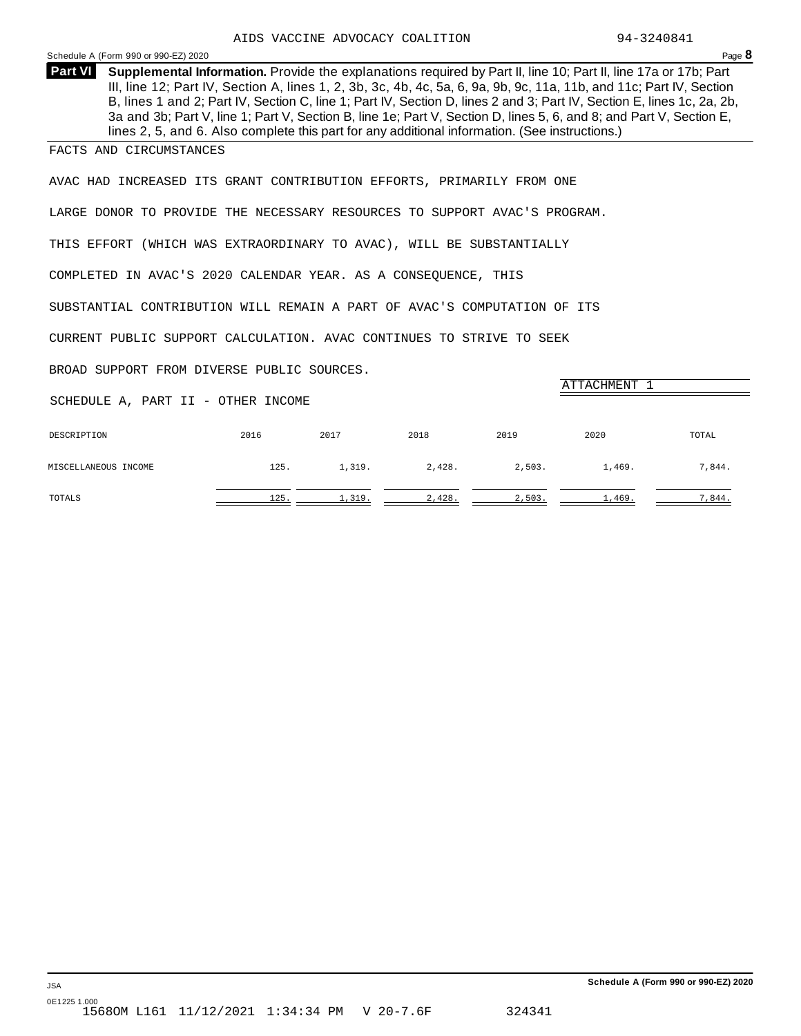**Part VI Supplemental Information.** Provide the explanations required by Part II, line 10; Part II, line 17a or 17b; Part III, line 12; Part IV, Section A, lines 1, 2, 3b, 3c, 4b, 4c, 5a, 6, 9a, 9b, 9c, 11a, 11b, and 11c; Part IV, Section B, lines 1 and 2; Part IV, Section C, line 1; Part IV, Section D, lines 2 and 3; Part IV, Section E, lines 1c, 2a, 2b, 3a and 3b; Part V, line 1; Part V, Section B, line 1e; Part V, Section D, lines 5, 6, and 8; and Part V, Section E, lines 2, 5, and 6. Also complete this part for any additional information. (See instructions.)

FACTS AND CIRCUMSTANCES

AVAC HAD INCREASED ITS GRANT CONTRIBUTION EFFORTS, PRIMARILY FROM ONE LARGE DONOR TO PROVIDE THE NECESSARY RESOURCES TO SUPPORT AVAC'S PROGRAM. THIS EFFORT (WHICH WAS EXTRAORDINARY TO AVAC), WILL BE SUBSTANTIALLY COMPLETED IN AVAC'S 2020 CALENDAR YEAR. AS A CONSEQUENCE, THIS SUBSTANTIAL CONTRIBUTION WILL REMAIN A PART OF AVAC'S COMPUTATION OF ITS CURRENT PUBLIC SUPPORT CALCULATION. AVAC CONTINUES TO STRIVE TO SEEK BROAD SUPPORT FROM DIVERSE PUBLIC SOURCES.

ATTACHMENT 1

SCHEDULE A, PART II - OTHER INCOME

| DESCRIPTION | 2016 | 2017 | 2018 | 2019 | 2020 | TOTAL |
|---|---|---|---|---|---|---|
| MISCELLANEOUS INCOME | 125. | 1,319. | 2,428. | 2,503. | 1,469. | 7,844. |
| TOTALS | 125. | 1,319. | 2,428. | 2,503. | 1,469. | 7,844. |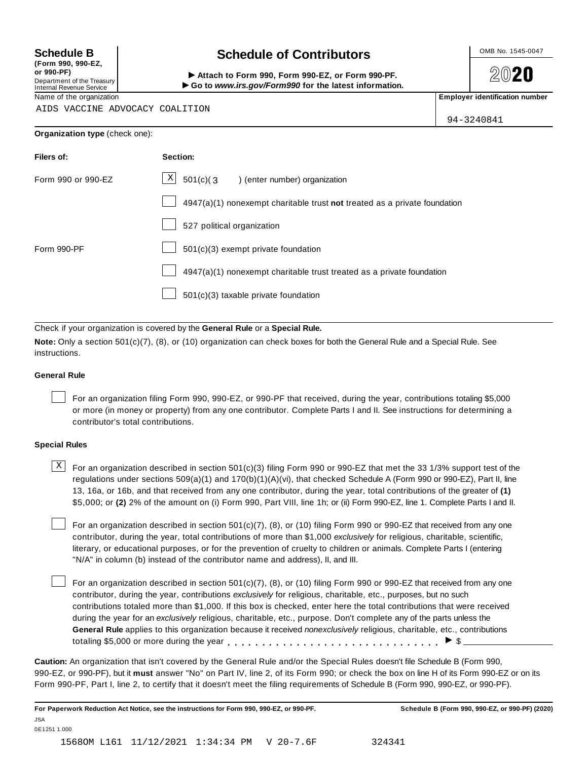**Schedule B**
**(Form 990, 990-EZ, or 990-PF)**
Department of the Treasury
Internal Revenue Service

# Schedule of Contributors

► **Attach to Form 990, Form 990-EZ, or Form 990-PF.**
► **Go to *www.irs.gov/Form990* for the latest information.**

OMB No. 1545-0047

**2020**

| Name of the organization | Employer identification number |
|---|---|
| AIDS VACCINE ADVOCACY COALITION | 94-3240841 |

**Organization type** (check one):

| Filers of: | Section: |
|---|---|
| Form 990 or 990-EZ | [X] 501(c)( 3 ) (enter number) organization |
| | [ ] 4947(a)(1) nonexempt charitable trust **not** treated as a private foundation |
| | [ ] 527 political organization |
| Form 990-PF | [ ] 501(c)(3) exempt private foundation |
| | [ ] 4947(a)(1) nonexempt charitable trust treated as a private foundation |
| | [ ] 501(c)(3) taxable private foundation |

Check if your organization is covered by the **General Rule** or a **Special Rule.**

**Note:** Only a section 501(c)(7), (8), or (10) organization can check boxes for both the General Rule and a Special Rule. See instructions.

### General Rule

[ ] For an organization filing Form 990, 990-EZ, or 990-PF that received, during the year, contributions totaling $5,000 or more (in money or property) from any one contributor. Complete Parts I and II. See instructions for determining a contributor's total contributions.

### Special Rules

[X] For an organization described in section 501(c)(3) filing Form 990 or 990-EZ that met the 33 1/3% support test of the regulations under sections 509(a)(1) and 170(b)(1)(A)(vi), that checked Schedule A (Form 990 or 990-EZ), Part II, line 13, 16a, or 16b, and that received from any one contributor, during the year, total contributions of the greater of **(1)** $5,000; or **(2)** 2% of the amount on (i) Form 990, Part VIII, line 1h; or (ii) Form 990-EZ, line 1. Complete Parts I and II.

[ ] For an organization described in section 501(c)(7), (8), or (10) filing Form 990 or 990-EZ that received from any one contributor, during the year, total contributions of more than $1,000 *exclusively* for religious, charitable, scientific, literary, or educational purposes, or for the prevention of cruelty to children or animals. Complete Parts I (entering "N/A" in column (b) instead of the contributor name and address), II, and III.

[ ] For an organization described in section 501(c)(7), (8), or (10) filing Form 990 or 990-EZ that received from any one contributor, during the year, contributions *exclusively* for religious, charitable, etc., purposes, but no such contributions totaled more than $1,000. If this box is checked, enter here the total contributions that were received during the year for an *exclusively* religious, charitable, etc., purpose. Don't complete any of the parts unless the **General Rule** applies to this organization because it received *nonexclusively* religious, charitable, etc., contributions totaling $5,000 or more during the year . . . . . . . . . . . . . . . . . . . . . . . . . . . . . ► $ ________

**Caution:** An organization that isn't covered by the General Rule and/or the Special Rules doesn't file Schedule B (Form 990, 990-EZ, or 990-PF), but it **must** answer "No" on Part IV, line 2, of its Form 990; or check the box on line H of its Form 990-EZ or on its Form 990-PF, Part I, line 2, to certify that it doesn't meet the filing requirements of Schedule B (Form 990, 990-EZ, or 990-PF).

**For Paperwork Reduction Act Notice, see the instructions for Form 990, 990-EZ, or 990-PF.** **Schedule B (Form 990, 990-EZ, or 990-PF) (2020)**

JSA
0E1251 1.000

15680M L161 11/12/2021 1:34:34 PM V 20-7.6F 324341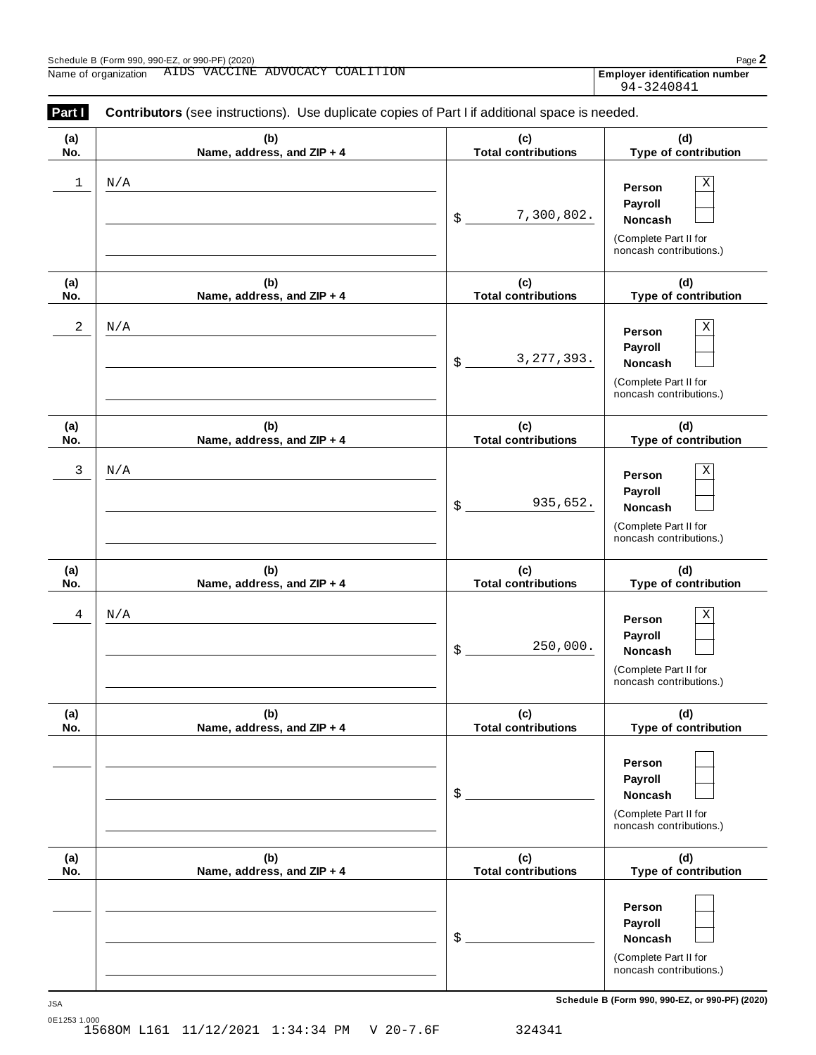Schedule B (Form 990, 990-EZ, or 990-PF) (2020)

Name of organization AIDS VACCINE ADVOCACY COALITION

**Employer identification number** 94-3240841

**Part I** **Contributors** (see instructions). Use duplicate copies of Part I if additional space is needed.

| (a) No. | (b) Name, address, and ZIP + 4 | (c) Total contributions | (d) Type of contribution |
|---|---|---|---|
| 1 | N/A | $ 7,300,802. | Person [X] Payroll [ ] Noncash [ ] (Complete Part II for noncash contributions.) |
| 2 | N/A | $ 3,277,393. | Person [X] Payroll [ ] Noncash [ ] (Complete Part II for noncash contributions.) |
| 3 | N/A | $ 935,652. | Person [X] Payroll [ ] Noncash [ ] (Complete Part II for noncash contributions.) |
| 4 | N/A | $ 250,000. | Person [X] Payroll [ ] Noncash [ ] (Complete Part II for noncash contributions.) |
| | | $ | Person [ ] Payroll [ ] Noncash [ ] (Complete Part II for noncash contributions.) |
| | | $ | Person [ ] Payroll [ ] Noncash [ ] (Complete Part II for noncash contributions.) |

JSA

0E1253 1.000

15680M L161 11/12/2021 1:34:34 PM V 20-7.6F 324341

**Schedule B (Form 990, 990-EZ, or 990-PF) (2020)**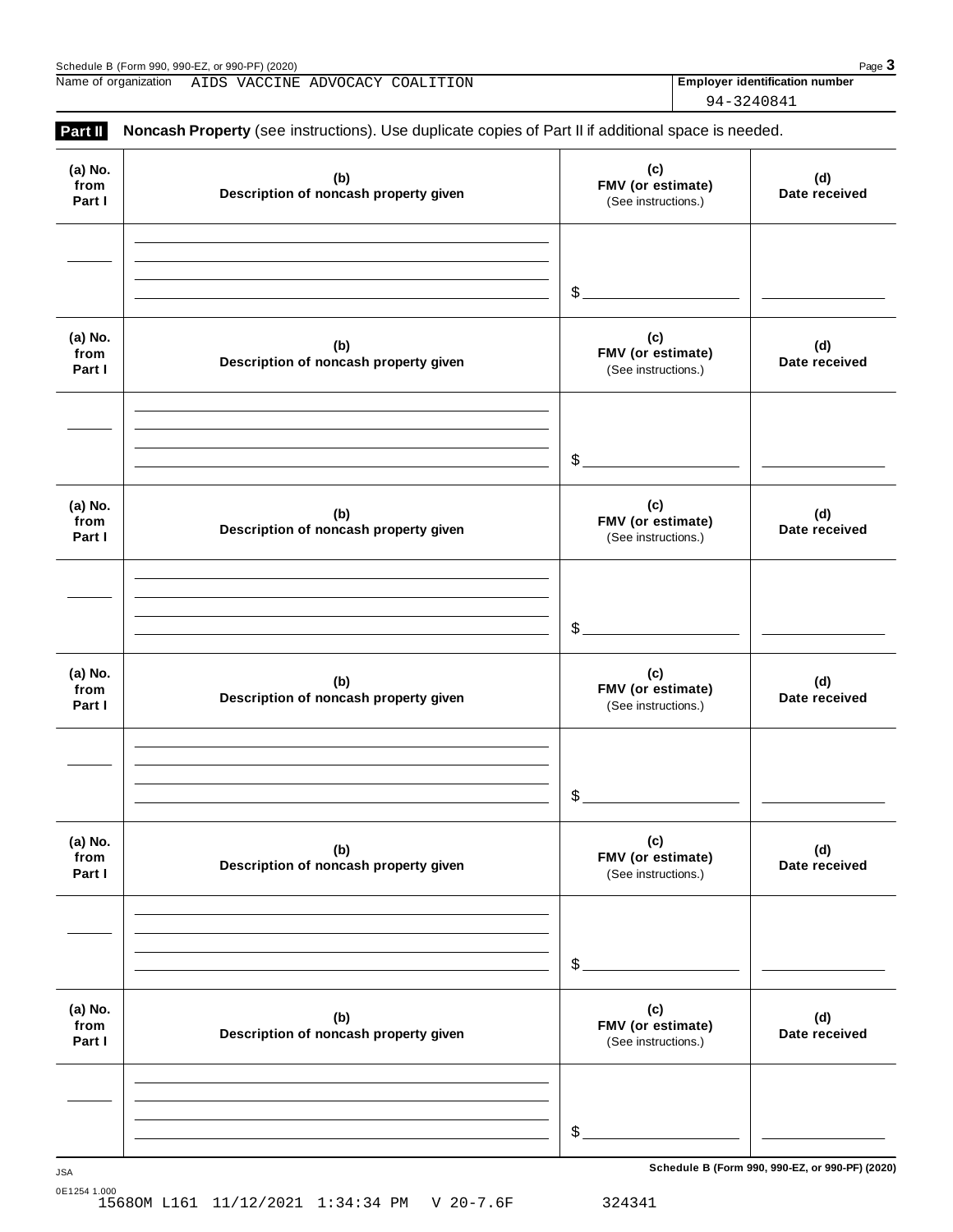Name of organization AIDS VACCINE ADVOCACY COALITION

Employer identification number 94-3240841

**Part II** **Noncash Property** (see instructions). Use duplicate copies of Part II if additional space is needed.

| (a) No. from Part I | (b) Description of noncash property given | (c) FMV (or estimate) (See instructions.) | (d) Date received |
|---|---|---|---|
| | | $ | |

| (a) No. from Part I | (b) Description of noncash property given | (c) FMV (or estimate) (See instructions.) | (d) Date received |
|---|---|---|---|
| | | $ | |

| (a) No. from Part I | (b) Description of noncash property given | (c) FMV (or estimate) (See instructions.) | (d) Date received |
|---|---|---|---|
| | | $ | |

| (a) No. from Part I | (b) Description of noncash property given | (c) FMV (or estimate) (See instructions.) | (d) Date received |
|---|---|---|---|
| | | $ | |

| (a) No. from Part I | (b) Description of noncash property given | (c) FMV (or estimate) (See instructions.) | (d) Date received |
|---|---|---|---|
| | | $ | |

| (a) No. from Part I | (b) Description of noncash property given | (c) FMV (or estimate) (See instructions.) | (d) Date received |
|---|---|---|---|
| | | $ | |

Schedule B (Form 990, 990-EZ, or 990-PF) (2020)

0E1254 1.000
1568OM L161 11/12/2021 1:34:34 PM V 20-7.6F 324341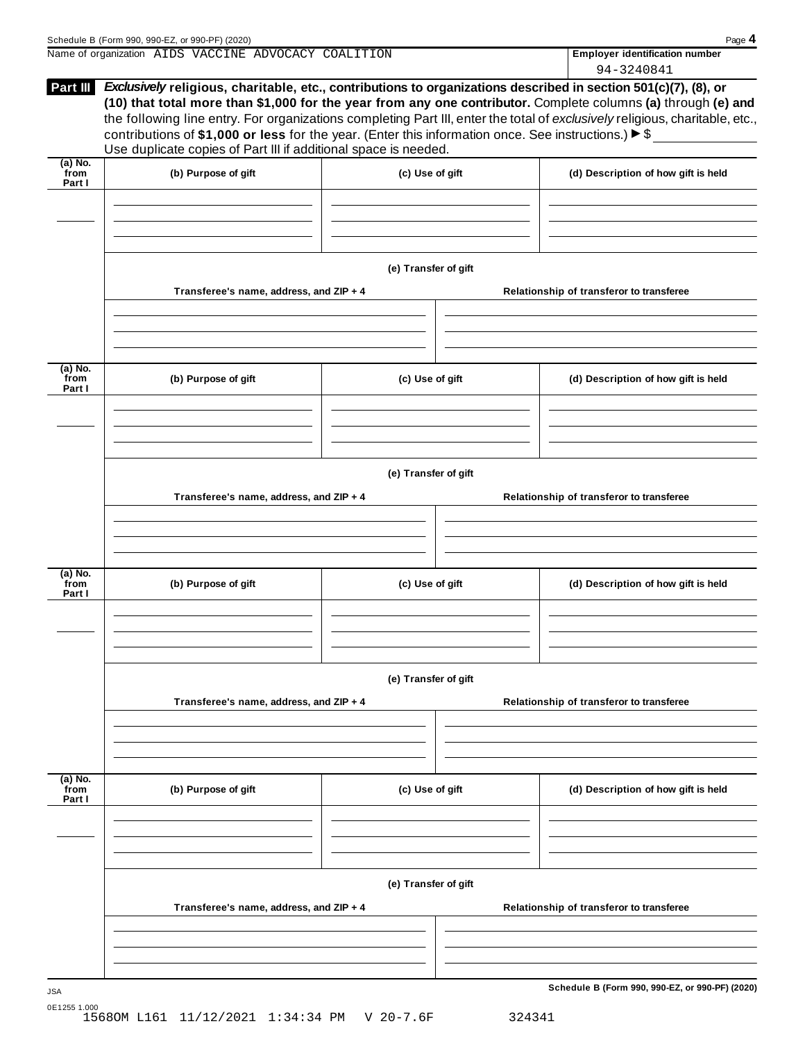Name of organization AIDS VACCINE ADVOCACY COALITION

**Employer identification number** 94-3240841

**Part III** ***Exclusively*** **religious, charitable, etc., contributions to organizations described in section 501(c)(7), (8), or (10) that total more than $1,000 for the year from any one contributor.** Complete columns **(a)** through **(e)** and the following line entry. For organizations completing Part III, enter the total of *exclusively* religious, charitable, etc., contributions of **$1,000 or less** for the year. (Enter this information once. See instructions.) ▶ $

Use duplicate copies of Part III if additional space is needed.

| (a) No. from Part I | (b) Purpose of gift | (c) Use of gift | (d) Description of how gift is held |
|---|---|---|---|
| | | | |

**(e) Transfer of gift**

| Transferee's name, address, and ZIP + 4 | Relationship of transferor to transferee |
|---|---|
| | |

| (a) No. from Part I | (b) Purpose of gift | (c) Use of gift | (d) Description of how gift is held |
|---|---|---|---|
| | | | |

**(e) Transfer of gift**

| Transferee's name, address, and ZIP + 4 | Relationship of transferor to transferee |
|---|---|
| | |

| (a) No. from Part I | (b) Purpose of gift | (c) Use of gift | (d) Description of how gift is held |
|---|---|---|---|
| | | | |

**(e) Transfer of gift**

| Transferee's name, address, and ZIP + 4 | Relationship of transferor to transferee |
|---|---|
| | |

| (a) No. from Part I | (b) Purpose of gift | (c) Use of gift | (d) Description of how gift is held |
|---|---|---|---|
| | | | |

**(e) Transfer of gift**

| Transferee's name, address, and ZIP + 4 | Relationship of transferor to transferee |
|---|---|
| | |

JSA

0E1255 1.000

15680M L161 11/12/2021 1:34:34 PM V 20-7.6F 324341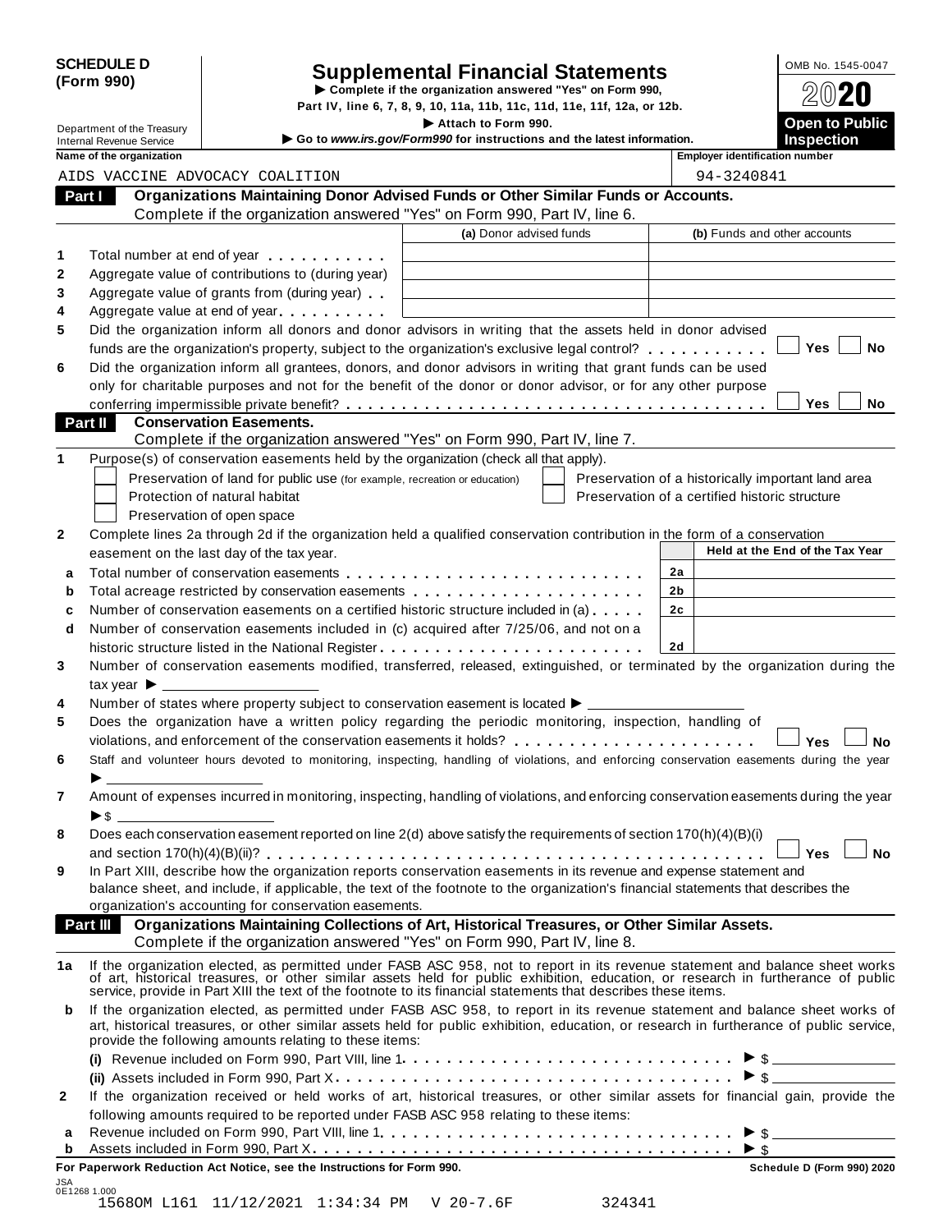**SCHEDULE D (Form 990)**

Department of the Treasury
Internal Revenue Service

# Supplemental Financial Statements

▶ Complete if the organization answered "Yes" on Form 990, Part IV, line 6, 7, 8, 9, 10, 11a, 11b, 11c, 11d, 11e, 11f, 12a, or 12b.
▶ Attach to Form 990.
▶ Go to *www.irs.gov/Form990* for instructions and the latest information.

OMB No. 1545-0047

2020

**Open to Public Inspection**

| Name of the organization | Employer identification number |
|---|---|
| AIDS VACCINE ADVOCACY COALITION | 94-3240841 |

## Part I Organizations Maintaining Donor Advised Funds or Other Similar Funds or Accounts.

Complete if the organization answered "Yes" on Form 990, Part IV, line 6.

| | | (a) Donor advised funds | (b) Funds and other accounts |
|---|---|---|---|
| 1 | Total number at end of year | | |
| 2 | Aggregate value of contributions to (during year) | | |
| 3 | Aggregate value of grants from (during year) | | |
| 4 | Aggregate value at end of year | | |

5 Did the organization inform all donors and donor advisors in writing that the assets held in donor advised funds are the organization's property, subject to the organization's exclusive legal control? ☐ Yes ☐ No

6 Did the organization inform all grantees, donors, and donor advisors in writing that grant funds can be used only for charitable purposes and not for the benefit of the donor or donor advisor, or for any other purpose conferring impermissible private benefit? ☐ Yes ☐ No

## Part II Conservation Easements.

Complete if the organization answered "Yes" on Form 990, Part IV, line 7.

1 Purpose(s) of conservation easements held by the organization (check all that apply).

- ☐ Preservation of land for public use (for example, recreation or education)
- ☐ Protection of natural habitat
- ☐ Preservation of open space
- ☐ Preservation of a historically important land area
- ☐ Preservation of a certified historic structure

2 Complete lines 2a through 2d if the organization held a qualified conservation contribution in the form of a conservation easement on the last day of the tax year.

| | | | Held at the End of the Tax Year |
|---|---|---|---|
| a | Total number of conservation easements | 2a | |
| b | Total acreage restricted by conservation easements | 2b | |
| c | Number of conservation easements on a certified historic structure included in (a) | 2c | |
| d | Number of conservation easements included in (c) acquired after 7/25/06, and not on a historic structure listed in the National Register | 2d | |

3 Number of conservation easements modified, transferred, released, extinguished, or terminated by the organization during the tax year ▶ ______

4 Number of states where property subject to conservation easement is located ▶ ______

5 Does the organization have a written policy regarding the periodic monitoring, inspection, handling of violations, and enforcement of the conservation easements it holds? ☐ Yes ☐ No

6 Staff and volunteer hours devoted to monitoring, inspecting, handling of violations, and enforcing conservation easements during the year ▶ ______

7 Amount of expenses incurred in monitoring, inspecting, handling of violations, and enforcing conservation easements during the year ▶ $ ______

8 Does each conservation easement reported on line 2(d) above satisfy the requirements of section 170(h)(4)(B)(i) and section 170(h)(4)(B)(ii)? ☐ Yes ☐ No

9 In Part XIII, describe how the organization reports conservation easements in its revenue and expense statement and balance sheet, and include, if applicable, the text of the footnote to the organization's financial statements that describes the organization's accounting for conservation easements.

## Part III Organizations Maintaining Collections of Art, Historical Treasures, or Other Similar Assets.

Complete if the organization answered "Yes" on Form 990, Part IV, line 8.

1a If the organization elected, as permitted under FASB ASC 958, not to report in its revenue statement and balance sheet works of art, historical treasures, or other similar assets held for public exhibition, education, or research in furtherance of public service, provide in Part XIII the text of the footnote to its financial statements that describes these items.

b If the organization elected, as permitted under FASB ASC 958, to report in its revenue statement and balance sheet works of art, historical treasures, or other similar assets held for public exhibition, education, or research in furtherance of public service, provide the following amounts relating to these items:

(i) Revenue included on Form 990, Part VIII, line 1 ▶ $ ______

(ii) Assets included in Form 990, Part X ▶ $ ______

2 If the organization received or held works of art, historical treasures, or other similar assets for financial gain, provide the following amounts required to be reported under FASB ASC 958 relating to these items:

a Revenue included on Form 990, Part VIII, line 1 ▶ $ ______

b Assets included in Form 990, Part X ▶ $ ______

**For Paperwork Reduction Act Notice, see the Instructions for Form 990.** **Schedule D (Form 990) 2020**

JSA
0E1268 1.000
15680M L161 11/12/2021 1:34:34 PM V 20-7.6F 324341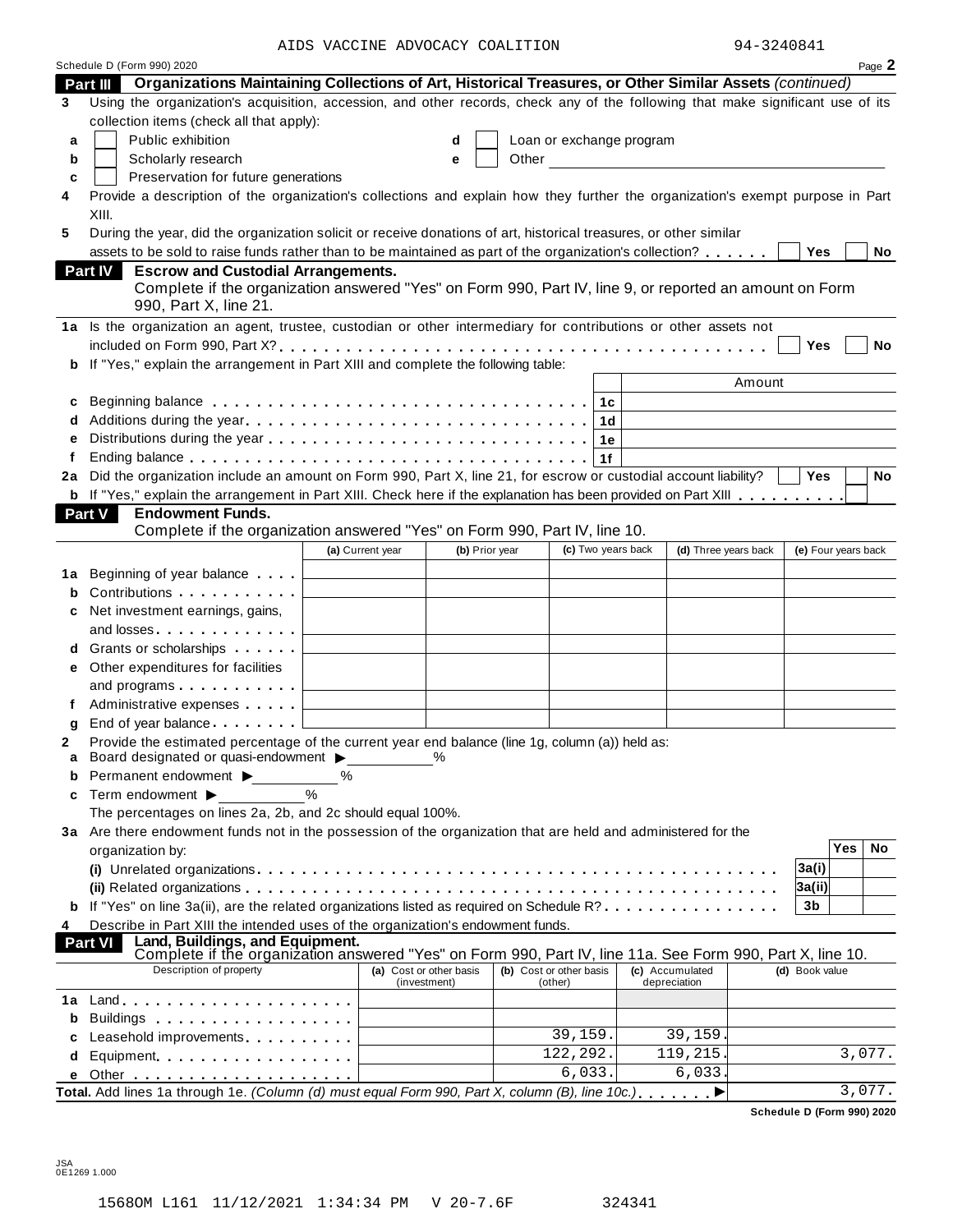AIDS VACCINE ADVOCACY COALITION 94-3240841

Schedule D (Form 990) 2020

## Part III Organizations Maintaining Collections of Art, Historical Treasures, or Other Similar Assets *(continued)*

**3** Using the organization's acquisition, accession, and other records, check any of the following that make significant use of its collection items (check all that apply):

- **a** ☐ Public exhibition
- **b** ☐ Scholarly research
- **c** ☐ Preservation for future generations
- **d** ☐ Loan or exchange program
- **e** ☐ Other

**4** Provide a description of the organization's collections and explain how they further the organization's exempt purpose in Part XIII.

**5** During the year, did the organization solicit or receive donations of art, historical treasures, or other similar assets to be sold to raise funds rather than to be maintained as part of the organization's collection? ☐ Yes ☐ No

## Part IV Escrow and Custodial Arrangements.

Complete if the organization answered "Yes" on Form 990, Part IV, line 9, or reported an amount on Form 990, Part X, line 21.

**1a** Is the organization an agent, trustee, custodian or other intermediary for contributions or other assets not included on Form 990, Part X? ☐ Yes ☐ No

**b** If "Yes," explain the arrangement in Part XIII and complete the following table:

| | | Amount |
|---|---|---|
| **c** Beginning balance | 1c | |
| **d** Additions during the year | 1d | |
| **e** Distributions during the year | 1e | |
| **f** Ending balance | 1f | |

**2a** Did the organization include an amount on Form 990, Part X, line 21, for escrow or custodial account liability? ☐ Yes ☐ No

**b** If "Yes," explain the arrangement in Part XIII. Check here if the explanation has been provided on Part XIII ☐

## Part V Endowment Funds.

Complete if the organization answered "Yes" on Form 990, Part IV, line 10.

| | (a) Current year | (b) Prior year | (c) Two years back | (d) Three years back | (e) Four years back |
|---|---|---|---|---|---|
| **1a** Beginning of year balance | | | | | |
| **b** Contributions | | | | | |
| **c** Net investment earnings, gains, and losses | | | | | |
| **d** Grants or scholarships | | | | | |
| **e** Other expenditures for facilities and programs | | | | | |
| **f** Administrative expenses | | | | | |
| **g** End of year balance | | | | | |

**2** Provide the estimated percentage of the current year end balance (line 1g, column (a)) held as:

- **a** Board designated or quasi-endowment ▶ ______ %
- **b** Permanent endowment ▶ ______ %
- **c** Term endowment ▶ ______ %

The percentages on lines 2a, 2b, and 2c should equal 100%.

**3a** Are there endowment funds not in the possession of the organization that are held and administered for the organization by:

| | | Yes | No |
|---|---|---|---|
| **(i)** Unrelated organizations | 3a(i) | | |
| **(ii)** Related organizations | 3a(ii) | | |
| **b** If "Yes" on line 3a(ii), are the related organizations listed as required on Schedule R? | 3b | | |

**4** Describe in Part XIII the intended uses of the organization's endowment funds.

## Part VI Land, Buildings, and Equipment.

Complete if the organization answered "Yes" on Form 990, Part IV, line 11a. See Form 990, Part X, line 10.

| Description of property | (a) Cost or other basis (investment) | (b) Cost or other basis (other) | (c) Accumulated depreciation | (d) Book value |
|---|---|---|---|---|
| **1a** Land | | | | |
| **b** Buildings | | | | |
| **c** Leasehold improvements | | 39,159. | 39,159. | |
| **d** Equipment | | 122,292. | 119,215. | 3,077. |
| **e** Other | | 6,033. | 6,033. | |
| **Total.** Add lines 1a through 1e. *(Column (d) must equal Form 990, Part X, column (B), line 10c.)* ▶ | | | | 3,077. |

Schedule D (Form 990) 2020

JSA 0E1269 1.000

1568OM L161 11/12/2021 1:34:34 PM V 20-7.6F 324341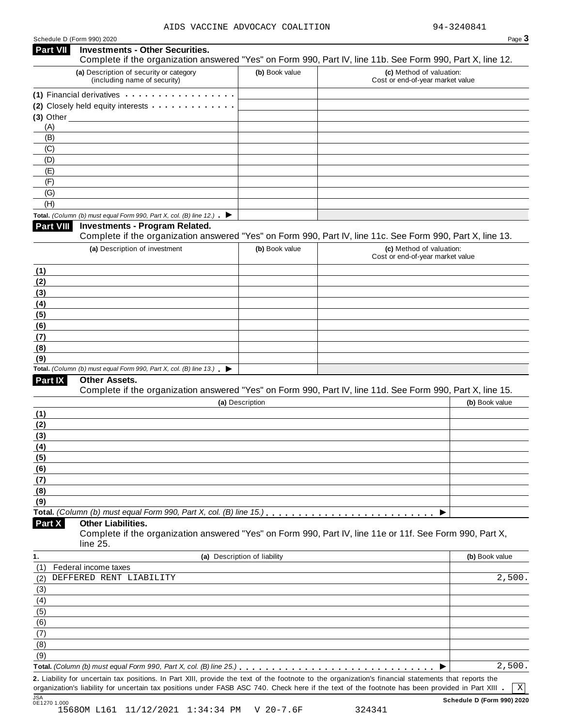AIDS VACCINE ADVOCACY COALITION 94-3240841

Schedule D (Form 990) 2020

## Part VII Investments - Other Securities.

Complete if the organization answered "Yes" on Form 990, Part IV, line 11b. See Form 990, Part X, line 12.

| (a) Description of security or category (including name of security) | (b) Book value | (c) Method of valuation: Cost or end-of-year market value |
|---|---|---|
| (1) Financial derivatives | | |
| (2) Closely held equity interests | | |
| (3) Other | | |
| (A) | | |
| (B) | | |
| (C) | | |
| (D) | | |
| (E) | | |
| (F) | | |
| (G) | | |
| (H) | | |
| **Total.** *(Column (b) must equal Form 990, Part X, col. (B) line 12.)* ▶ | | |

## Part VIII Investments - Program Related.

Complete if the organization answered "Yes" on Form 990, Part IV, line 11c. See Form 990, Part X, line 13.

| (a) Description of investment | (b) Book value | (c) Method of valuation: Cost or end-of-year market value |
|---|---|---|
| (1) | | |
| (2) | | |
| (3) | | |
| (4) | | |
| (5) | | |
| (6) | | |
| (7) | | |
| (8) | | |
| (9) | | |
| **Total.** *(Column (b) must equal Form 990, Part X, col. (B) line 13.)* ▶ | | |

## Part IX Other Assets.

Complete if the organization answered "Yes" on Form 990, Part IV, line 11d. See Form 990, Part X, line 15.

| (a) Description | (b) Book value |
|---|---|
| (1) | |
| (2) | |
| (3) | |
| (4) | |
| (5) | |
| (6) | |
| (7) | |
| (8) | |
| (9) | |
| **Total.** *(Column (b) must equal Form 990, Part X, col. (B) line 15.)* ▶ | |

## Part X Other Liabilities.

Complete if the organization answered "Yes" on Form 990, Part IV, line 11e or 11f. See Form 990, Part X, line 25.

| 1. (a) Description of liability | (b) Book value |
|---|---|
| (1) Federal income taxes | |
| (2) DEFFERED RENT LIABILITY | 2,500. |
| (3) | |
| (4) | |
| (5) | |
| (6) | |
| (7) | |
| (8) | |
| (9) | |
| **Total.** *(Column (b) must equal Form 990, Part X, col. (B) line 25.)* ▶ | 2,500. |

**2.** Liability for uncertain tax positions. In Part XIII, provide the text of the footnote to the organization's financial statements that reports the organization's liability for uncertain tax positions under FASB ASC 740. Check here if the text of the footnote has been provided in Part XIII . [X]

Schedule D (Form 990) 2020

JSA 0E1270 1.000

1568OM L161 11/12/2021 1:34:34 PM V 20-7.6F 324341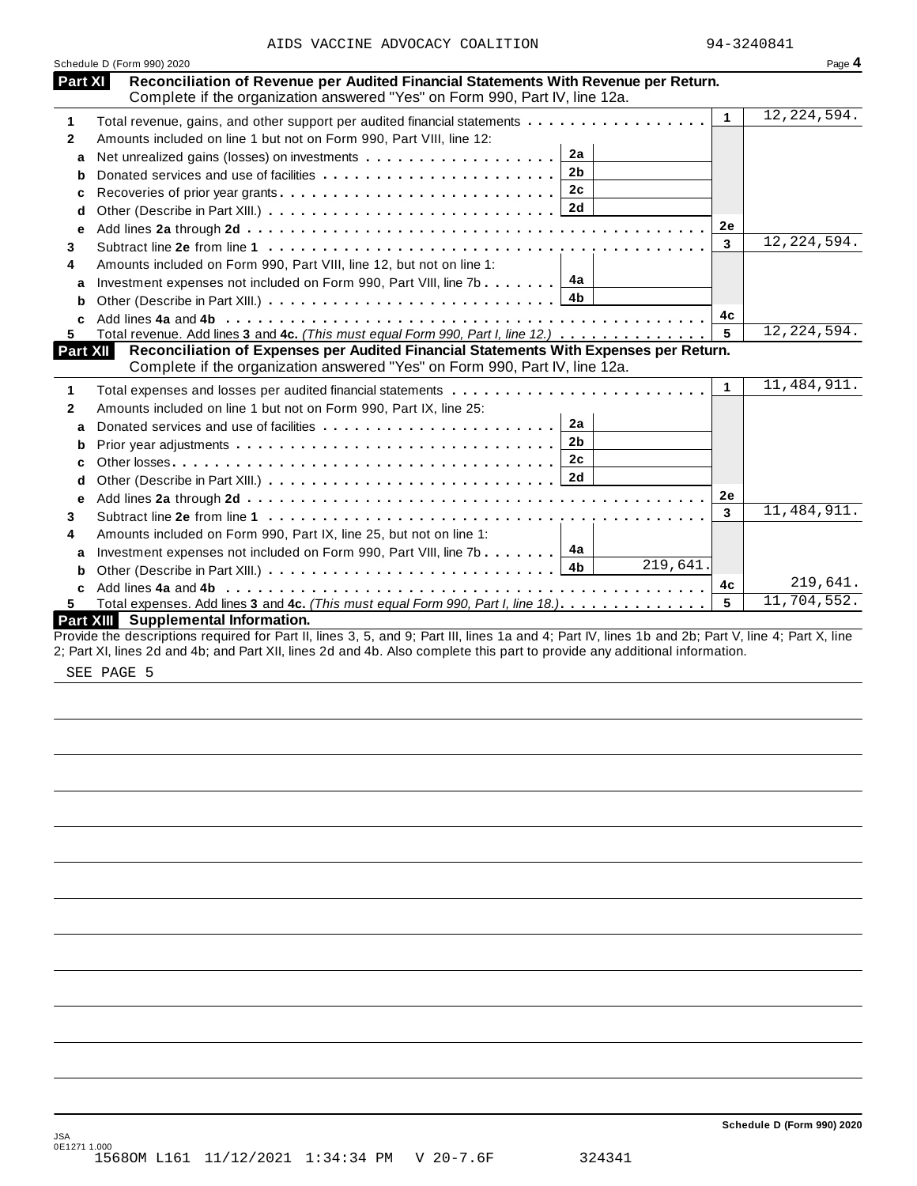AIDS VACCINE ADVOCACY COALITION 94-3240841

Schedule D (Form 990) 2020

## Part XI Reconciliation of Revenue per Audited Financial Statements With Revenue per Return.

Complete if the organization answered "Yes" on Form 990, Part IV, line 12a.

| | | | | | |
|---|---|---|---|---|---|
| 1 | Total revenue, gains, and other support per audited financial statements | | | 1 | 12,224,594. |
| 2 | Amounts included on line 1 but not on Form 990, Part VIII, line 12: | | | | |
| a | Net unrealized gains (losses) on investments | 2a | | | |
| b | Donated services and use of facilities | 2b | | | |
| c | Recoveries of prior year grants | 2c | | | |
| d | Other (Describe in Part XIII.) | 2d | | | |
| e | Add lines **2a** through **2d** | | | 2e | |
| 3 | Subtract line **2e** from line **1** | | | 3 | 12,224,594. |
| 4 | Amounts included on Form 990, Part VIII, line 12, but not on line 1: | | | | |
| a | Investment expenses not included on Form 990, Part VIII, line 7b | 4a | | | |
| b | Other (Describe in Part XIII.) | 4b | | | |
| c | Add lines **4a** and **4b** | | | 4c | |
| 5 | Total revenue. Add lines **3** and **4c.** *(This must equal Form 990, Part I, line 12.)* | | | 5 | 12,224,594. |

## Part XII Reconciliation of Expenses per Audited Financial Statements With Expenses per Return.

Complete if the organization answered "Yes" on Form 990, Part IV, line 12a.

| | | | | | |
|---|---|---|---|---|---|
| 1 | Total expenses and losses per audited financial statements | | | 1 | 11,484,911. |
| 2 | Amounts included on line 1 but not on Form 990, Part IX, line 25: | | | | |
| a | Donated services and use of facilities | 2a | | | |
| b | Prior year adjustments | 2b | | | |
| c | Other losses | 2c | | | |
| d | Other (Describe in Part XIII.) | 2d | | | |
| e | Add lines **2a** through **2d** | | | 2e | |
| 3 | Subtract line **2e** from line **1** | | | 3 | 11,484,911. |
| 4 | Amounts included on Form 990, Part IX, line 25, but not on line 1: | | | | |
| a | Investment expenses not included on Form 990, Part VIII, line 7b | 4a | | | |
| b | Other (Describe in Part XIII.) | 4b | 219,641. | | |
| c | Add lines **4a** and **4b** | | | 4c | 219,641. |
| 5 | Total expenses. Add lines **3** and **4c.** *(This must equal Form 990, Part I, line 18.)* | | | 5 | 11,704,552. |

## Part XIII Supplemental Information.

Provide the descriptions required for Part II, lines 3, 5, and 9; Part III, lines 1a and 4; Part IV, lines 1b and 2b; Part V, line 4; Part X, line 2; Part XI, lines 2d and 4b; and Part XII, lines 2d and 4b. Also complete this part to provide any additional information.

SEE PAGE 5

Schedule D (Form 990) 2020

JSA
0E1271 1.000
1568OM L161 11/12/2021 1:34:34 PM V 20-7.6F 324341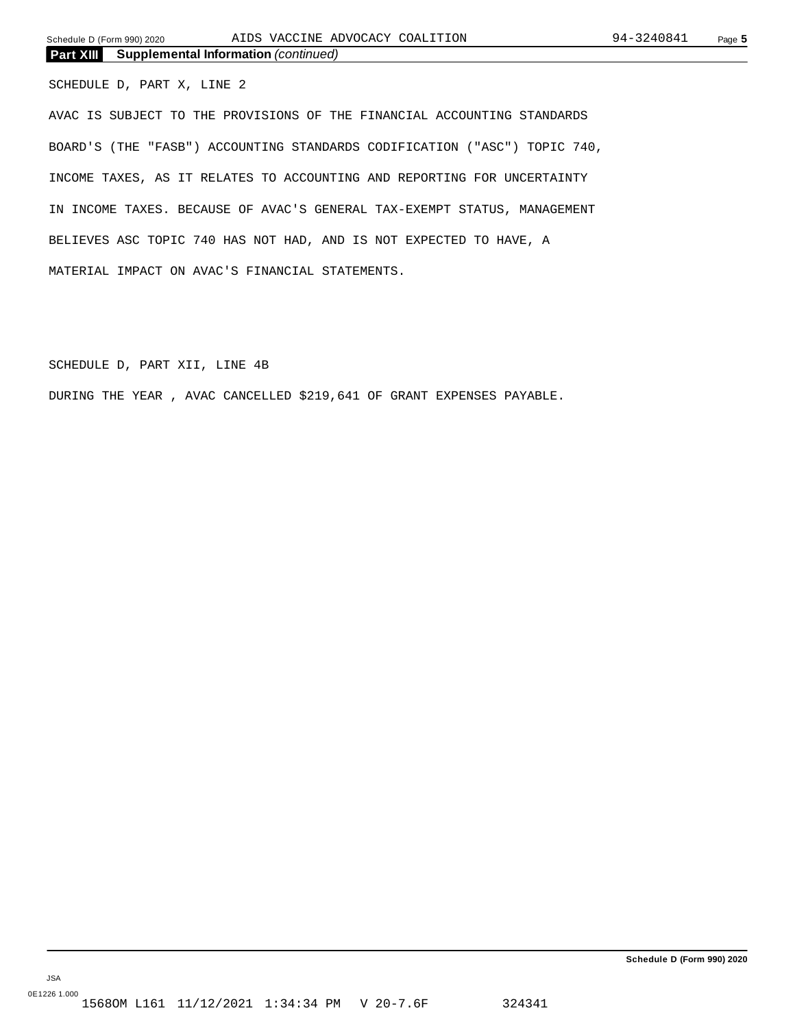**Part XIII Supplemental Information** *(continued)*

SCHEDULE D, PART X, LINE 2

AVAC IS SUBJECT TO THE PROVISIONS OF THE FINANCIAL ACCOUNTING STANDARDS BOARD'S (THE "FASB") ACCOUNTING STANDARDS CODIFICATION ("ASC") TOPIC 740, INCOME TAXES, AS IT RELATES TO ACCOUNTING AND REPORTING FOR UNCERTAINTY IN INCOME TAXES. BECAUSE OF AVAC'S GENERAL TAX-EXEMPT STATUS, MANAGEMENT BELIEVES ASC TOPIC 740 HAS NOT HAD, AND IS NOT EXPECTED TO HAVE, A MATERIAL IMPACT ON AVAC'S FINANCIAL STATEMENTS.

SCHEDULE D, PART XII, LINE 4B

DURING THE YEAR , AVAC CANCELLED $219,641 OF GRANT EXPENSES PAYABLE.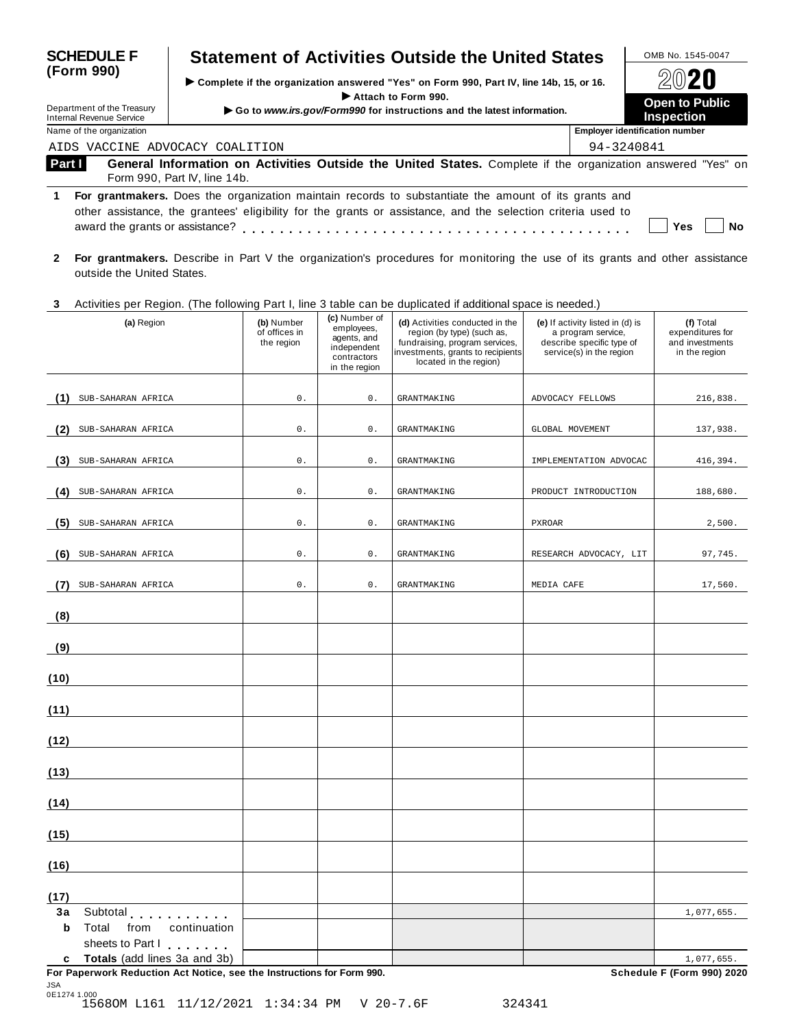# SCHEDULE F (Form 990)

## Statement of Activities Outside the United States

▶ Complete if the organization answered "Yes" on Form 990, Part IV, line 14b, 15, or 16.
▶ Attach to Form 990.
▶ Go to *www.irs.gov/Form990* for instructions and the latest information.

OMB No. 1545-0047

2020

**Open to Public Inspection**

Department of the Treasury
Internal Revenue Service

| Name of the organization | Employer identification number |
|---|---|
| AIDS VACCINE ADVOCACY COALITION | 94-3240841 |

**Part I** **General Information on Activities Outside the United States.** Complete if the organization answered "Yes" on Form 990, Part IV, line 14b.

**1** **For grantmakers.** Does the organization maintain records to substantiate the amount of its grants and other assistance, the grantees' eligibility for the grants or assistance, and the selection criteria used to award the grants or assistance? . . . . . . . . . . . . . . . . . . . . . . . . . . . . . . . . . . . . . . . . ☐ Yes ☐ No

**2** **For grantmakers.** Describe in Part V the organization's procedures for monitoring the use of its grants and other assistance outside the United States.

**3** Activities per Region. (The following Part I, line 3 table can be duplicated if additional space is needed.)

| | (a) Region | (b) Number of offices in the region | (c) Number of employees, agents, and independent contractors in the region | (d) Activities conducted in the region (by type) (such as, fundraising, program services, investments, grants to recipients located in the region) | (e) If activity listed in (d) is a program service, describe specific type of service(s) in the region | (f) Total expenditures for and investments in the region |
|---|---|---|---|---|---|---|
| (1) | SUB-SAHARAN AFRICA | 0. | 0. | GRANTMAKING | ADVOCACY FELLOWS | 216,838. |
| (2) | SUB-SAHARAN AFRICA | 0. | 0. | GRANTMAKING | GLOBAL MOVEMENT | 137,938. |
| (3) | SUB-SAHARAN AFRICA | 0. | 0. | GRANTMAKING | IMPLEMENTATION ADVOCAC | 416,394. |
| (4) | SUB-SAHARAN AFRICA | 0. | 0. | GRANTMAKING | PRODUCT INTRODUCTION | 188,680. |
| (5) | SUB-SAHARAN AFRICA | 0. | 0. | GRANTMAKING | PXROAR | 2,500. |
| (6) | SUB-SAHARAN AFRICA | 0. | 0. | GRANTMAKING | RESEARCH ADVOCACY, LIT | 97,745. |
| (7) | SUB-SAHARAN AFRICA | 0. | 0. | GRANTMAKING | MEDIA CAFE | 17,560. |
| (8) | | | | | | |
| (9) | | | | | | |
| (10) | | | | | | |
| (11) | | | | | | |
| (12) | | | | | | |
| (13) | | | | | | |
| (14) | | | | | | |
| (15) | | | | | | |
| (16) | | | | | | |
| (17) | | | | | | |
| 3a | Subtotal . . . . . . . . . . | | | | | 1,077,655. |
| b | Total from continuation sheets to Part I . . . . . . . | | | | | |
| c | **Totals** (add lines 3a and 3b) | | | | | 1,077,655. |

**For Paperwork Reduction Act Notice, see the Instructions for Form 990.** **Schedule F (Form 990) 2020**

JSA
0E1274 1.000
15680M L161 11/12/2021 1:34:34 PM V 20-7.6F 324341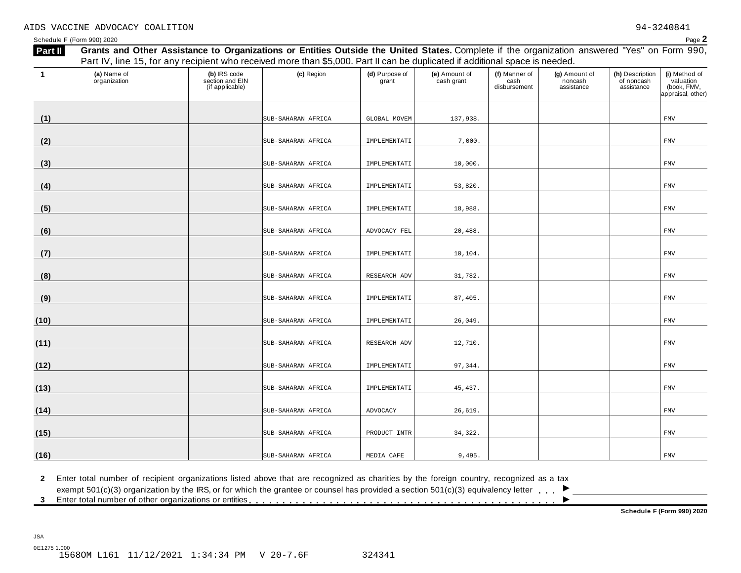AIDS VACCINE ADVOCACY COALITION 94-3240841

Schedule F (Form 990) 2020 Page **2**

**Part II** **Grants and Other Assistance to Organizations or Entities Outside the United States.** Complete if the organization answered "Yes" on Form 990, Part IV, line 15, for any recipient who received more than $5,000. Part II can be duplicated if additional space is needed.

| 1 | (a) Name of organization | (b) IRS code section and EIN (if applicable) | (c) Region | (d) Purpose of grant | (e) Amount of cash grant | (f) Manner of cash disbursement | (g) Amount of noncash assistance | (h) Description of noncash assistance | (i) Method of valuation (book, FMV, appraisal, other) |
|---|---|---|---|---|---|---|---|---|---|
| (1) | | | SUB-SAHARAN AFRICA | GLOBAL MOVEM | 137,938. | | | | FMV |
| (2) | | | SUB-SAHARAN AFRICA | IMPLEMENTATI | 7,000. | | | | FMV |
| (3) | | | SUB-SAHARAN AFRICA | IMPLEMENTATI | 10,000. | | | | FMV |
| (4) | | | SUB-SAHARAN AFRICA | IMPLEMENTATI | 53,820. | | | | FMV |
| (5) | | | SUB-SAHARAN AFRICA | IMPLEMENTATI | 18,988. | | | | FMV |
| (6) | | | SUB-SAHARAN AFRICA | ADVOCACY FEL | 20,488. | | | | FMV |
| (7) | | | SUB-SAHARAN AFRICA | IMPLEMENTATI | 10,104. | | | | FMV |
| (8) | | | SUB-SAHARAN AFRICA | RESEARCH ADV | 31,782. | | | | FMV |
| (9) | | | SUB-SAHARAN AFRICA | IMPLEMENTATI | 87,405. | | | | FMV |
| (10) | | | SUB-SAHARAN AFRICA | IMPLEMENTATI | 26,049. | | | | FMV |
| (11) | | | SUB-SAHARAN AFRICA | RESEARCH ADV | 12,710. | | | | FMV |
| (12) | | | SUB-SAHARAN AFRICA | IMPLEMENTATI | 97,344. | | | | FMV |
| (13) | | | SUB-SAHARAN AFRICA | IMPLEMENTATI | 45,437. | | | | FMV |
| (14) | | | SUB-SAHARAN AFRICA | ADVOCACY | 26,619. | | | | FMV |
| (15) | | | SUB-SAHARAN AFRICA | PRODUCT INTR | 34,322. | | | | FMV |
| (16) | | | SUB-SAHARAN AFRICA | MEDIA CAFE | 9,495. | | | | FMV |

**2** Enter total number of recipient organizations listed above that are recognized as charities by the foreign country, recognized as a tax exempt 501(c)(3) organization by the IRS, or for which the grantee or counsel has provided a section 501(c)(3) equivalency letter . . . ▶

**3** Enter total number of other organizations or entities . . . . . . . . . . . . . . . . . . . . . . . . . . . . . . . . . . . . . . . . . . . . ▶

**Schedule F (Form 990) 2020**

JSA
0E1275 1.000
1568OM L161 11/12/2021 1:34:34 PM V 20-7.6F 324341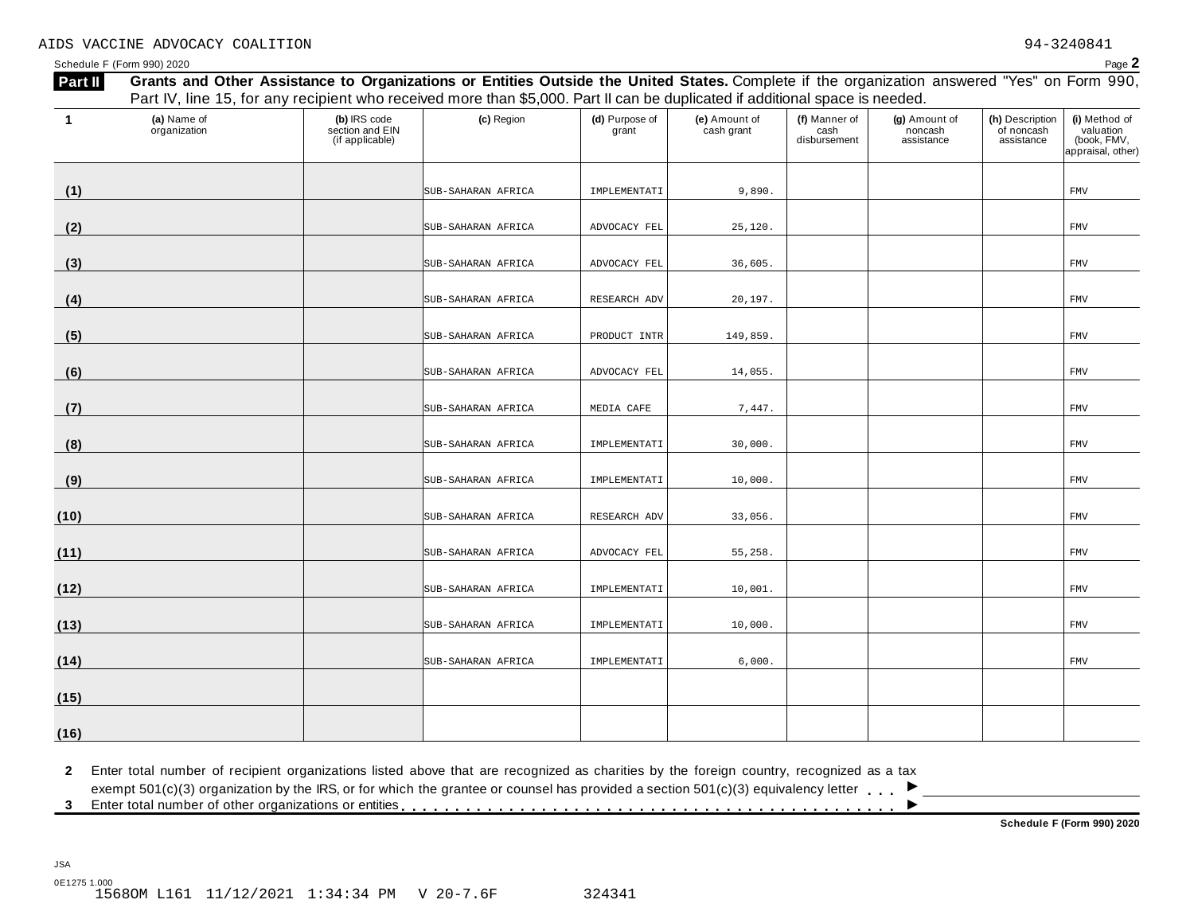AIDS VACCINE ADVOCACY COALITION 94-3240841

Schedule F (Form 990) 2020 Page **2**

## Part II Grants and Other Assistance to Organizations or Entities Outside the United States.

**Grants and Other Assistance to Organizations or Entities Outside the United States.** Complete if the organization answered "Yes" on Form 990, Part IV, line 15, for any recipient who received more than $5,000. Part II can be duplicated if additional space is needed.

| 1 | (a) Name of organization | (b) IRS code section and EIN (if applicable) | (c) Region | (d) Purpose of grant | (e) Amount of cash grant | (f) Manner of cash disbursement | (g) Amount of noncash assistance | (h) Description of noncash assistance | (i) Method of valuation (book, FMV, appraisal, other) |
|---|---|---|---|---|---|---|---|---|---|
| (1) | | | SUB-SAHARAN AFRICA | IMPLEMENTATI | 9,890. | | | | FMV |
| (2) | | | SUB-SAHARAN AFRICA | ADVOCACY FEL | 25,120. | | | | FMV |
| (3) | | | SUB-SAHARAN AFRICA | ADVOCACY FEL | 36,605. | | | | FMV |
| (4) | | | SUB-SAHARAN AFRICA | RESEARCH ADV | 20,197. | | | | FMV |
| (5) | | | SUB-SAHARAN AFRICA | PRODUCT INTR | 149,859. | | | | FMV |
| (6) | | | SUB-SAHARAN AFRICA | ADVOCACY FEL | 14,055. | | | | FMV |
| (7) | | | SUB-SAHARAN AFRICA | MEDIA CAFE | 7,447. | | | | FMV |
| (8) | | | SUB-SAHARAN AFRICA | IMPLEMENTATI | 30,000. | | | | FMV |
| (9) | | | SUB-SAHARAN AFRICA | IMPLEMENTATI | 10,000. | | | | FMV |
| (10) | | | SUB-SAHARAN AFRICA | RESEARCH ADV | 33,056. | | | | FMV |
| (11) | | | SUB-SAHARAN AFRICA | ADVOCACY FEL | 55,258. | | | | FMV |
| (12) | | | SUB-SAHARAN AFRICA | IMPLEMENTATI | 10,001. | | | | FMV |
| (13) | | | SUB-SAHARAN AFRICA | IMPLEMENTATI | 10,000. | | | | FMV |
| (14) | | | SUB-SAHARAN AFRICA | IMPLEMENTATI | 6,000. | | | | FMV |
| (15) | | | | | | | | | |
| (16) | | | | | | | | | |

**2** Enter total number of recipient organizations listed above that are recognized as charities by the foreign country, recognized as a tax exempt 501(c)(3) organization by the IRS, or for which the grantee or counsel has provided a section 501(c)(3) equivalency letter . . . ▶

**3** Enter total number of other organizations or entities . . . ▶

**Schedule F (Form 990) 2020**

JSA
0E1275 1.000
1568OM L161 11/12/2021 1:34:34 PM V 20-7.6F 324341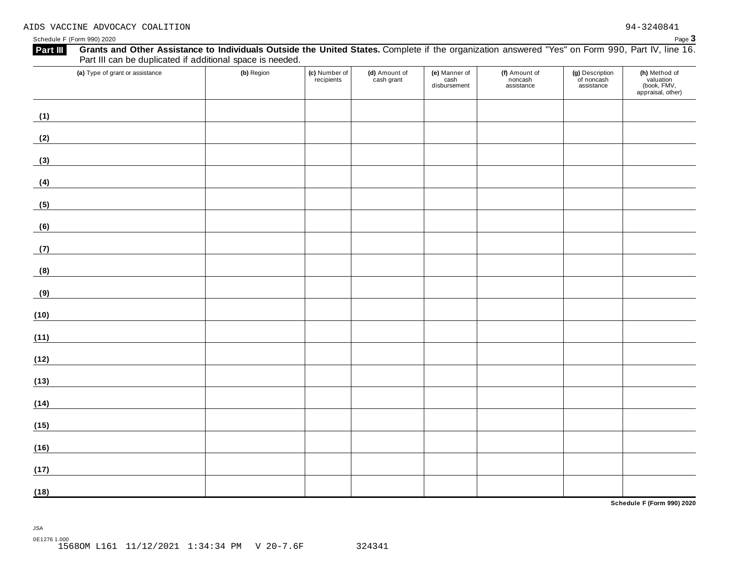AIDS VACCINE ADVOCACY COALITION 94-3240841

**Part III** **Grants and Other Assistance to Individuals Outside the United States.** Complete if the organization answered "Yes" on Form 990, Part IV, line 16. Part III can be duplicated if additional space is needed.

| (a) Type of grant or assistance | (b) Region | (c) Number of recipients | (d) Amount of cash grant | (e) Manner of cash disbursement | (f) Amount of noncash assistance | (g) Description of noncash assistance | (h) Method of valuation (book, FMV, appraisal, other) |
|---|---|---|---|---|---|---|---|
| (1) | | | | | | | |
| (2) | | | | | | | |
| (3) | | | | | | | |
| (4) | | | | | | | |
| (5) | | | | | | | |
| (6) | | | | | | | |
| (7) | | | | | | | |
| (8) | | | | | | | |
| (9) | | | | | | | |
| (10) | | | | | | | |
| (11) | | | | | | | |
| (12) | | | | | | | |
| (13) | | | | | | | |
| (14) | | | | | | | |
| (15) | | | | | | | |
| (16) | | | | | | | |
| (17) | | | | | | | |
| (18) | | | | | | | |

Schedule F (Form 990) 2020

JSA
0E1276 1.000
1568OM L161 11/12/2021 1:34:34 PM V 20-7.6F 324341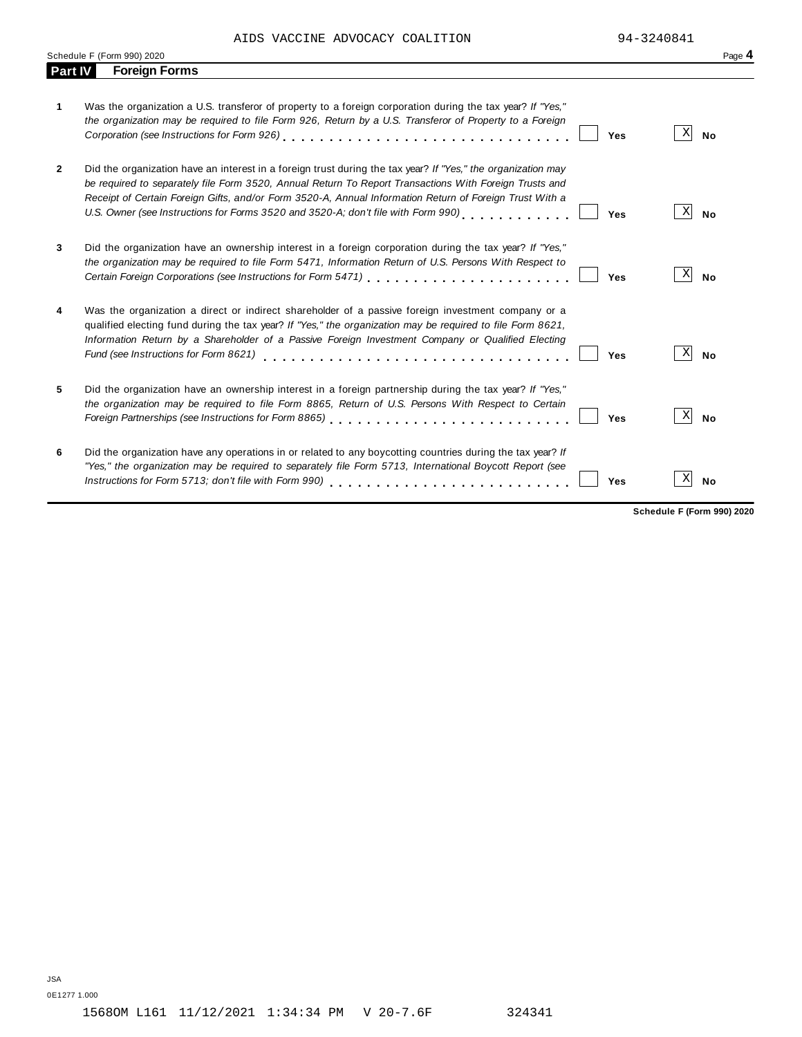AIDS VACCINE ADVOCACY COALITION 94-3240841

Schedule F (Form 990) 2020 Page **4**

## Part IV Foreign Forms

| | | Yes | No |
|---|---|---|---|
| **1** | Was the organization a U.S. transferor of property to a foreign corporation during the tax year? *If "Yes," the organization may be required to file Form 926, Return by a U.S. Transferor of Property to a Foreign Corporation (see Instructions for Form 926)* | | X |
| **2** | Did the organization have an interest in a foreign trust during the tax year? *If "Yes," the organization may be required to separately file Form 3520, Annual Return To Report Transactions With Foreign Trusts and Receipt of Certain Foreign Gifts, and/or Form 3520-A, Annual Information Return of Foreign Trust With a U.S. Owner (see Instructions for Forms 3520 and 3520-A; don't file with Form 990)* | | X |
| **3** | Did the organization have an ownership interest in a foreign corporation during the tax year? *If "Yes," the organization may be required to file Form 5471, Information Return of U.S. Persons With Respect to Certain Foreign Corporations (see Instructions for Form 5471)* | | X |
| **4** | Was the organization a direct or indirect shareholder of a passive foreign investment company or a qualified electing fund during the tax year? *If "Yes," the organization may be required to file Form 8621, Information Return by a Shareholder of a Passive Foreign Investment Company or Qualified Electing Fund (see Instructions for Form 8621)* | | X |
| **5** | Did the organization have an ownership interest in a foreign partnership during the tax year? *If "Yes," the organization may be required to file Form 8865, Return of U.S. Persons With Respect to Certain Foreign Partnerships (see Instructions for Form 8865)* | | X |
| **6** | Did the organization have any operations in or related to any boycotting countries during the tax year? *If "Yes," the organization may be required to separately file Form 5713, International Boycott Report (see Instructions for Form 5713; don't file with Form 990)* | | X |

**Schedule F (Form 990) 2020**

JSA
0E1277 1.000

1568OM L161 11/12/2021 1:34:34 PM V 20-7.6F 324341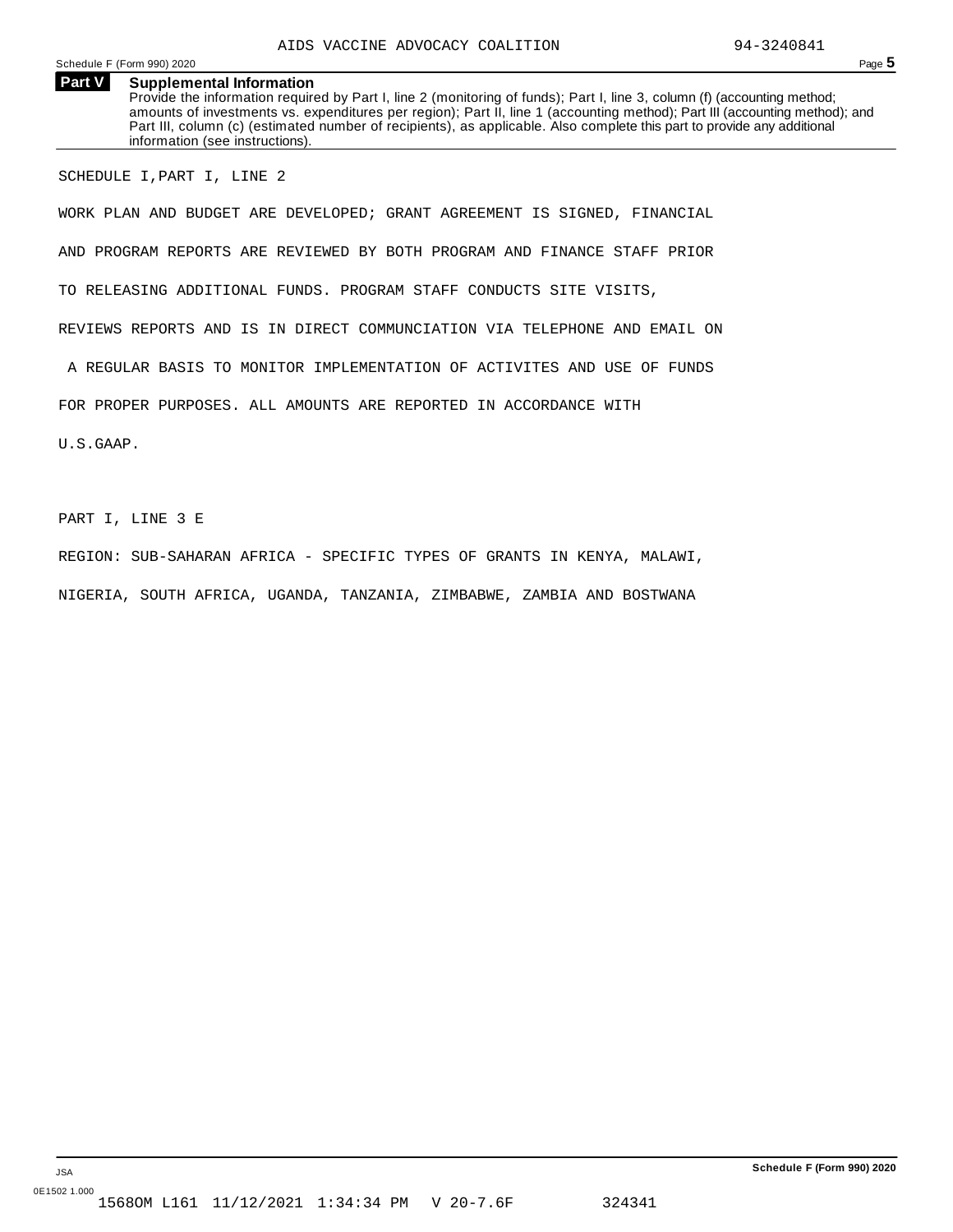AIDS VACCINE ADVOCACY COALITION 94-3240841

Schedule F (Form 990) 2020 Page **5**

## Part V Supplemental Information

Provide the information required by Part I, line 2 (monitoring of funds); Part I, line 3, column (f) (accounting method; amounts of investments vs. expenditures per region); Part II, line 1 (accounting method); Part III (accounting method); and Part III, column (c) (estimated number of recipients), as applicable. Also complete this part to provide any additional information (see instructions).

SCHEDULE I,PART I, LINE 2

WORK PLAN AND BUDGET ARE DEVELOPED; GRANT AGREEMENT IS SIGNED, FINANCIAL AND PROGRAM REPORTS ARE REVIEWED BY BOTH PROGRAM AND FINANCE STAFF PRIOR TO RELEASING ADDITIONAL FUNDS. PROGRAM STAFF CONDUCTS SITE VISITS, REVIEWS REPORTS AND IS IN DIRECT COMMUNCIATION VIA TELEPHONE AND EMAIL ON A REGULAR BASIS TO MONITOR IMPLEMENTATION OF ACTIVITES AND USE OF FUNDS FOR PROPER PURPOSES. ALL AMOUNTS ARE REPORTED IN ACCORDANCE WITH U.S.GAAP.

PART I, LINE 3 E

REGION: SUB-SAHARAN AFRICA - SPECIFIC TYPES OF GRANTS IN KENYA, MALAWI, NIGERIA, SOUTH AFRICA, UGANDA, TANZANIA, ZIMBABWE, ZAMBIA AND BOSTWANA

JSA
0E1502 1.000
1568OM L161 11/12/2021 1:34:34 PM V 20-7.6F 324341

Schedule F (Form 990) 2020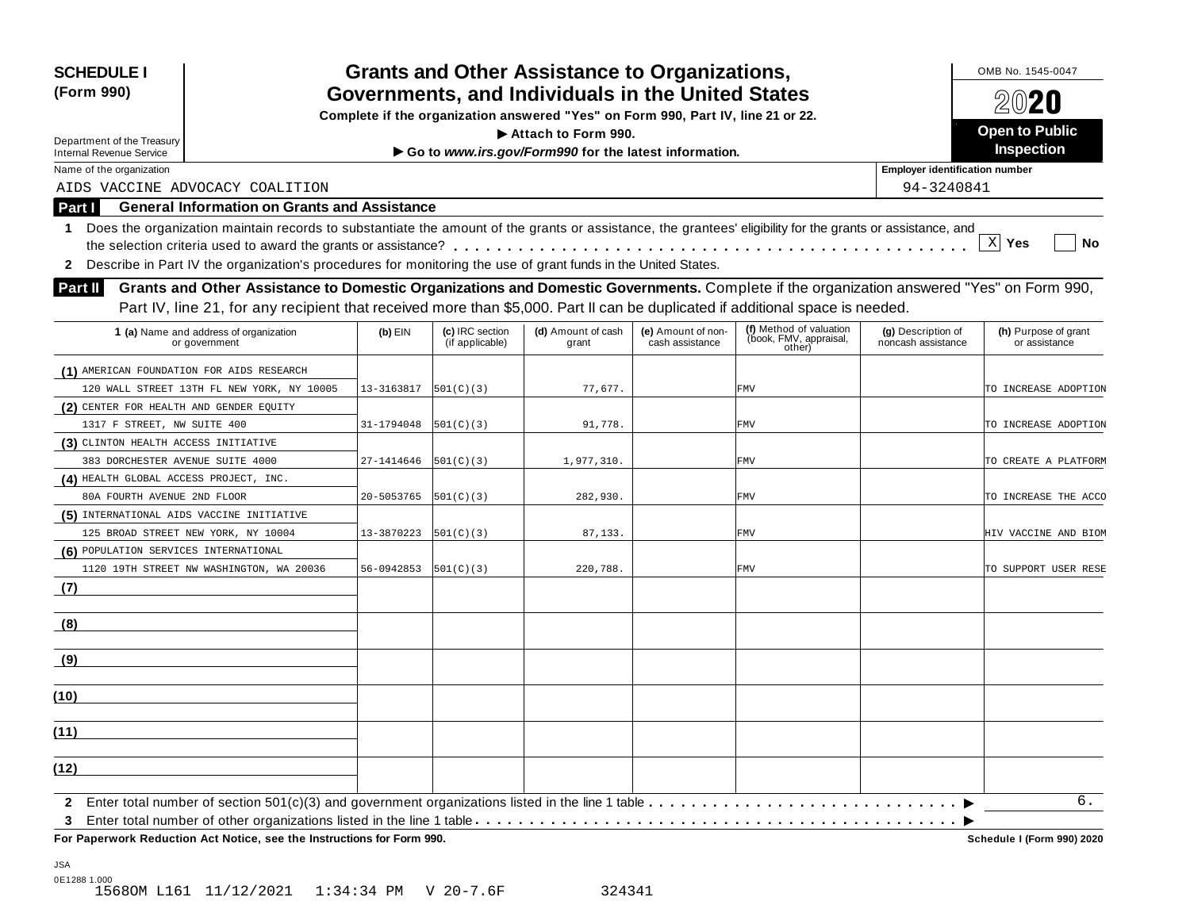**SCHEDULE I (Form 990)**

Department of the Treasury
Internal Revenue Service

# Grants and Other Assistance to Organizations, Governments, and Individuals in the United States

**Complete if the organization answered "Yes" on Form 990, Part IV, line 21 or 22.**

**▶ Attach to Form 990.**

**▶ Go to *www.irs.gov/Form990* for the latest information.**

OMB No. 1545-0047

**2020**

**Open to Public Inspection**

Name of the organization: AIDS VACCINE ADVOCACY COALITION

Employer identification number: 94-3240841

## Part I — General Information on Grants and Assistance

1 Does the organization maintain records to substantiate the amount of the grants or assistance, the grantees' eligibility for the grants or assistance, and the selection criteria used to award the grants or assistance? . . . . . . [X] **Yes** [ ] **No**

2 Describe in Part IV the organization's procedures for monitoring the use of grant funds in the United States.

## Part II — Grants and Other Assistance to Domestic Organizations and Domestic Governments.

Complete if the organization answered "Yes" on Form 990, Part IV, line 21, for any recipient that received more than $5,000. Part II can be duplicated if additional space is needed.

| 1 (a) Name and address of organization or government | (b) EIN | (c) IRC section (if applicable) | (d) Amount of cash grant | (e) Amount of non-cash assistance | (f) Method of valuation (book, FMV, appraisal, other) | (g) Description of noncash assistance | (h) Purpose of grant or assistance |
|---|---|---|---|---|---|---|---|
| (1) AMERICAN FOUNDATION FOR AIDS RESEARCH 120 WALL STREET 13TH FL NEW YORK, NY 10005 | 13-3163817 | 501(C)(3) | 77,677. | | FMV | | TO INCREASE ADOPTION |
| (2) CENTER FOR HEALTH AND GENDER EQUITY 1317 F STREET, NW SUITE 400 | 31-1794048 | 501(C)(3) | 91,778. | | FMV | | TO INCREASE ADOPTION |
| (3) CLINTON HEALTH ACCESS INITIATIVE 383 DORCHESTER AVENUE SUITE 4000 | 27-1414646 | 501(C)(3) | 1,977,310. | | FMV | | TO CREATE A PLATFORM |
| (4) HEALTH GLOBAL ACCESS PROJECT, INC. 80A FOURTH AVENUE 2ND FLOOR | 20-5053765 | 501(C)(3) | 282,930. | | FMV | | TO INCREASE THE ACCO |
| (5) INTERNATIONAL AIDS VACCINE INITIATIVE 125 BROAD STREET NEW YORK, NY 10004 | 13-3870223 | 501(C)(3) | 87,133. | | FMV | | HIV VACCINE AND BIOM |
| (6) POPULATION SERVICES INTERNATIONAL 1120 19TH STREET NW WASHINGTON, WA 20036 | 56-0942853 | 501(C)(3) | 220,788. | | FMV | | TO SUPPORT USER RESE |
| (7) | | | | | | | |
| (8) | | | | | | | |
| (9) | | | | | | | |
| (10) | | | | | | | |
| (11) | | | | | | | |
| (12) | | | | | | | |

2 Enter total number of section 501(c)(3) and government organizations listed in the line 1 table . . . . . . ▶ 6.

3 Enter total number of other organizations listed in the line 1 table . . . . . . ▶

**For Paperwork Reduction Act Notice, see the Instructions for Form 990.** **Schedule I (Form 990) 2020**

JSA
0E1288 1.000
1568OM L161 11/12/2021 1:34:34 PM V 20-7.6F 324341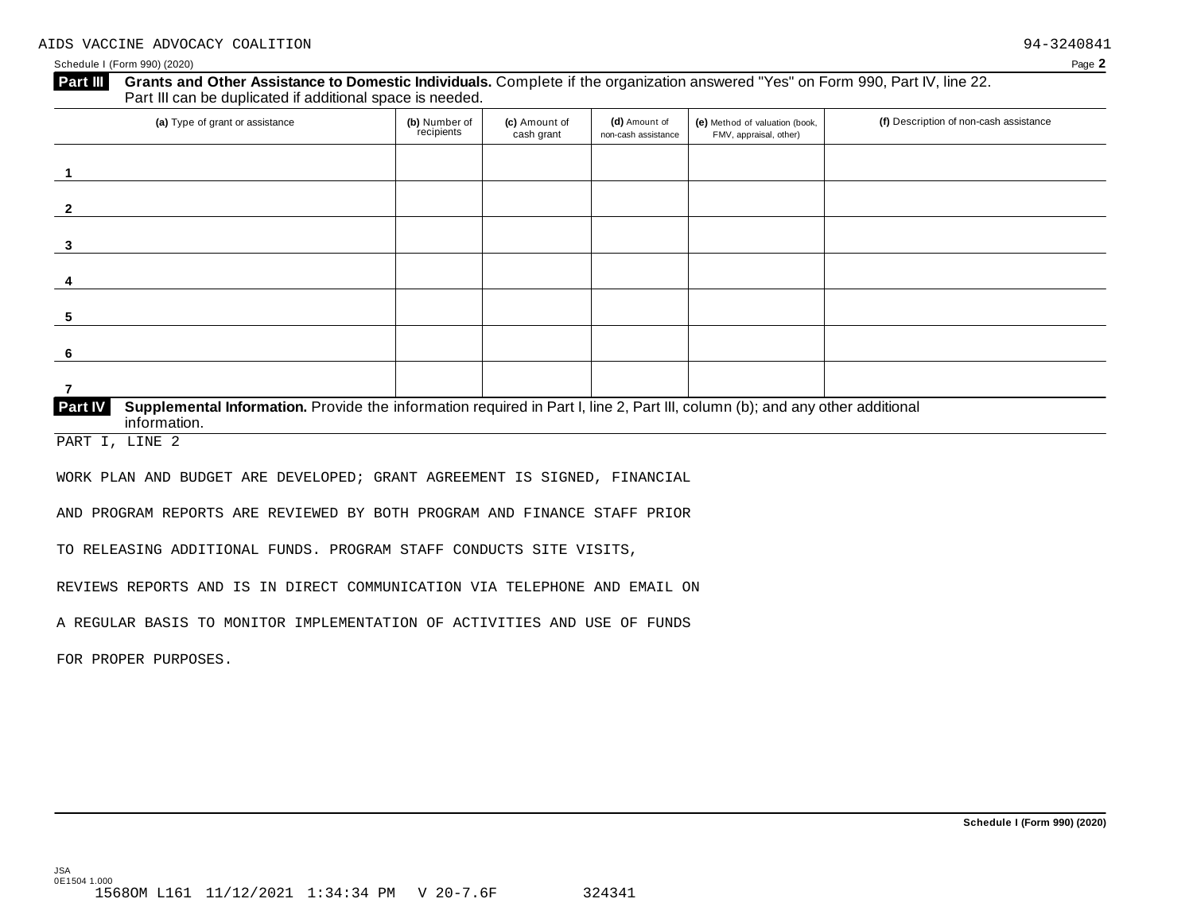AIDS VACCINE ADVOCACY COALITION 94-3240841

Schedule I (Form 990) (2020) Page **2**

**Part III** **Grants and Other Assistance to Domestic Individuals.** Complete if the organization answered "Yes" on Form 990, Part IV, line 22. Part III can be duplicated if additional space is needed.

| (a) Type of grant or assistance | (b) Number of recipients | (c) Amount of cash grant | (d) Amount of non-cash assistance | (e) Method of valuation (book, FMV, appraisal, other) | (f) Description of non-cash assistance |
|---|---|---|---|---|---|
| 1 | | | | | |
| 2 | | | | | |
| 3 | | | | | |
| 4 | | | | | |
| 5 | | | | | |
| 6 | | | | | |
| 7 | | | | | |

**Part IV** **Supplemental Information.** Provide the information required in Part I, line 2, Part III, column (b); and any other additional information.

PART I, LINE 2

WORK PLAN AND BUDGET ARE DEVELOPED; GRANT AGREEMENT IS SIGNED, FINANCIAL AND PROGRAM REPORTS ARE REVIEWED BY BOTH PROGRAM AND FINANCE STAFF PRIOR TO RELEASING ADDITIONAL FUNDS. PROGRAM STAFF CONDUCTS SITE VISITS, REVIEWS REPORTS AND IS IN DIRECT COMMUNICATION VIA TELEPHONE AND EMAIL ON A REGULAR BASIS TO MONITOR IMPLEMENTATION OF ACTIVITIES AND USE OF FUNDS FOR PROPER PURPOSES.

**Schedule I (Form 990) (2020)**

JSA
0E1504 1.000
1568OM L161 11/12/2021 1:34:34 PM V 20-7.6F 324341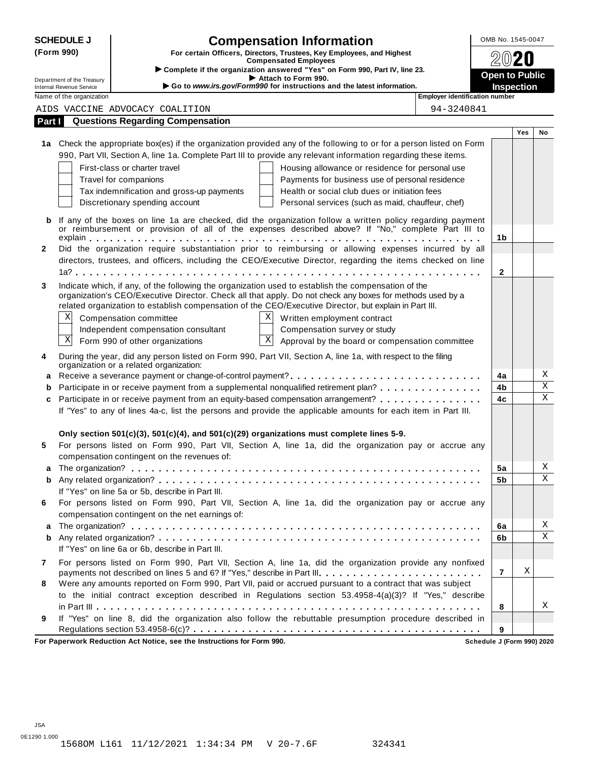**SCHEDULE J (Form 990)**

Department of the Treasury
Internal Revenue Service

# Compensation Information

**For certain Officers, Directors, Trustees, Key Employees, and Highest Compensated Employees**

▶ **Complete if the organization answered "Yes" on Form 990, Part IV, line 23.**
▶ **Attach to Form 990.**
▶ **Go to www.irs.gov/Form990 for instructions and the latest information.**

OMB No. 1545-0047

**2020**

**Open to Public Inspection**

Name of the organization: AIDS VACCINE ADVOCACY COALITION

Employer identification number: 94-3240841

## Part I Questions Regarding Compensation

| | | | Yes | No |
|---|---|---|---|---|
| **1a** | Check the appropriate box(es) if the organization provided any of the following to or for a person listed on Form 990, Part VII, Section A, line 1a. Complete Part III to provide any relevant information regarding these items.<br>☐ First-class or charter travel ☐ Housing allowance or residence for personal use<br>☐ Travel for companions ☐ Payments for business use of personal residence<br>☐ Tax indemnification and gross-up payments ☐ Health or social club dues or initiation fees<br>☐ Discretionary spending account ☐ Personal services (such as maid, chauffeur, chef) | | | |
| **b** | If any of the boxes on line 1a are checked, did the organization follow a written policy regarding payment or reimbursement or provision of all of the expenses described above? If "No," complete Part III to explain | 1b | | |
| **2** | Did the organization require substantiation prior to reimbursing or allowing expenses incurred by all directors, trustees, and officers, including the CEO/Executive Director, regarding the items checked on line 1a? | 2 | | |
| **3** | Indicate which, if any, of the following the organization used to establish the compensation of the organization's CEO/Executive Director. Check all that apply. Do not check any boxes for methods used by a related organization to establish compensation of the CEO/Executive Director, but explain in Part III.<br>☒ Compensation committee ☒ Written employment contract<br>☐ Independent compensation consultant ☐ Compensation survey or study<br>☒ Form 990 of other organizations ☒ Approval by the board or compensation committee | | | |
| **4** | During the year, did any person listed on Form 990, Part VII, Section A, line 1a, with respect to the filing organization or a related organization: | | | |
| **a** | Receive a severance payment or change-of-control payment? | 4a | | X |
| **b** | Participate in or receive payment from a supplemental nonqualified retirement plan? | 4b | | X |
| **c** | Participate in or receive payment from an equity-based compensation arrangement? | 4c | | X |
| | If "Yes" to any of lines 4a-c, list the persons and provide the applicable amounts for each item in Part III. | | | |
| | **Only section 501(c)(3), 501(c)(4), and 501(c)(29) organizations must complete lines 5-9.** | | | |
| **5** | For persons listed on Form 990, Part VII, Section A, line 1a, did the organization pay or accrue any compensation contingent on the revenues of: | | | |
| **a** | The organization? | 5a | | X |
| **b** | Any related organization? | 5b | | X |
| | If "Yes" on line 5a or 5b, describe in Part III. | | | |
| **6** | For persons listed on Form 990, Part VII, Section A, line 1a, did the organization pay or accrue any compensation contingent on the net earnings of: | | | |
| **a** | The organization? | 6a | | X |
| **b** | Any related organization? | 6b | | X |
| | If "Yes" on line 6a or 6b, describe in Part III. | | | |
| **7** | For persons listed on Form 990, Part VII, Section A, line 1a, did the organization provide any nonfixed payments not described on lines 5 and 6? If "Yes," describe in Part III. | 7 | X | |
| **8** | Were any amounts reported on Form 990, Part VII, paid or accrued pursuant to a contract that was subject to the initial contract exception described in Regulations section 53.4958-4(a)(3)? If "Yes," describe in Part III | 8 | | X |
| **9** | If "Yes" on line 8, did the organization also follow the rebuttable presumption procedure described in Regulations section 53.4958-6(c)? | 9 | | |

**For Paperwork Reduction Act Notice, see the Instructions for Form 990.** **Schedule J (Form 990) 2020**

JSA
0E1290 1.000
1568OM L161 11/12/2021 1:34:34 PM V 20-7.6F 324341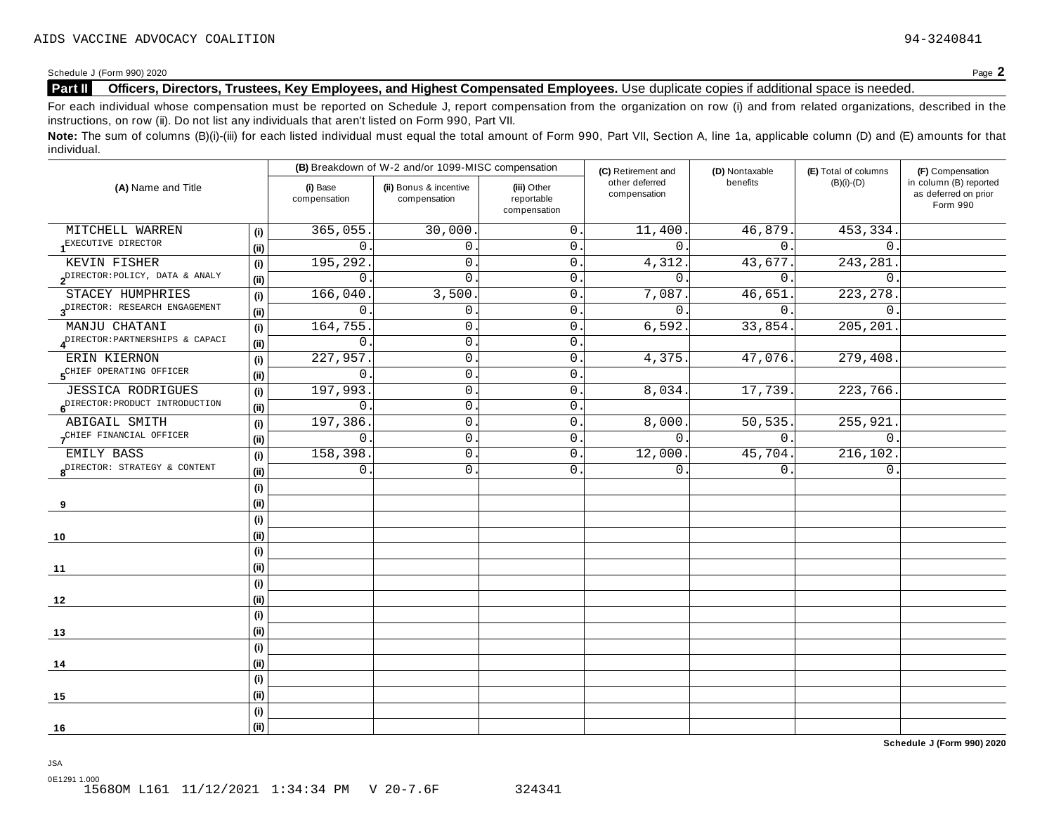AIDS VACCINE ADVOCACY COALITION 94-3240841

Schedule J (Form 990) 2020

**Part II** **Officers, Directors, Trustees, Key Employees, and Highest Compensated Employees.** Use duplicate copies if additional space is needed.

For each individual whose compensation must be reported on Schedule J, report compensation from the organization on row (i) and from related organizations, described in the instructions, on row (ii). Do not list any individuals that aren't listed on Form 990, Part VII.

**Note:** The sum of columns (B)(i)-(iii) for each listed individual must equal the total amount of Form 990, Part VII, Section A, line 1a, applicable column (D) and (E) amounts for that individual.

| (A) Name and Title | | (B) Breakdown of W-2 and/or 1099-MISC compensation | | | (C) Retirement and other deferred compensation | (D) Nontaxable benefits | (E) Total of columns (B)(i)-(D) | (F) Compensation in column (B) reported as deferred on prior Form 990 |
|---|---|---|---|---|---|---|---|---|
| | | (i) Base compensation | (ii) Bonus & incentive compensation | (iii) Other reportable compensation | | | | |
| 1 MITCHELL WARREN | (i) | 365,055. | 30,000. | 0. | 11,400. | 46,879. | 453,334. | |
| EXECUTIVE DIRECTOR | (ii) | 0. | 0. | 0. | 0. | 0. | 0. | |
| 2 KEVIN FISHER | (i) | 195,292. | 0. | 0. | 4,312. | 43,677. | 243,281. | |
| DIRECTOR:POLICY, DATA & ANALY | (ii) | 0. | 0. | 0. | 0. | 0. | 0. | |
| 3 STACEY HUMPHRIES | (i) | 166,040. | 3,500. | 0. | 7,087. | 46,651. | 223,278. | |
| DIRECTOR: RESEARCH ENGAGEMENT | (ii) | 0. | 0. | 0. | 0. | 0. | 0. | |
| 4 MANJU CHATANI | (i) | 164,755. | 0. | 0. | 6,592. | 33,854. | 205,201. | |
| DIRECTOR:PARTNERSHIPS & CAPACI | (ii) | 0. | 0. | 0. | | | | |
| 5 ERIN KIERNON | (i) | 227,957. | 0. | 0. | 4,375. | 47,076. | 279,408. | |
| CHIEF OPERATING OFFICER | (ii) | 0. | 0. | 0. | | | | |
| 6 JESSICA RODRIGUES | (i) | 197,993. | 0. | 0. | 8,034. | 17,739. | 223,766. | |
| DIRECTOR:PRODUCT INTRODUCTION | (ii) | 0. | 0. | 0. | | | | |
| 7 ABIGAIL SMITH | (i) | 197,386. | 0. | 0. | 8,000. | 50,535. | 255,921. | |
| CHIEF FINANCIAL OFFICER | (ii) | 0. | 0. | 0. | 0. | 0. | 0. | |
| 8 EMILY BASS | (i) | 158,398. | 0. | 0. | 12,000. | 45,704. | 216,102. | |
| DIRECTOR: STRATEGY & CONTENT | (ii) | 0. | 0. | 0. | 0. | 0. | 0. | |
| 9 | (i) | | | | | | | |
| | (ii) | | | | | | | |
| 10 | (i) | | | | | | | |
| | (ii) | | | | | | | |
| 11 | (i) | | | | | | | |
| | (ii) | | | | | | | |
| 12 | (i) | | | | | | | |
| | (ii) | | | | | | | |
| 13 | (i) | | | | | | | |
| | (ii) | | | | | | | |
| 14 | (i) | | | | | | | |
| | (ii) | | | | | | | |
| 15 | (i) | | | | | | | |
| | (ii) | | | | | | | |
| 16 | (i) | | | | | | | |
| | (ii) | | | | | | | |

**Schedule J (Form 990) 2020**

JSA
0E1291 1.000
1568OM L161 11/12/2021 1:34:34 PM V 20-7.6F 324341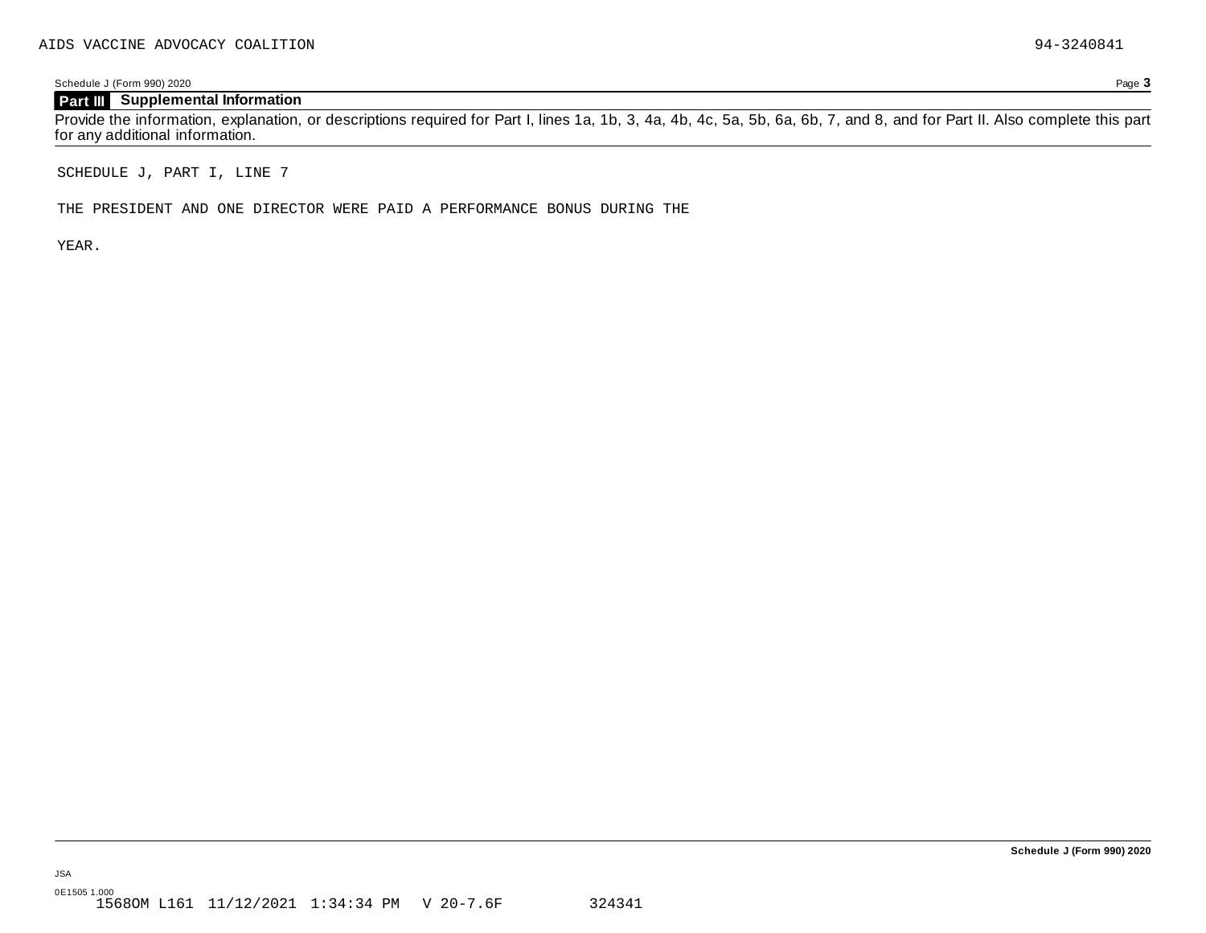AIDS VACCINE ADVOCACY COALITION 94-3240841

Schedule J (Form 990) 2020

**Part III Supplemental Information**

Provide the information, explanation, or descriptions required for Part I, lines 1a, 1b, 3, 4a, 4b, 4c, 5a, 5b, 6a, 6b, 7, and 8, and for Part II. Also complete this part for any additional information.

SCHEDULE J, PART I, LINE 7

THE PRESIDENT AND ONE DIRECTOR WERE PAID A PERFORMANCE BONUS DURING THE YEAR.

**Schedule J (Form 990) 2020**

JSA
0E1505 1.000
1568OM L161 11/12/2021 1:34:34 PM V 20-7.6F 324341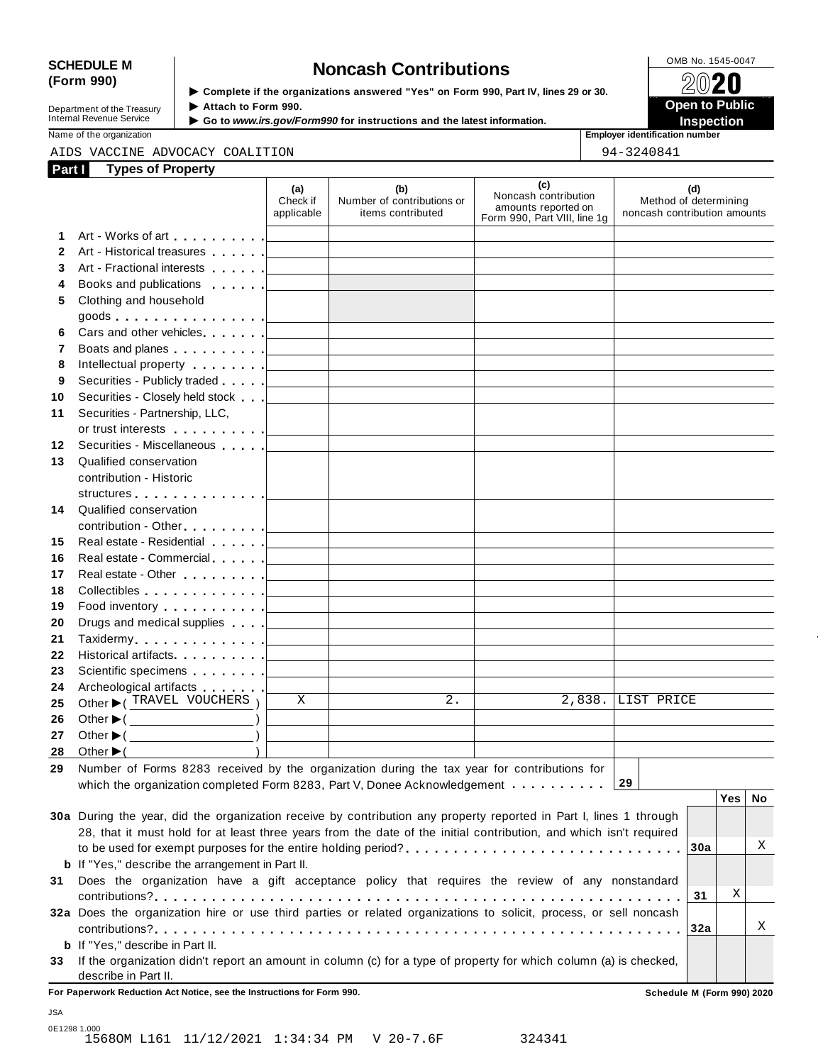**SCHEDULE M (Form 990)**

Department of the Treasury
Internal Revenue Service

# Noncash Contributions

▶ Complete if the organizations answered "Yes" on Form 990, Part IV, lines 29 or 30.
▶ Attach to Form 990.
▶ Go to *www.irs.gov/Form990* for instructions and the latest information.

OMB No. 1545-0047
**2020**
**Open to Public Inspection**

Name of the organization: AIDS VACCINE ADVOCACY COALITION

Employer identification number: 94-3240841

## Part I Types of Property

| | | (a) Check if applicable | (b) Number of contributions or items contributed | (c) Noncash contribution amounts reported on Form 990, Part VIII, line 1g | (d) Method of determining noncash contribution amounts |
|---|---|---|---|---|---|
| 1 | Art - Works of art | | | | |
| 2 | Art - Historical treasures | | | | |
| 3 | Art - Fractional interests | | | | |
| 4 | Books and publications | | | | |
| 5 | Clothing and household goods | | | | |
| 6 | Cars and other vehicles | | | | |
| 7 | Boats and planes | | | | |
| 8 | Intellectual property | | | | |
| 9 | Securities - Publicly traded | | | | |
| 10 | Securities - Closely held stock | | | | |
| 11 | Securities - Partnership, LLC, or trust interests | | | | |
| 12 | Securities - Miscellaneous | | | | |
| 13 | Qualified conservation contribution - Historic structures | | | | |
| 14 | Qualified conservation contribution - Other | | | | |
| 15 | Real estate - Residential | | | | |
| 16 | Real estate - Commercial | | | | |
| 17 | Real estate - Other | | | | |
| 18 | Collectibles | | | | |
| 19 | Food inventory | | | | |
| 20 | Drugs and medical supplies | | | | |
| 21 | Taxidermy | | | | |
| 22 | Historical artifacts | | | | |
| 23 | Scientific specimens | | | | |
| 24 | Archeological artifacts | | | | |
| 25 | Other ▶ ( TRAVEL VOUCHERS ) | X | 2. | 2,838. | LIST PRICE |
| 26 | Other ▶ ( ) | | | | |
| 27 | Other ▶ ( ) | | | | |
| 28 | Other ▶ ( ) | | | | |

29 Number of Forms 8283 received by the organization during the tax year for contributions for which the organization completed Form 8283, Part V, Donee Acknowledgement . . . . . . . . . . **29**

| | | | Yes | No |
|---|---|---|---|---|
| 30a | During the year, did the organization receive by contribution any property reported in Part I, lines 1 through 28, that it must hold for at least three years from the date of the initial contribution, and which isn't required to be used for exempt purposes for the entire holding period? | 30a | | X |
| b | If "Yes," describe the arrangement in Part II. | | | |
| 31 | Does the organization have a gift acceptance policy that requires the review of any nonstandard contributions? | 31 | X | |
| 32a | Does the organization hire or use third parties or related organizations to solicit, process, or sell noncash contributions? | 32a | | X |
| b | If "Yes," describe in Part II. | | | |
| 33 | If the organization didn't report an amount in column (c) for a type of property for which column (a) is checked, describe in Part II. | | | |

**For Paperwork Reduction Act Notice, see the Instructions for Form 990.** **Schedule M (Form 990) 2020**

JSA
0E1298 1.000
1568OM L161 11/12/2021 1:34:34 PM V 20-7.6F 324341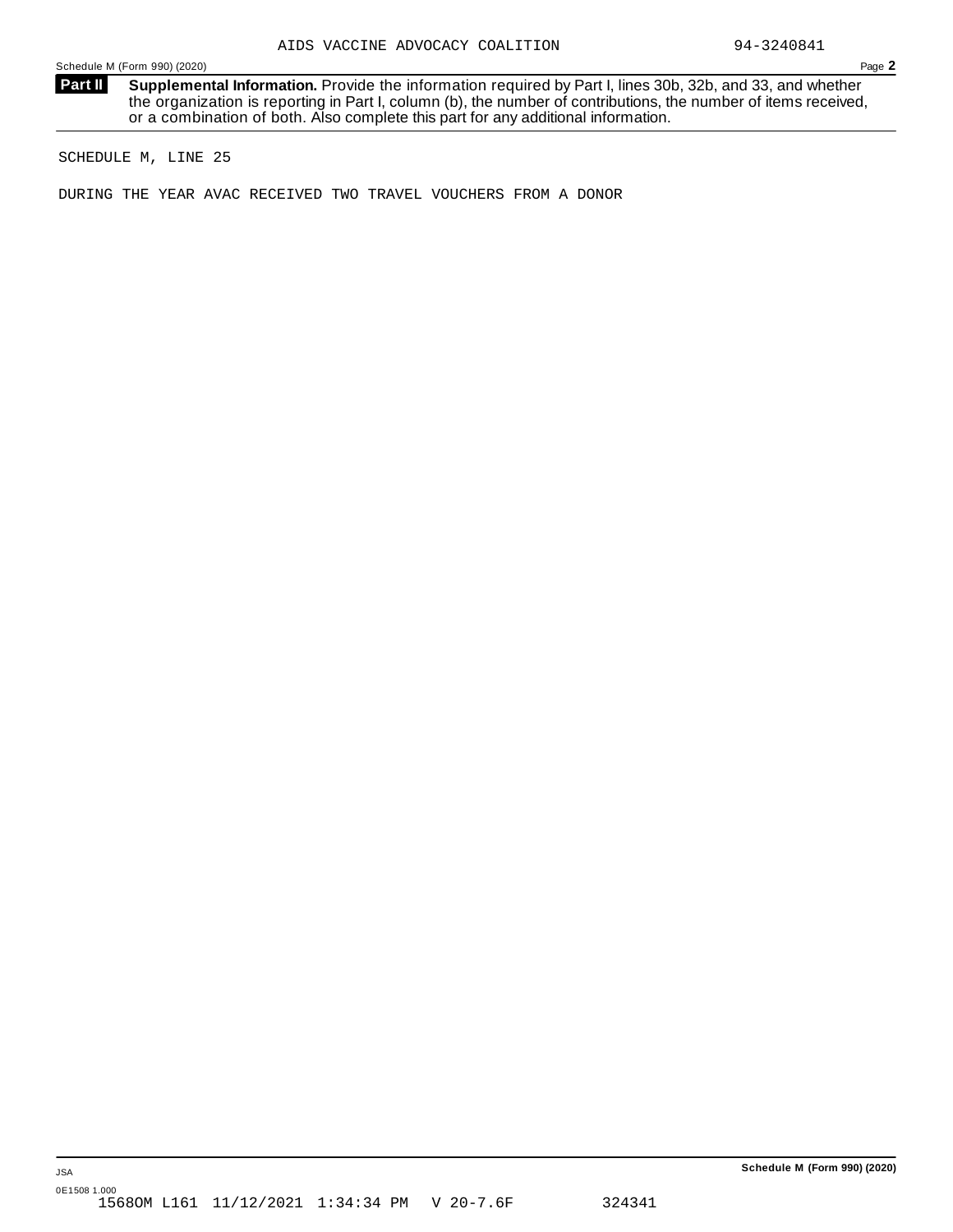AIDS VACCINE ADVOCACY COALITION 94-3240841

Schedule M (Form 990) (2020) Page **2**

**Part II** **Supplemental Information.** Provide the information required by Part I, lines 30b, 32b, and 33, and whether the organization is reporting in Part I, column (b), the number of contributions, the number of items received, or a combination of both. Also complete this part for any additional information.

SCHEDULE M, LINE 25

DURING THE YEAR AVAC RECEIVED TWO TRAVEL VOUCHERS FROM A DONOR

JSA **Schedule M (Form 990) (2020)**

0E1508 1.000
1568OM L161 11/12/2021 1:34:34 PM V 20-7.6F 324341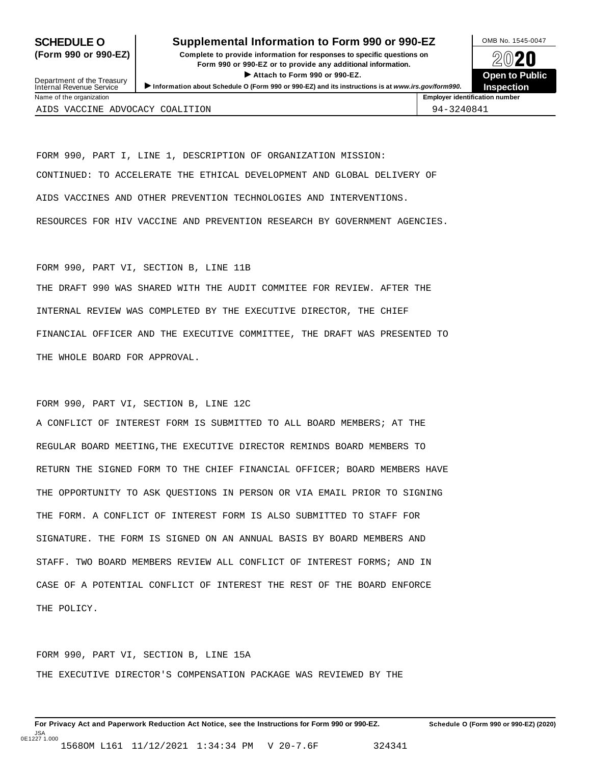**SCHEDULE O (Form 990 or 990-EZ)**

Department of the Treasury
Internal Revenue Service

# Supplemental Information to Form 990 or 990-EZ

**Complete to provide information for responses to specific questions on Form 990 or 990-EZ or to provide any additional information.**

▶ **Attach to Form 990 or 990-EZ.**

▶ **Information about Schedule O (Form 990 or 990-EZ) and its instructions is at *www.irs.gov/form990*.**

OMB No. 1545-0047

**2020**

**Open to Public Inspection**

| Name of the organization | Employer identification number |
|---|---|
| AIDS VACCINE ADVOCACY COALITION | 94-3240841 |

FORM 990, PART I, LINE 1, DESCRIPTION OF ORGANIZATION MISSION:

CONTINUED: TO ACCELERATE THE ETHICAL DEVELOPMENT AND GLOBAL DELIVERY OF AIDS VACCINES AND OTHER PREVENTION TECHNOLOGIES AND INTERVENTIONS. RESOURCES FOR HIV VACCINE AND PREVENTION RESEARCH BY GOVERNMENT AGENCIES.

FORM 990, PART VI, SECTION B, LINE 11B

THE DRAFT 990 WAS SHARED WITH THE AUDIT COMMITEE FOR REVIEW. AFTER THE INTERNAL REVIEW WAS COMPLETED BY THE EXECUTIVE DIRECTOR, THE CHIEF FINANCIAL OFFICER AND THE EXECUTIVE COMMITTEE, THE DRAFT WAS PRESENTED TO THE WHOLE BOARD FOR APPROVAL.

FORM 990, PART VI, SECTION B, LINE 12C

A CONFLICT OF INTEREST FORM IS SUBMITTED TO ALL BOARD MEMBERS; AT THE REGULAR BOARD MEETING,THE EXECUTIVE DIRECTOR REMINDS BOARD MEMBERS TO RETURN THE SIGNED FORM TO THE CHIEF FINANCIAL OFFICER; BOARD MEMBERS HAVE THE OPPORTUNITY TO ASK QUESTIONS IN PERSON OR VIA EMAIL PRIOR TO SIGNING THE FORM. A CONFLICT OF INTEREST FORM IS ALSO SUBMITTED TO STAFF FOR SIGNATURE. THE FORM IS SIGNED ON AN ANNUAL BASIS BY BOARD MEMBERS AND STAFF. TWO BOARD MEMBERS REVIEW ALL CONFLICT OF INTEREST FORMS; AND IN CASE OF A POTENTIAL CONFLICT OF INTEREST THE REST OF THE BOARD ENFORCE THE POLICY.

FORM 990, PART VI, SECTION B, LINE 15A

THE EXECUTIVE DIRECTOR'S COMPENSATION PACKAGE WAS REVIEWED BY THE

**For Privacy Act and Paperwork Reduction Act Notice, see the Instructions for Form 990 or 990-EZ.** **Schedule O (Form 990 or 990-EZ) (2020)**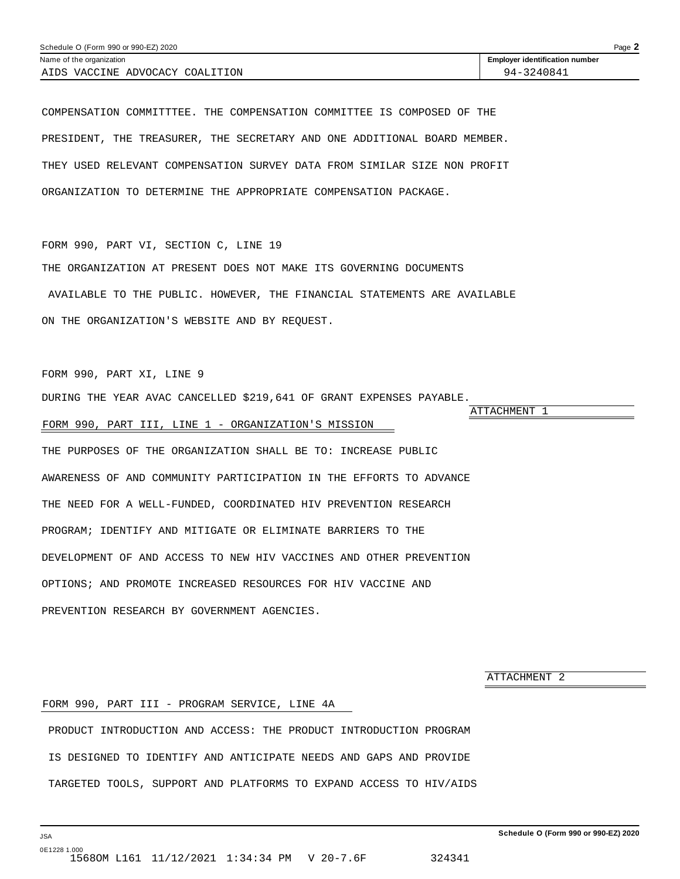Name of the organization: AIDS VACCINE ADVOCACY COALITION

Employer identification number: 94-3240841

COMPENSATION COMMITTTEE. THE COMPENSATION COMMITTEE IS COMPOSED OF THE PRESIDENT, THE TREASURER, THE SECRETARY AND ONE ADDITIONAL BOARD MEMBER. THEY USED RELEVANT COMPENSATION SURVEY DATA FROM SIMILAR SIZE NON PROFIT ORGANIZATION TO DETERMINE THE APPROPRIATE COMPENSATION PACKAGE.

FORM 990, PART VI, SECTION C, LINE 19

THE ORGANIZATION AT PRESENT DOES NOT MAKE ITS GOVERNING DOCUMENTS AVAILABLE TO THE PUBLIC. HOWEVER, THE FINANCIAL STATEMENTS ARE AVAILABLE ON THE ORGANIZATION'S WEBSITE AND BY REQUEST.

FORM 990, PART XI, LINE 9

DURING THE YEAR AVAC CANCELLED $219,641 OF GRANT EXPENSES PAYABLE.

ATTACHMENT 1

FORM 990, PART III, LINE 1 - ORGANIZATION'S MISSION

THE PURPOSES OF THE ORGANIZATION SHALL BE TO: INCREASE PUBLIC AWARENESS OF AND COMMUNITY PARTICIPATION IN THE EFFORTS TO ADVANCE THE NEED FOR A WELL-FUNDED, COORDINATED HIV PREVENTION RESEARCH PROGRAM; IDENTIFY AND MITIGATE OR ELIMINATE BARRIERS TO THE DEVELOPMENT OF AND ACCESS TO NEW HIV VACCINES AND OTHER PREVENTION OPTIONS; AND PROMOTE INCREASED RESOURCES FOR HIV VACCINE AND PREVENTION RESEARCH BY GOVERNMENT AGENCIES.

ATTACHMENT 2

FORM 990, PART III - PROGRAM SERVICE, LINE 4A

PRODUCT INTRODUCTION AND ACCESS: THE PRODUCT INTRODUCTION PROGRAM IS DESIGNED TO IDENTIFY AND ANTICIPATE NEEDS AND GAPS AND PROVIDE TARGETED TOOLS, SUPPORT AND PLATFORMS TO EXPAND ACCESS TO HIV/AIDS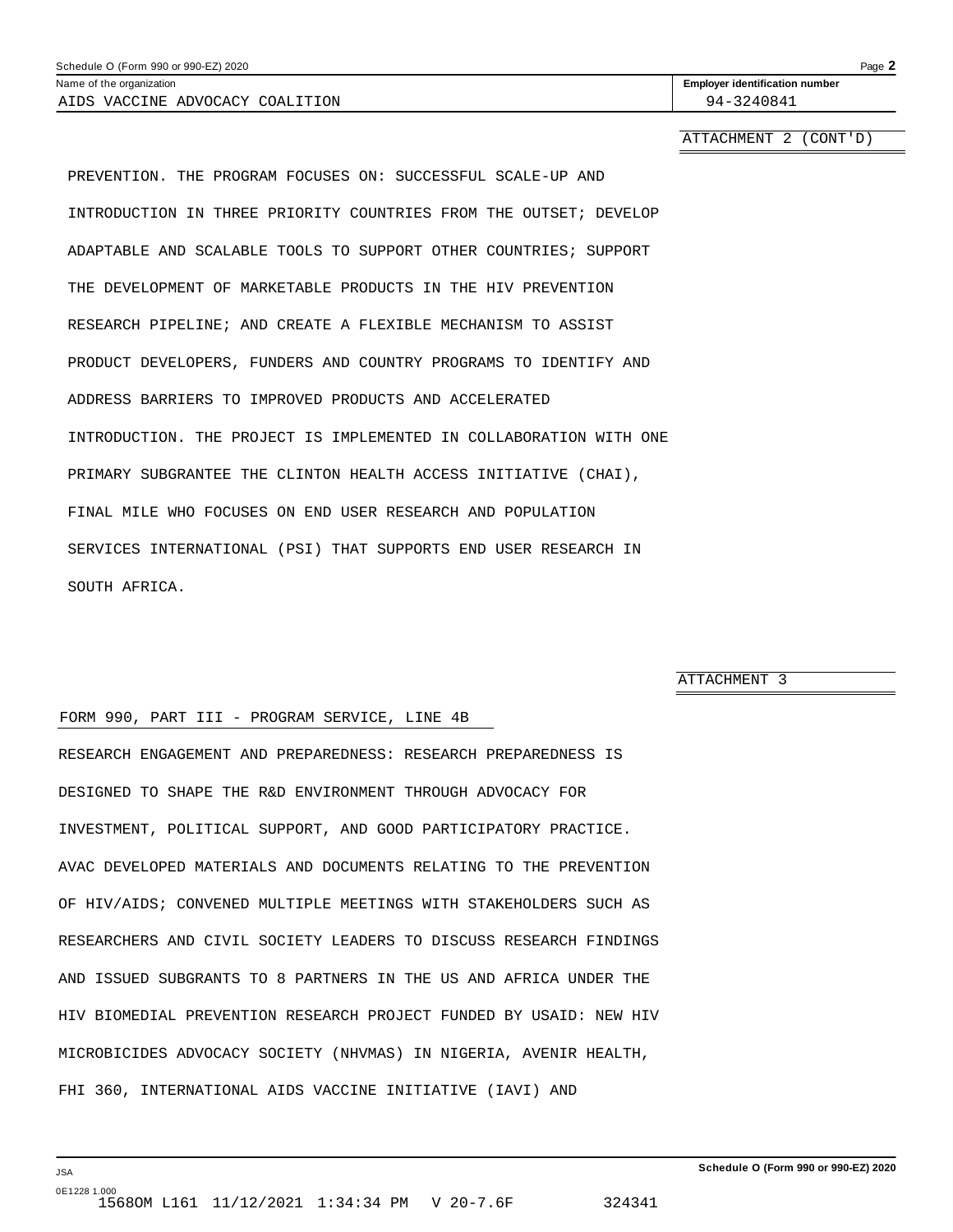ATTACHMENT 2 (CONT'D)

PREVENTION. THE PROGRAM FOCUSES ON: SUCCESSFUL SCALE-UP AND INTRODUCTION IN THREE PRIORITY COUNTRIES FROM THE OUTSET; DEVELOP ADAPTABLE AND SCALABLE TOOLS TO SUPPORT OTHER COUNTRIES; SUPPORT THE DEVELOPMENT OF MARKETABLE PRODUCTS IN THE HIV PREVENTION RESEARCH PIPELINE; AND CREATE A FLEXIBLE MECHANISM TO ASSIST PRODUCT DEVELOPERS, FUNDERS AND COUNTRY PROGRAMS TO IDENTIFY AND ADDRESS BARRIERS TO IMPROVED PRODUCTS AND ACCELERATED INTRODUCTION. THE PROJECT IS IMPLEMENTED IN COLLABORATION WITH ONE PRIMARY SUBGRANTEE THE CLINTON HEALTH ACCESS INITIATIVE (CHAI), FINAL MILE WHO FOCUSES ON END USER RESEARCH AND POPULATION SERVICES INTERNATIONAL (PSI) THAT SUPPORTS END USER RESEARCH IN SOUTH AFRICA.

ATTACHMENT 3

FORM 990, PART III - PROGRAM SERVICE, LINE 4B

RESEARCH ENGAGEMENT AND PREPAREDNESS: RESEARCH PREPAREDNESS IS DESIGNED TO SHAPE THE R&D ENVIRONMENT THROUGH ADVOCACY FOR INVESTMENT, POLITICAL SUPPORT, AND GOOD PARTICIPATORY PRACTICE. AVAC DEVELOPED MATERIALS AND DOCUMENTS RELATING TO THE PREVENTION OF HIV/AIDS; CONVENED MULTIPLE MEETINGS WITH STAKEHOLDERS SUCH AS RESEARCHERS AND CIVIL SOCIETY LEADERS TO DISCUSS RESEARCH FINDINGS AND ISSUED SUBGRANTS TO 8 PARTNERS IN THE US AND AFRICA UNDER THE HIV BIOMEDIAL PREVENTION RESEARCH PROJECT FUNDED BY USAID: NEW HIV MICROBICIDES ADVOCACY SOCIETY (NHVMAS) IN NIGERIA, AVENIR HEALTH, FHI 360, INTERNATIONAL AIDS VACCINE INITIATIVE (IAVI) AND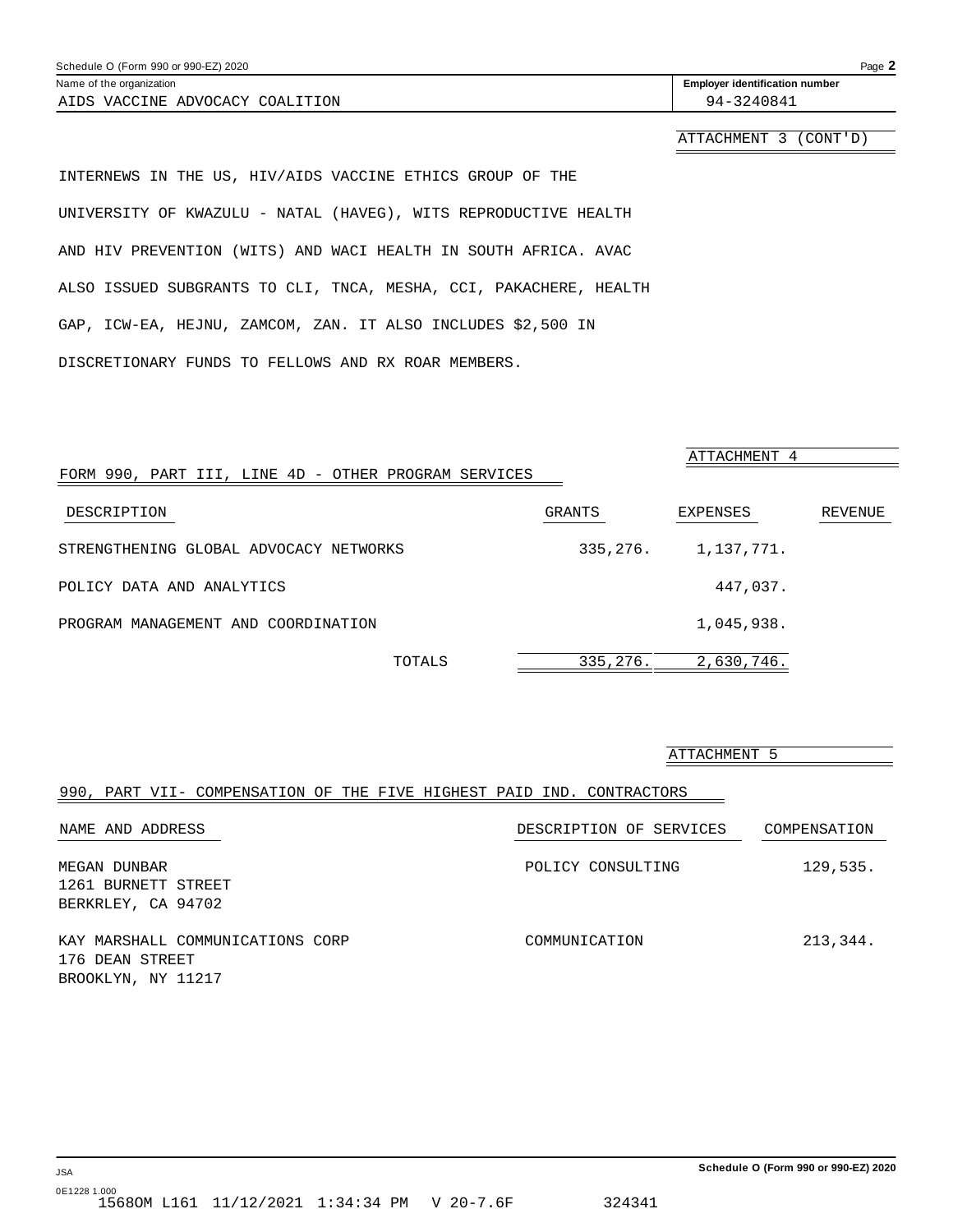Schedule O (Form 990 or 990-EZ) 2020

Name of the organization: AIDS VACCINE ADVOCACY COALITION

Employer identification number: 94-3240841

ATTACHMENT 3 (CONT'D)

INTERNEWS IN THE US, HIV/AIDS VACCINE ETHICS GROUP OF THE UNIVERSITY OF KWAZULU - NATAL (HAVEG), WITS REPRODUCTIVE HEALTH AND HIV PREVENTION (WITS) AND WACI HEALTH IN SOUTH AFRICA. AVAC ALSO ISSUED SUBGRANTS TO CLI, TNCA, MESHA, CCI, PAKACHERE, HEALTH GAP, ICW-EA, HEJNU, ZAMCOM, ZAN. IT ALSO INCLUDES $2,500 IN DISCRETIONARY FUNDS TO FELLOWS AND RX ROAR MEMBERS.

ATTACHMENT 4

FORM 990, PART III, LINE 4D - OTHER PROGRAM SERVICES

| DESCRIPTION | GRANTS | EXPENSES | REVENUE |
|---|---|---|---|
| STRENGTHENING GLOBAL ADVOCACY NETWORKS | 335,276. | 1,137,771. | |
| POLICY DATA AND ANALYTICS | | 447,037. | |
| PROGRAM MANAGEMENT AND COORDINATION | | 1,045,938. | |
| TOTALS | 335,276. | 2,630,746. | |

ATTACHMENT 5

990, PART VII- COMPENSATION OF THE FIVE HIGHEST PAID IND. CONTRACTORS

| NAME AND ADDRESS | DESCRIPTION OF SERVICES | COMPENSATION |
|---|---|---|
| MEGAN DUNBAR<br>1261 BURNETT STREET<br>BERKRLEY, CA 94702 | POLICY CONSULTING | 129,535. |
| KAY MARSHALL COMMUNICATIONS CORP<br>176 DEAN STREET<br>BROOKLYN, NY 11217 | COMMUNICATION | 213,344. |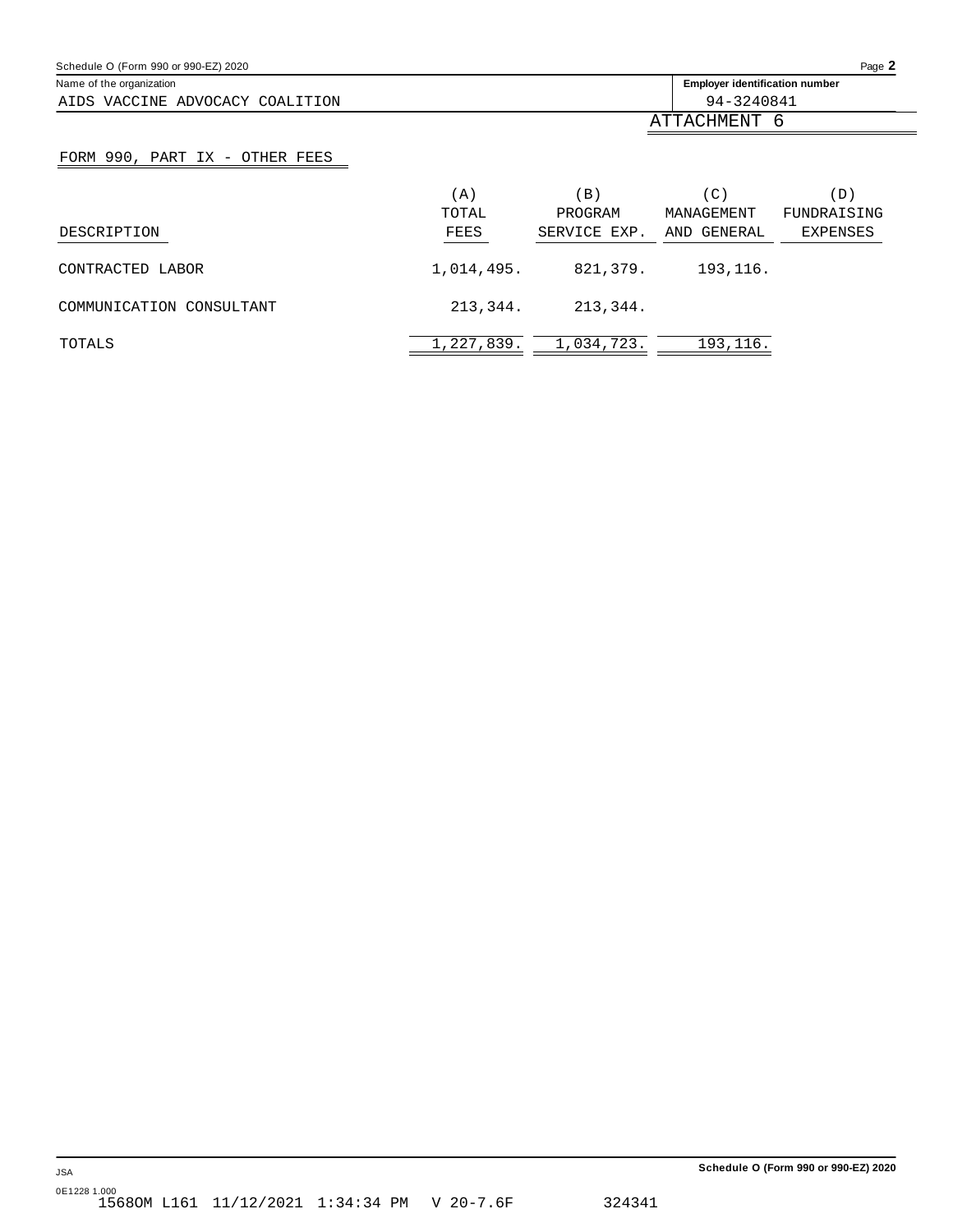Name of the organization

AIDS VACCINE ADVOCACY COALITION

Employer identification number

94-3240841

ATTACHMENT 6

FORM 990, PART IX - OTHER FEES

| DESCRIPTION | (A) TOTAL FEES | (B) PROGRAM SERVICE EXP. | (C) MANAGEMENT AND GENERAL | (D) FUNDRAISING EXPENSES |
|---|---|---|---|---|
| CONTRACTED LABOR | 1,014,495. | 821,379. | 193,116. | |
| COMMUNICATION CONSULTANT | 213,344. | 213,344. | | |
| TOTALS | 1,227,839. | 1,034,723. | 193,116. | |